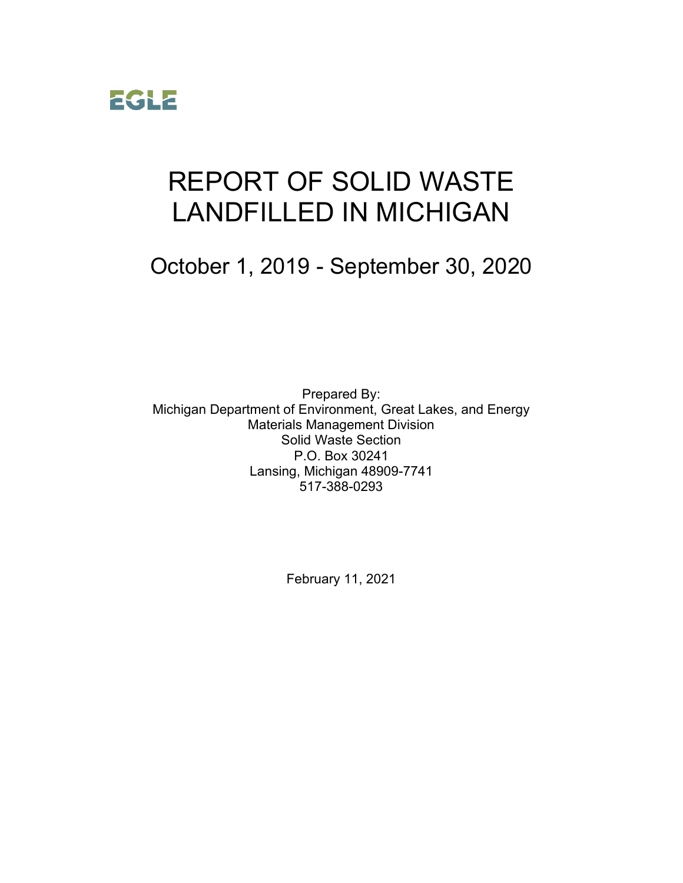EGLE

# REPORT OF SOLID WASTE LANDFILLED IN MICHIGAN

## October 1, 2019 - September 30, 2020

Prepared By:
Michigan Department of Environment, Great Lakes, and Energy
Materials Management Division
Solid Waste Section
P.O. Box 30241
Lansing, Michigan 48909-7741
517-388-0293

February 11, 2021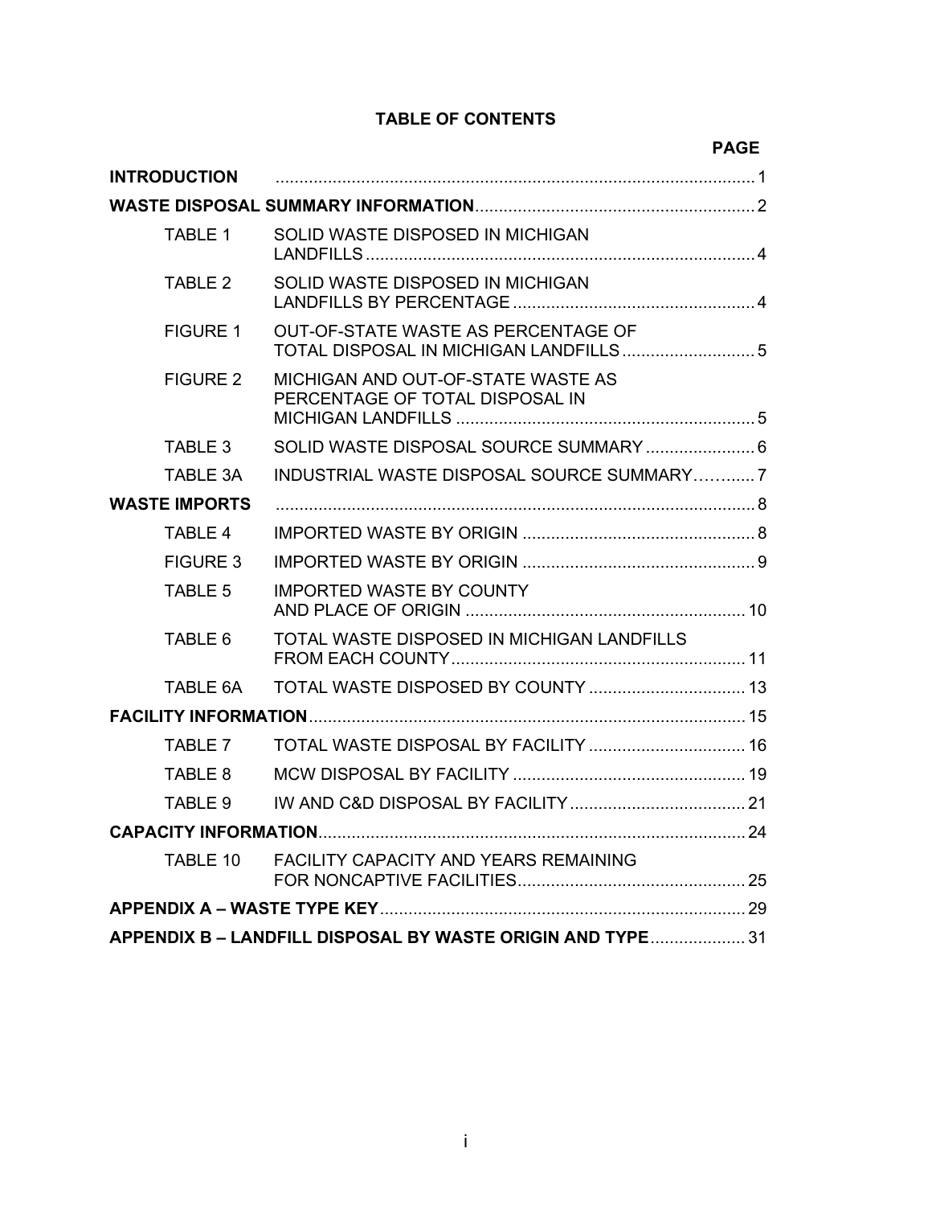# TABLE OF CONTENTS

| | | PAGE |
|---|---|---|
| **INTRODUCTION** | | 1 |
| **WASTE DISPOSAL SUMMARY INFORMATION** | | 2 |
| TABLE 1 | SOLID WASTE DISPOSED IN MICHIGAN LANDFILLS | 4 |
| TABLE 2 | SOLID WASTE DISPOSED IN MICHIGAN LANDFILLS BY PERCENTAGE | 4 |
| FIGURE 1 | OUT-OF-STATE WASTE AS PERCENTAGE OF TOTAL DISPOSAL IN MICHIGAN LANDFILLS | 5 |
| FIGURE 2 | MICHIGAN AND OUT-OF-STATE WASTE AS PERCENTAGE OF TOTAL DISPOSAL IN MICHIGAN LANDFILLS | 5 |
| TABLE 3 | SOLID WASTE DISPOSAL SOURCE SUMMARY | 6 |
| TABLE 3A | INDUSTRIAL WASTE DISPOSAL SOURCE SUMMARY | 7 |
| **WASTE IMPORTS** | | 8 |
| TABLE 4 | IMPORTED WASTE BY ORIGIN | 8 |
| FIGURE 3 | IMPORTED WASTE BY ORIGIN | 9 |
| TABLE 5 | IMPORTED WASTE BY COUNTY AND PLACE OF ORIGIN | 10 |
| TABLE 6 | TOTAL WASTE DISPOSED IN MICHIGAN LANDFILLS FROM EACH COUNTY | 11 |
| TABLE 6A | TOTAL WASTE DISPOSED BY COUNTY | 13 |
| **FACILITY INFORMATION** | | 15 |
| TABLE 7 | TOTAL WASTE DISPOSAL BY FACILITY | 16 |
| TABLE 8 | MCW DISPOSAL BY FACILITY | 19 |
| TABLE 9 | IW AND C&D DISPOSAL BY FACILITY | 21 |
| **CAPACITY INFORMATION** | | 24 |
| TABLE 10 | FACILITY CAPACITY AND YEARS REMAINING FOR NONCAPTIVE FACILITIES | 25 |
| **APPENDIX A – WASTE TYPE KEY** | | 29 |
| **APPENDIX B – LANDFILL DISPOSAL BY WASTE ORIGIN AND TYPE** | | 31 |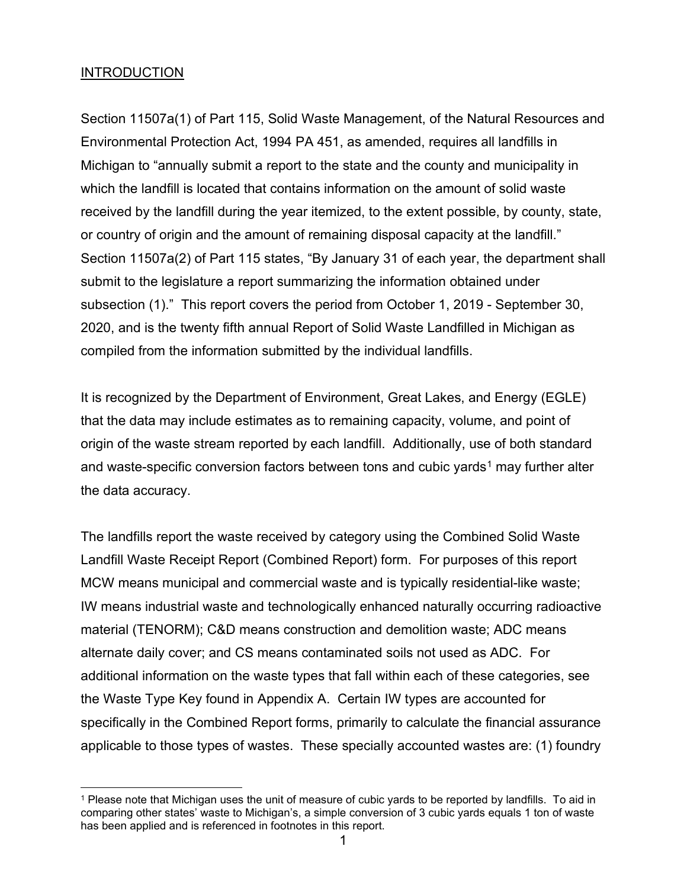## INTRODUCTION

Section 11507a(1) of Part 115, Solid Waste Management, of the Natural Resources and Environmental Protection Act, 1994 PA 451, as amended, requires all landfills in Michigan to "annually submit a report to the state and the county and municipality in which the landfill is located that contains information on the amount of solid waste received by the landfill during the year itemized, to the extent possible, by county, state, or country of origin and the amount of remaining disposal capacity at the landfill." Section 11507a(2) of Part 115 states, "By January 31 of each year, the department shall submit to the legislature a report summarizing the information obtained under subsection (1)." This report covers the period from October 1, 2019 - September 30, 2020, and is the twenty fifth annual Report of Solid Waste Landfilled in Michigan as compiled from the information submitted by the individual landfills.

It is recognized by the Department of Environment, Great Lakes, and Energy (EGLE) that the data may include estimates as to remaining capacity, volume, and point of origin of the waste stream reported by each landfill. Additionally, use of both standard and waste-specific conversion factors between tons and cubic yards[1] may further alter the data accuracy.

The landfills report the waste received by category using the Combined Solid Waste Landfill Waste Receipt Report (Combined Report) form. For purposes of this report MCW means municipal and commercial waste and is typically residential-like waste; IW means industrial waste and technologically enhanced naturally occurring radioactive material (TENORM); C&D means construction and demolition waste; ADC means alternate daily cover; and CS means contaminated soils not used as ADC. For additional information on the waste types that fall within each of these categories, see the Waste Type Key found in Appendix A. Certain IW types are accounted for specifically in the Combined Report forms, primarily to calculate the financial assurance applicable to those types of wastes. These specially accounted wastes are: (1) foundry

[1] Please note that Michigan uses the unit of measure of cubic yards to be reported by landfills. To aid in comparing other states' waste to Michigan's, a simple conversion of 3 cubic yards equals 1 ton of waste has been applied and is referenced in footnotes in this report.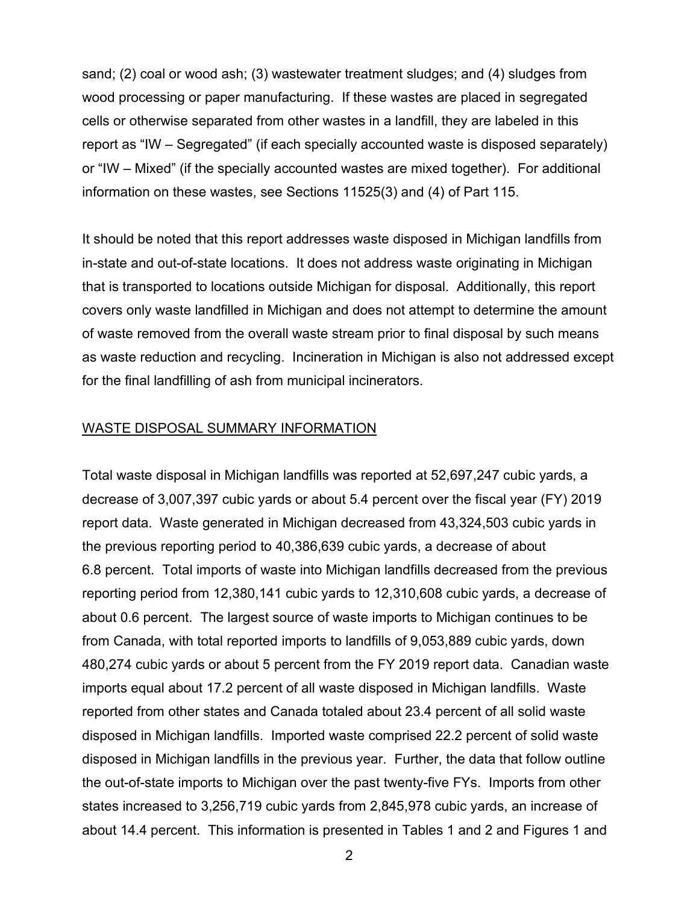sand; (2) coal or wood ash; (3) wastewater treatment sludges; and (4) sludges from wood processing or paper manufacturing. If these wastes are placed in segregated cells or otherwise separated from other wastes in a landfill, they are labeled in this report as "IW – Segregated" (if each specially accounted waste is disposed separately) or "IW – Mixed" (if the specially accounted wastes are mixed together). For additional information on these wastes, see Sections 11525(3) and (4) of Part 115.

It should be noted that this report addresses waste disposed in Michigan landfills from in-state and out-of-state locations. It does not address waste originating in Michigan that is transported to locations outside Michigan for disposal. Additionally, this report covers only waste landfilled in Michigan and does not attempt to determine the amount of waste removed from the overall waste stream prior to final disposal by such means as waste reduction and recycling. Incineration in Michigan is also not addressed except for the final landfilling of ash from municipal incinerators.

## WASTE DISPOSAL SUMMARY INFORMATION

Total waste disposal in Michigan landfills was reported at 52,697,247 cubic yards, a decrease of 3,007,397 cubic yards or about 5.4 percent over the fiscal year (FY) 2019 report data. Waste generated in Michigan decreased from 43,324,503 cubic yards in the previous reporting period to 40,386,639 cubic yards, a decrease of about 6.8 percent. Total imports of waste into Michigan landfills decreased from the previous reporting period from 12,380,141 cubic yards to 12,310,608 cubic yards, a decrease of about 0.6 percent. The largest source of waste imports to Michigan continues to be from Canada, with total reported imports to landfills of 9,053,889 cubic yards, down 480,274 cubic yards or about 5 percent from the FY 2019 report data. Canadian waste imports equal about 17.2 percent of all waste disposed in Michigan landfills. Waste reported from other states and Canada totaled about 23.4 percent of all solid waste disposed in Michigan landfills. Imported waste comprised 22.2 percent of solid waste disposed in Michigan landfills in the previous year. Further, the data that follow outline the out-of-state imports to Michigan over the past twenty-five FYs. Imports from other states increased to 3,256,719 cubic yards from 2,845,978 cubic yards, an increase of about 14.4 percent. This information is presented in Tables 1 and 2 and Figures 1 and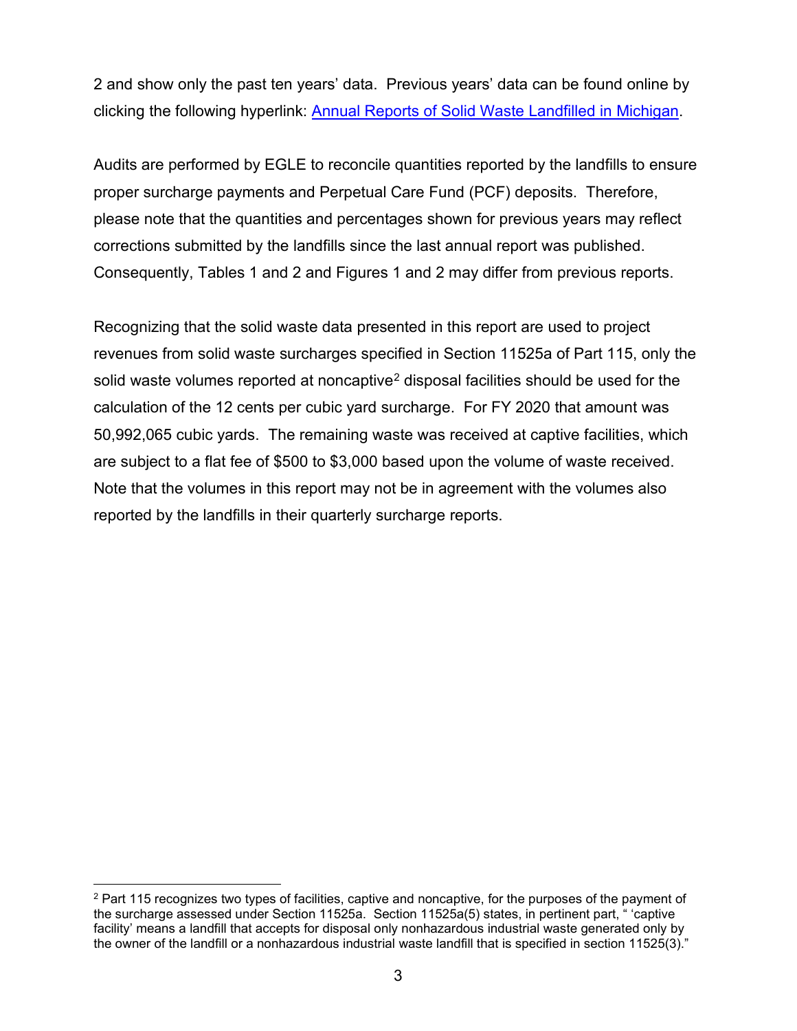2 and show only the past ten years' data. Previous years' data can be found online by clicking the following hyperlink: [Annual Reports of Solid Waste Landfilled in Michigan](Annual Reports of Solid Waste Landfilled in Michigan).

Audits are performed by EGLE to reconcile quantities reported by the landfills to ensure proper surcharge payments and Perpetual Care Fund (PCF) deposits. Therefore, please note that the quantities and percentages shown for previous years may reflect corrections submitted by the landfills since the last annual report was published. Consequently, Tables 1 and 2 and Figures 1 and 2 may differ from previous reports.

Recognizing that the solid waste data presented in this report are used to project revenues from solid waste surcharges specified in Section 11525a of Part 115, only the solid waste volumes reported at noncaptive[2] disposal facilities should be used for the calculation of the 12 cents per cubic yard surcharge. For FY 2020 that amount was 50,992,065 cubic yards. The remaining waste was received at captive facilities, which are subject to a flat fee of $500 to $3,000 based upon the volume of waste received. Note that the volumes in this report may not be in agreement with the volumes also reported by the landfills in their quarterly surcharge reports.

---

[2] Part 115 recognizes two types of facilities, captive and noncaptive, for the purposes of the payment of the surcharge assessed under Section 11525a. Section 11525a(5) states, in pertinent part, " 'captive facility' means a landfill that accepts for disposal only nonhazardous industrial waste generated only by the owner of the landfill or a nonhazardous industrial waste landfill that is specified in section 11525(3)."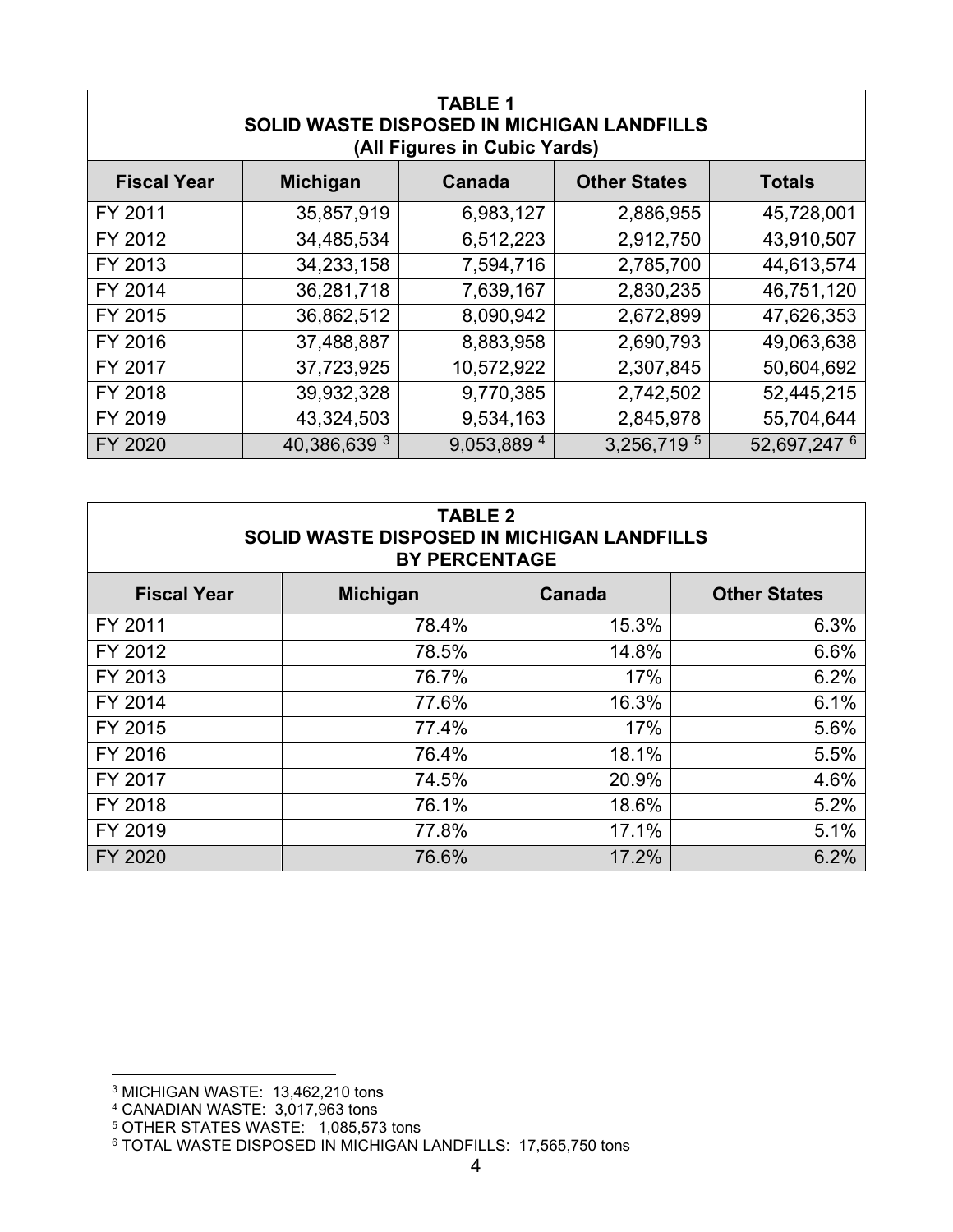| TABLE 1<br>SOLID WASTE DISPOSED IN MICHIGAN LANDFILLS<br>(All Figures in Cubic Yards) | | | | |
|---|---|---|---|---|
| **Fiscal Year** | **Michigan** | **Canada** | **Other States** | **Totals** |
| FY 2011 | 35,857,919 | 6,983,127 | 2,886,955 | 45,728,001 |
| FY 2012 | 34,485,534 | 6,512,223 | 2,912,750 | 43,910,507 |
| FY 2013 | 34,233,158 | 7,594,716 | 2,785,700 | 44,613,574 |
| FY 2014 | 36,281,718 | 7,639,167 | 2,830,235 | 46,751,120 |
| FY 2015 | 36,862,512 | 8,090,942 | 2,672,899 | 47,626,353 |
| FY 2016 | 37,488,887 | 8,883,958 | 2,690,793 | 49,063,638 |
| FY 2017 | 37,723,925 | 10,572,922 | 2,307,845 | 50,604,692 |
| FY 2018 | 39,932,328 | 9,770,385 | 2,742,502 | 52,445,215 |
| FY 2019 | 43,324,503 | 9,534,163 | 2,845,978 | 55,704,644 |
| FY 2020 | 40,386,639 [3] | 9,053,889 [4] | 3,256,719 [5] | 52,697,247 [6] |

| TABLE 2<br>SOLID WASTE DISPOSED IN MICHIGAN LANDFILLS<br>BY PERCENTAGE | | | |
|---|---|---|---|
| **Fiscal Year** | **Michigan** | **Canada** | **Other States** |
| FY 2011 | 78.4% | 15.3% | 6.3% |
| FY 2012 | 78.5% | 14.8% | 6.6% |
| FY 2013 | 76.7% | 17% | 6.2% |
| FY 2014 | 77.6% | 16.3% | 6.1% |
| FY 2015 | 77.4% | 17% | 5.6% |
| FY 2016 | 76.4% | 18.1% | 5.5% |
| FY 2017 | 74.5% | 20.9% | 4.6% |
| FY 2018 | 76.1% | 18.6% | 5.2% |
| FY 2019 | 77.8% | 17.1% | 5.1% |
| FY 2020 | 76.6% | 17.2% | 6.2% |

[3] MICHIGAN WASTE: 13,462,210 tons

[4] CANADIAN WASTE: 3,017,963 tons

[5] OTHER STATES WASTE: 1,085,573 tons

[6] TOTAL WASTE DISPOSED IN MICHIGAN LANDFILLS: 17,565,750 tons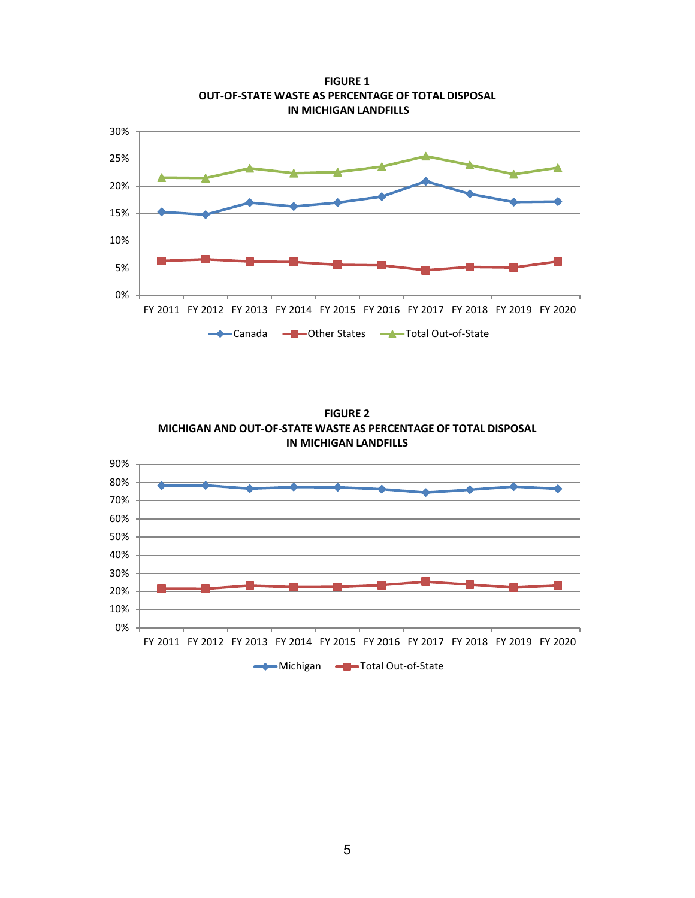**FIGURE 1**
**OUT-OF-STATE WASTE AS PERCENTAGE OF TOTAL DISPOSAL IN MICHIGAN LANDFILLS**

**FIGURE 2**
**MICHIGAN AND OUT-OF-STATE WASTE AS PERCENTAGE OF TOTAL DISPOSAL IN MICHIGAN LANDFILLS**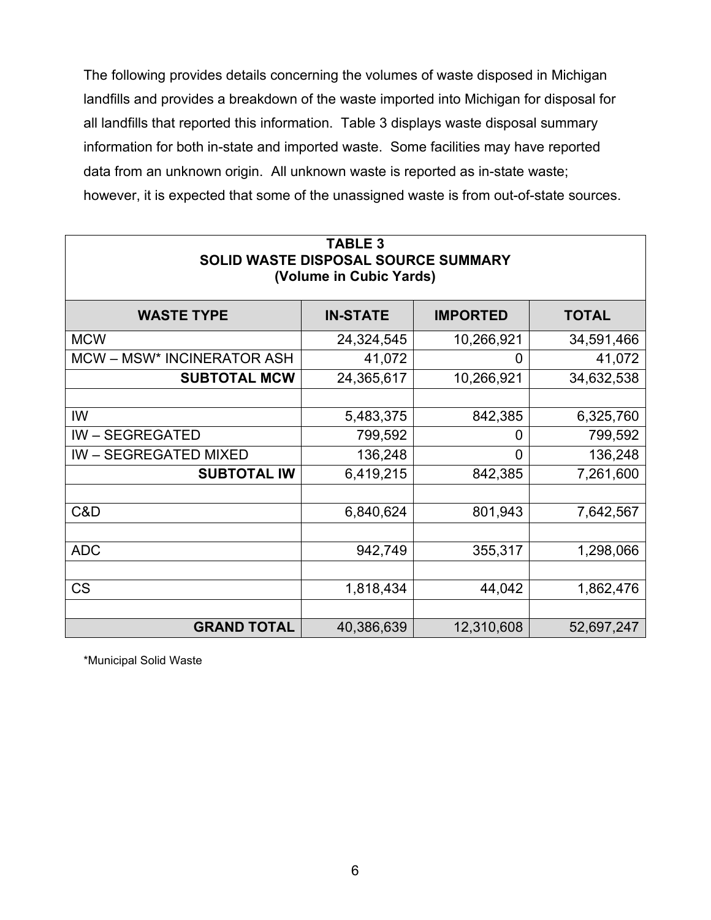The following provides details concerning the volumes of waste disposed in Michigan landfills and provides a breakdown of the waste imported into Michigan for disposal for all landfills that reported this information. Table 3 displays waste disposal summary information for both in-state and imported waste. Some facilities may have reported data from an unknown origin. All unknown waste is reported as in-state waste; however, it is expected that some of the unassigned waste is from out-of-state sources.

**TABLE 3**
**SOLID WASTE DISPOSAL SOURCE SUMMARY**
**(Volume in Cubic Yards)**

| WASTE TYPE | IN-STATE | IMPORTED | TOTAL |
|---|---|---|---|
| MCW | 24,324,545 | 10,266,921 | 34,591,466 |
| MCW – MSW* INCINERATOR ASH | 41,072 | 0 | 41,072 |
| **SUBTOTAL MCW** | 24,365,617 | 10,266,921 | 34,632,538 |
| | | | |
| IW | 5,483,375 | 842,385 | 6,325,760 |
| IW – SEGREGATED | 799,592 | 0 | 799,592 |
| IW – SEGREGATED MIXED | 136,248 | 0 | 136,248 |
| **SUBTOTAL IW** | 6,419,215 | 842,385 | 7,261,600 |
| | | | |
| C&D | 6,840,624 | 801,943 | 7,642,567 |
| | | | |
| ADC | 942,749 | 355,317 | 1,298,066 |
| | | | |
| CS | 1,818,434 | 44,042 | 1,862,476 |
| | | | |
| **GRAND TOTAL** | 40,386,639 | 12,310,608 | 52,697,247 |

*Municipal Solid Waste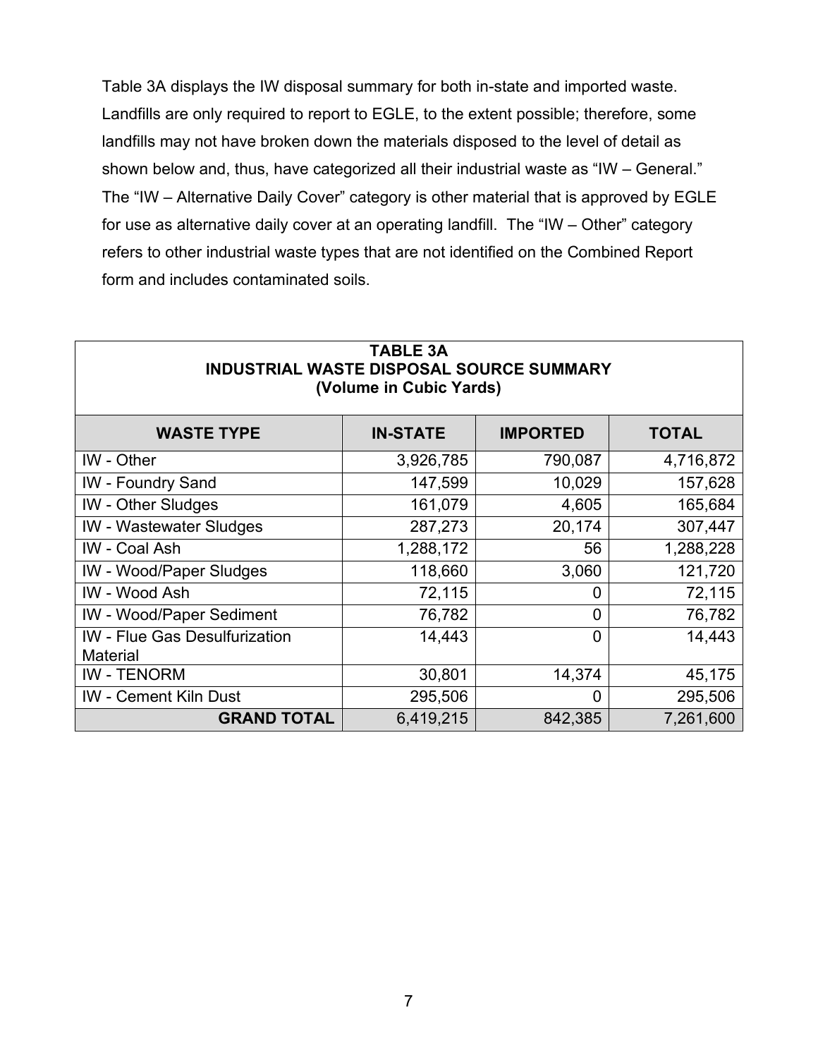Table 3A displays the IW disposal summary for both in-state and imported waste. Landfills are only required to report to EGLE, to the extent possible; therefore, some landfills may not have broken down the materials disposed to the level of detail as shown below and, thus, have categorized all their industrial waste as “IW – General.” The “IW – Alternative Daily Cover” category is other material that is approved by EGLE for use as alternative daily cover at an operating landfill. The “IW – Other” category refers to other industrial waste types that are not identified on the Combined Report form and includes contaminated soils.

**TABLE 3A**
**INDUSTRIAL WASTE DISPOSAL SOURCE SUMMARY**
**(Volume in Cubic Yards)**

| WASTE TYPE | IN-STATE | IMPORTED | TOTAL |
|---|---|---|---|
| IW - Other | 3,926,785 | 790,087 | 4,716,872 |
| IW - Foundry Sand | 147,599 | 10,029 | 157,628 |
| IW - Other Sludges | 161,079 | 4,605 | 165,684 |
| IW - Wastewater Sludges | 287,273 | 20,174 | 307,447 |
| IW - Coal Ash | 1,288,172 | 56 | 1,288,228 |
| IW - Wood/Paper Sludges | 118,660 | 3,060 | 121,720 |
| IW - Wood Ash | 72,115 | 0 | 72,115 |
| IW - Wood/Paper Sediment | 76,782 | 0 | 76,782 |
| IW - Flue Gas Desulfurization Material | 14,443 | 0 | 14,443 |
| IW - TENORM | 30,801 | 14,374 | 45,175 |
| IW - Cement Kiln Dust | 295,506 | 0 | 295,506 |
| **GRAND TOTAL** | 6,419,215 | 842,385 | 7,261,600 |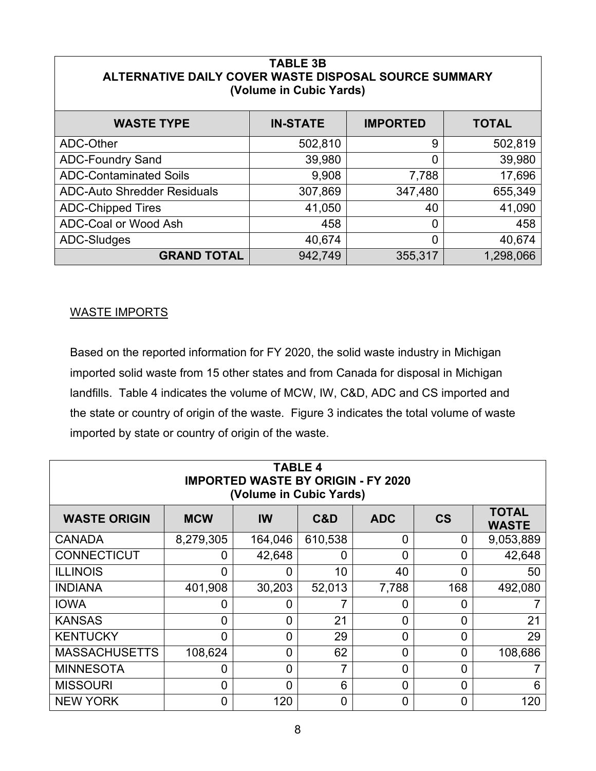| TABLE 3B<br>ALTERNATIVE DAILY COVER WASTE DISPOSAL SOURCE SUMMARY<br>(Volume in Cubic Yards) | | | |
|---|---|---|---|
| **WASTE TYPE** | **IN-STATE** | **IMPORTED** | **TOTAL** |
| ADC-Other | 502,810 | 9 | 502,819 |
| ADC-Foundry Sand | 39,980 | 0 | 39,980 |
| ADC-Contaminated Soils | 9,908 | 7,788 | 17,696 |
| ADC-Auto Shredder Residuals | 307,869 | 347,480 | 655,349 |
| ADC-Chipped Tires | 41,050 | 40 | 41,090 |
| ADC-Coal or Wood Ash | 458 | 0 | 458 |
| ADC-Sludges | 40,674 | 0 | 40,674 |
| **GRAND TOTAL** | 942,749 | 355,317 | 1,298,066 |

WASTE IMPORTS

Based on the reported information for FY 2020, the solid waste industry in Michigan imported solid waste from 15 other states and from Canada for disposal in Michigan landfills. Table 4 indicates the volume of MCW, IW, C&D, ADC and CS imported and the state or country of origin of the waste. Figure 3 indicates the total volume of waste imported by state or country of origin of the waste.

| TABLE 4<br>IMPORTED WASTE BY ORIGIN - FY 2020<br>(Volume in Cubic Yards) | | | | | | |
|---|---|---|---|---|---|---|
| **WASTE ORIGIN** | **MCW** | **IW** | **C&D** | **ADC** | **CS** | **TOTAL WASTE** |
| CANADA | 8,279,305 | 164,046 | 610,538 | 0 | 0 | 9,053,889 |
| CONNECTICUT | 0 | 42,648 | 0 | 0 | 0 | 42,648 |
| ILLINOIS | 0 | 0 | 10 | 40 | 0 | 50 |
| INDIANA | 401,908 | 30,203 | 52,013 | 7,788 | 168 | 492,080 |
| IOWA | 0 | 0 | 7 | 0 | 0 | 7 |
| KANSAS | 0 | 0 | 21 | 0 | 0 | 21 |
| KENTUCKY | 0 | 0 | 29 | 0 | 0 | 29 |
| MASSACHUSETTS | 108,624 | 0 | 62 | 0 | 0 | 108,686 |
| MINNESOTA | 0 | 0 | 7 | 0 | 0 | 7 |
| MISSOURI | 0 | 0 | 6 | 0 | 0 | 6 |
| NEW YORK | 0 | 120 | 0 | 0 | 0 | 120 |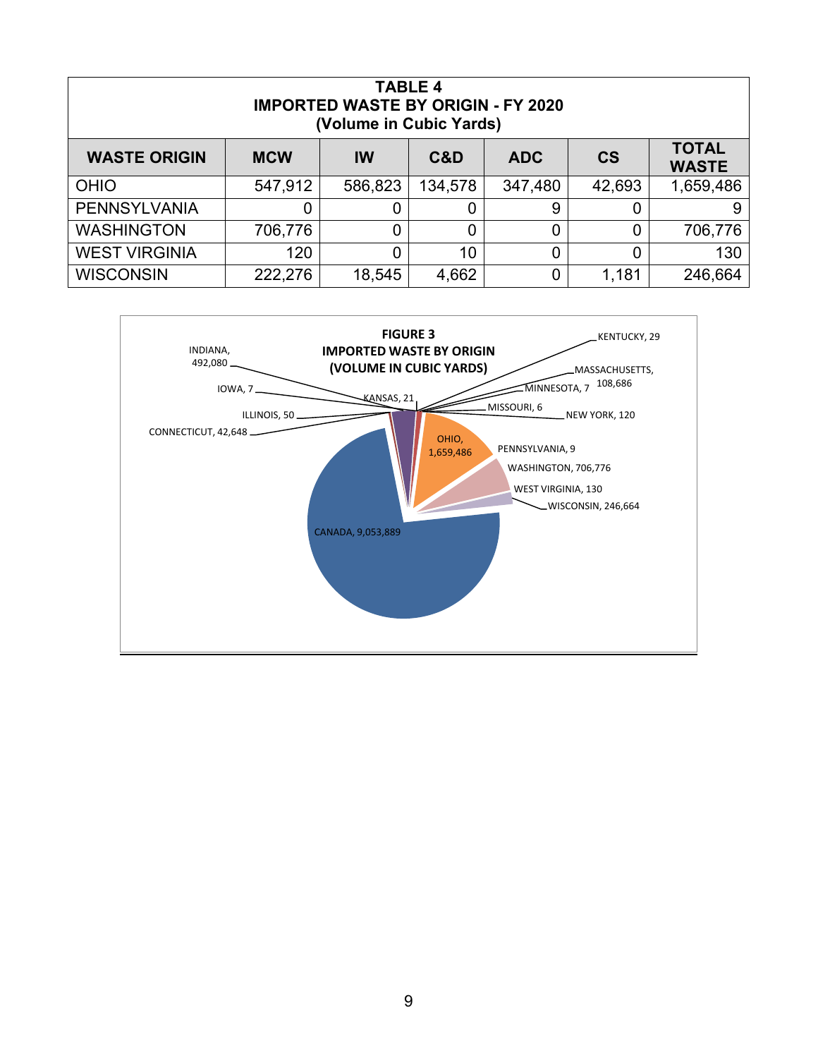**TABLE 4**
**IMPORTED WASTE BY ORIGIN - FY 2020**
**(Volume in Cubic Yards)**

| WASTE ORIGIN | MCW | IW | C&D | ADC | CS | TOTAL WASTE |
|---|---|---|---|---|---|---|
| OHIO | 547,912 | 586,823 | 134,578 | 347,480 | 42,693 | 1,659,486 |
| PENNSYLVANIA | 0 | 0 | 0 | 9 | 0 | 9 |
| WASHINGTON | 706,776 | 0 | 0 | 0 | 0 | 706,776 |
| WEST VIRGINIA | 120 | 0 | 10 | 0 | 0 | 130 |
| WISCONSIN | 222,276 | 18,545 | 4,662 | 0 | 1,181 | 246,664 |

**FIGURE 3**
**IMPORTED WASTE BY ORIGIN**
**(VOLUME IN CUBIC YARDS)**

INDIANA, 492,080
IOWA, 7
KANSAS, 21
ILLINOIS, 50
CONNECTICUT, 42,648
KENTUCKY, 29
MASSACHUSETTS, 108,686
MINNESOTA, 7
MISSOURI, 6
NEW YORK, 120
OHIO, 1,659,486
PENNSYLVANIA, 9
WASHINGTON, 706,776
WEST VIRGINIA, 130
WISCONSIN, 246,664
CANADA, 9,053,889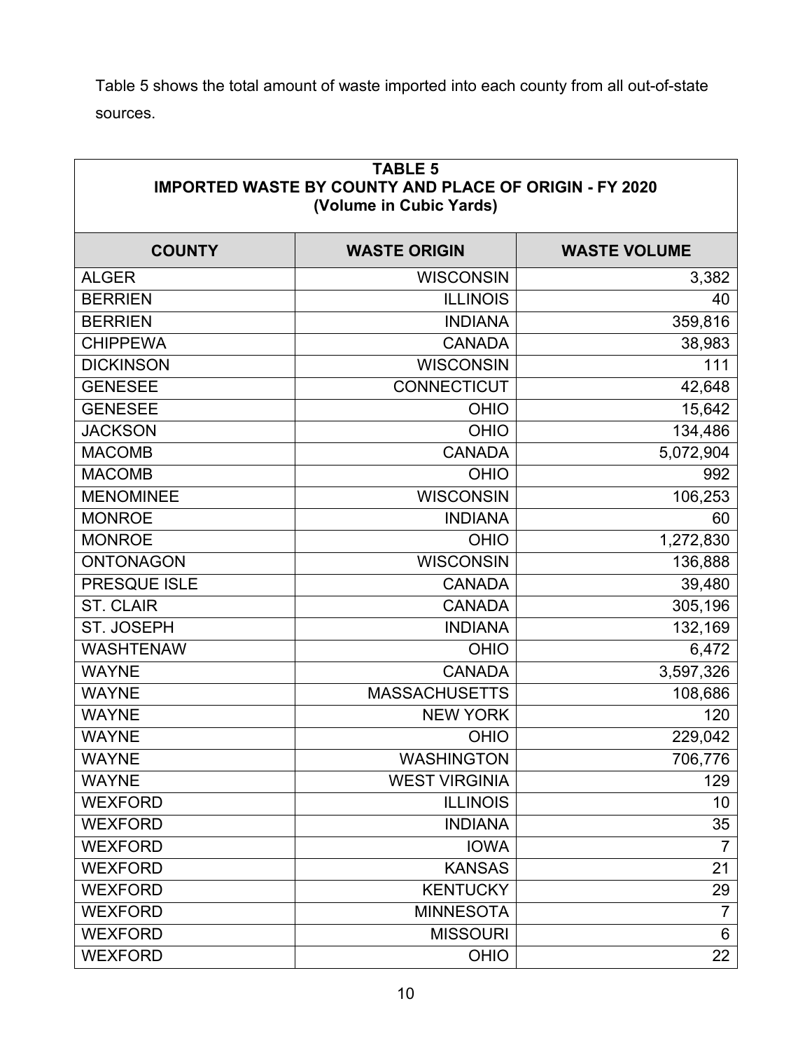Table 5 shows the total amount of waste imported into each county from all out-of-state sources.

| TABLE 5<br>IMPORTED WASTE BY COUNTY AND PLACE OF ORIGIN - FY 2020<br>(Volume in Cubic Yards) | | |
|---|---|---|
| **COUNTY** | **WASTE ORIGIN** | **WASTE VOLUME** |
| ALGER | WISCONSIN | 3,382 |
| BERRIEN | ILLINOIS | 40 |
| BERRIEN | INDIANA | 359,816 |
| CHIPPEWA | CANADA | 38,983 |
| DICKINSON | WISCONSIN | 111 |
| GENESEE | CONNECTICUT | 42,648 |
| GENESEE | OHIO | 15,642 |
| JACKSON | OHIO | 134,486 |
| MACOMB | CANADA | 5,072,904 |
| MACOMB | OHIO | 992 |
| MENOMINEE | WISCONSIN | 106,253 |
| MONROE | INDIANA | 60 |
| MONROE | OHIO | 1,272,830 |
| ONTONAGON | WISCONSIN | 136,888 |
| PRESQUE ISLE | CANADA | 39,480 |
| ST. CLAIR | CANADA | 305,196 |
| ST. JOSEPH | INDIANA | 132,169 |
| WASHTENAW | OHIO | 6,472 |
| WAYNE | CANADA | 3,597,326 |
| WAYNE | MASSACHUSETTS | 108,686 |
| WAYNE | NEW YORK | 120 |
| WAYNE | OHIO | 229,042 |
| WAYNE | WASHINGTON | 706,776 |
| WAYNE | WEST VIRGINIA | 129 |
| WEXFORD | ILLINOIS | 10 |
| WEXFORD | INDIANA | 35 |
| WEXFORD | IOWA | 7 |
| WEXFORD | KANSAS | 21 |
| WEXFORD | KENTUCKY | 29 |
| WEXFORD | MINNESOTA | 7 |
| WEXFORD | MISSOURI | 6 |
| WEXFORD | OHIO | 22 |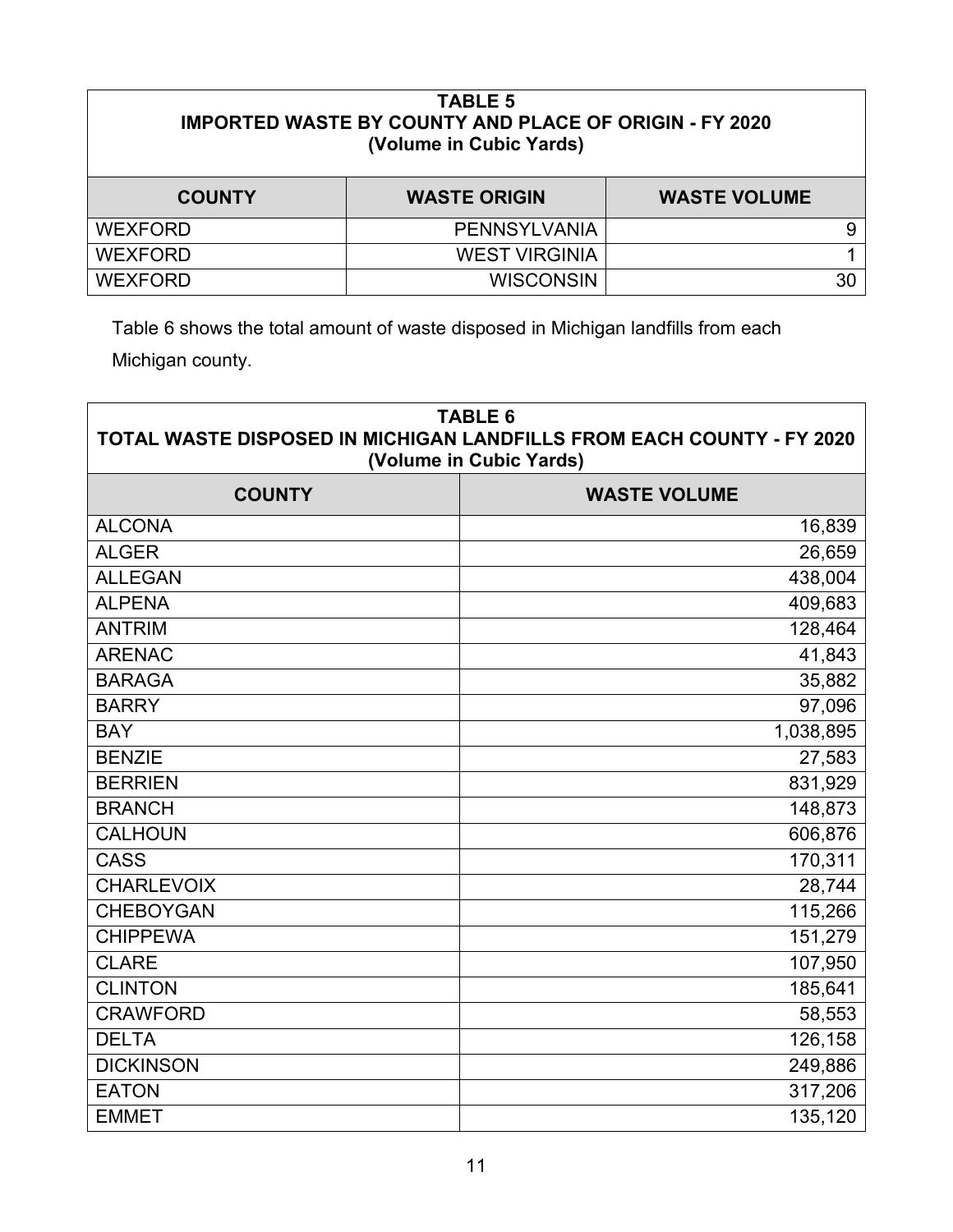| TABLE 5<br>IMPORTED WASTE BY COUNTY AND PLACE OF ORIGIN - FY 2020<br>(Volume in Cubic Yards) | | |
|---|---|---|
| **COUNTY** | **WASTE ORIGIN** | **WASTE VOLUME** |
| WEXFORD | PENNSYLVANIA | 9 |
| WEXFORD | WEST VIRGINIA | 1 |
| WEXFORD | WISCONSIN | 30 |

Table 6 shows the total amount of waste disposed in Michigan landfills from each Michigan county.

| TABLE 6<br>TOTAL WASTE DISPOSED IN MICHIGAN LANDFILLS FROM EACH COUNTY - FY 2020<br>(Volume in Cubic Yards) | |
|---|---|
| **COUNTY** | **WASTE VOLUME** |
| ALCONA | 16,839 |
| ALGER | 26,659 |
| ALLEGAN | 438,004 |
| ALPENA | 409,683 |
| ANTRIM | 128,464 |
| ARENAC | 41,843 |
| BARAGA | 35,882 |
| BARRY | 97,096 |
| BAY | 1,038,895 |
| BENZIE | 27,583 |
| BERRIEN | 831,929 |
| BRANCH | 148,873 |
| CALHOUN | 606,876 |
| CASS | 170,311 |
| CHARLEVOIX | 28,744 |
| CHEBOYGAN | 115,266 |
| CHIPPEWA | 151,279 |
| CLARE | 107,950 |
| CLINTON | 185,641 |
| CRAWFORD | 58,553 |
| DELTA | 126,158 |
| DICKINSON | 249,886 |
| EATON | 317,206 |
| EMMET | 135,120 |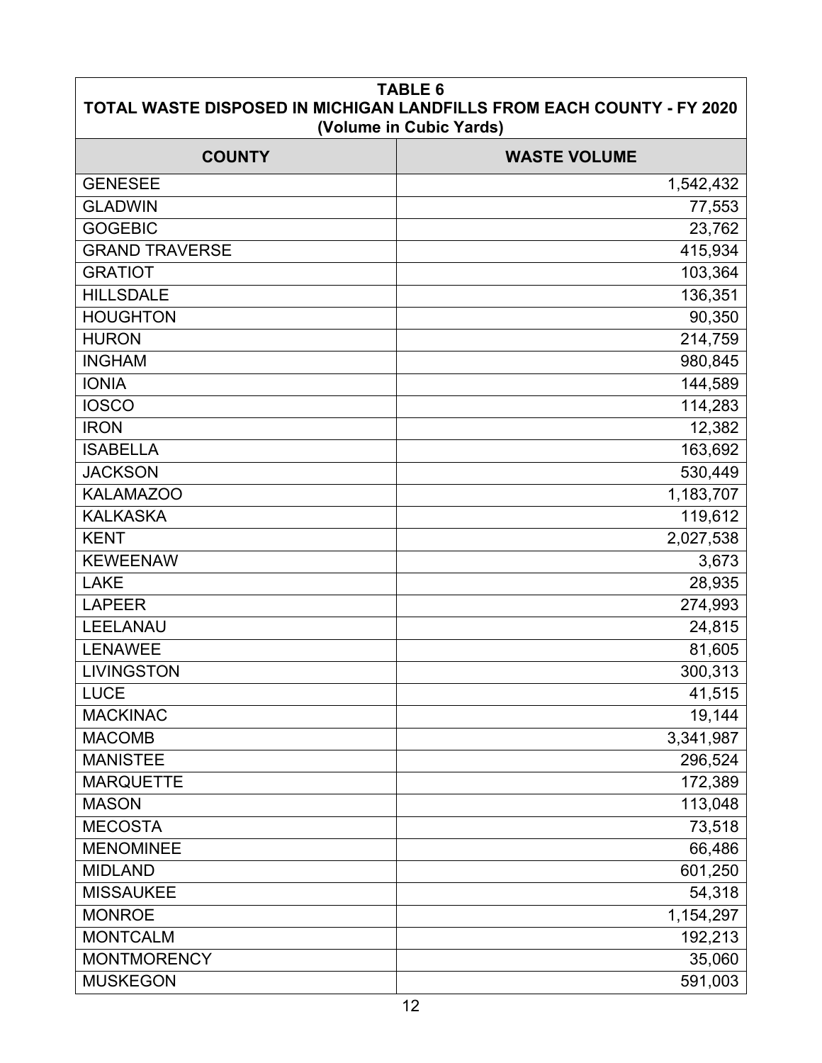**TABLE 6**
**TOTAL WASTE DISPOSED IN MICHIGAN LANDFILLS FROM EACH COUNTY - FY 2020**
**(Volume in Cubic Yards)**

| COUNTY | WASTE VOLUME |
|---|---:|
| GENESEE | 1,542,432 |
| GLADWIN | 77,553 |
| GOGEBIC | 23,762 |
| GRAND TRAVERSE | 415,934 |
| GRATIOT | 103,364 |
| HILLSDALE | 136,351 |
| HOUGHTON | 90,350 |
| HURON | 214,759 |
| INGHAM | 980,845 |
| IONIA | 144,589 |
| IOSCO | 114,283 |
| IRON | 12,382 |
| ISABELLA | 163,692 |
| JACKSON | 530,449 |
| KALAMAZOO | 1,183,707 |
| KALKASKA | 119,612 |
| KENT | 2,027,538 |
| KEWEENAW | 3,673 |
| LAKE | 28,935 |
| LAPEER | 274,993 |
| LEELANAU | 24,815 |
| LENAWEE | 81,605 |
| LIVINGSTON | 300,313 |
| LUCE | 41,515 |
| MACKINAC | 19,144 |
| MACOMB | 3,341,987 |
| MANISTEE | 296,524 |
| MARQUETTE | 172,389 |
| MASON | 113,048 |
| MECOSTA | 73,518 |
| MENOMINEE | 66,486 |
| MIDLAND | 601,250 |
| MISSAUKEE | 54,318 |
| MONROE | 1,154,297 |
| MONTCALM | 192,213 |
| MONTMORENCY | 35,060 |
| MUSKEGON | 591,003 |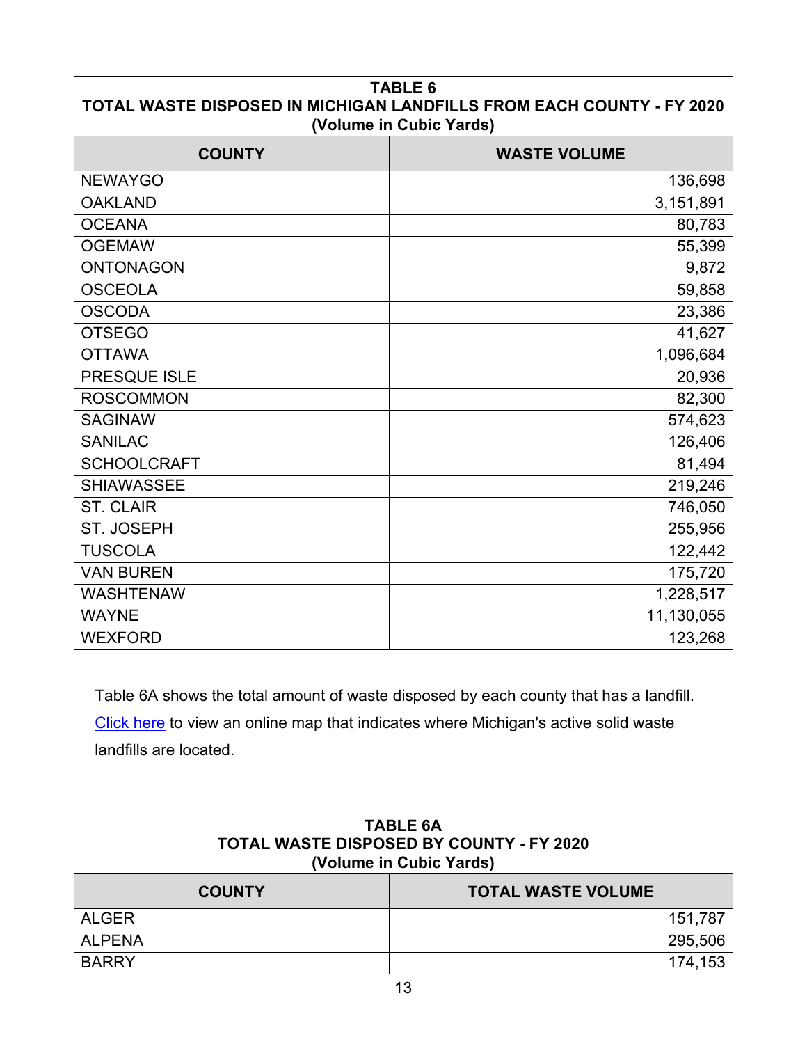| TABLE 6<br>TOTAL WASTE DISPOSED IN MICHIGAN LANDFILLS FROM EACH COUNTY - FY 2020<br>(Volume in Cubic Yards) | |
|---|---|
| **COUNTY** | **WASTE VOLUME** |
| NEWAYGO | 136,698 |
| OAKLAND | 3,151,891 |
| OCEANA | 80,783 |
| OGEMAW | 55,399 |
| ONTONAGON | 9,872 |
| OSCEOLA | 59,858 |
| OSCODA | 23,386 |
| OTSEGO | 41,627 |
| OTTAWA | 1,096,684 |
| PRESQUE ISLE | 20,936 |
| ROSCOMMON | 82,300 |
| SAGINAW | 574,623 |
| SANILAC | 126,406 |
| SCHOOLCRAFT | 81,494 |
| SHIAWASSEE | 219,246 |
| ST. CLAIR | 746,050 |
| ST. JOSEPH | 255,956 |
| TUSCOLA | 122,442 |
| VAN BUREN | 175,720 |
| WASHTENAW | 1,228,517 |
| WAYNE | 11,130,055 |
| WEXFORD | 123,268 |

Table 6A shows the total amount of waste disposed by each county that has a landfill. Click here to view an online map that indicates where Michigan's active solid waste landfills are located.

| TABLE 6A<br>TOTAL WASTE DISPOSED BY COUNTY - FY 2020<br>(Volume in Cubic Yards) | |
|---|---|
| **COUNTY** | **TOTAL WASTE VOLUME** |
| ALGER | 151,787 |
| ALPENA | 295,506 |
| BARRY | 174,153 |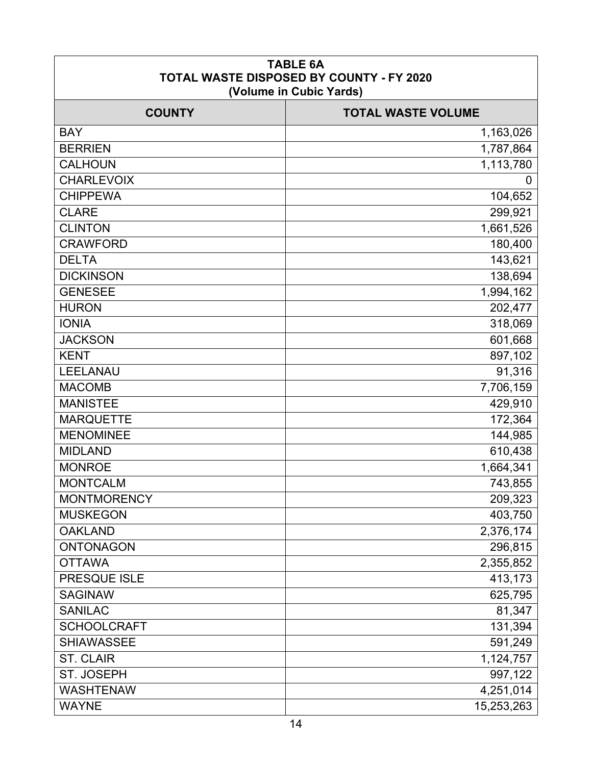**TABLE 6A**
**TOTAL WASTE DISPOSED BY COUNTY - FY 2020**
**(Volume in Cubic Yards)**

| COUNTY | TOTAL WASTE VOLUME |
|---|---:|
| BAY | 1,163,026 |
| BERRIEN | 1,787,864 |
| CALHOUN | 1,113,780 |
| CHARLEVOIX | 0 |
| CHIPPEWA | 104,652 |
| CLARE | 299,921 |
| CLINTON | 1,661,526 |
| CRAWFORD | 180,400 |
| DELTA | 143,621 |
| DICKINSON | 138,694 |
| GENESEE | 1,994,162 |
| HURON | 202,477 |
| IONIA | 318,069 |
| JACKSON | 601,668 |
| KENT | 897,102 |
| LEELANAU | 91,316 |
| MACOMB | 7,706,159 |
| MANISTEE | 429,910 |
| MARQUETTE | 172,364 |
| MENOMINEE | 144,985 |
| MIDLAND | 610,438 |
| MONROE | 1,664,341 |
| MONTCALM | 743,855 |
| MONTMORENCY | 209,323 |
| MUSKEGON | 403,750 |
| OAKLAND | 2,376,174 |
| ONTONAGON | 296,815 |
| OTTAWA | 2,355,852 |
| PRESQUE ISLE | 413,173 |
| SAGINAW | 625,795 |
| SANILAC | 81,347 |
| SCHOOLCRAFT | 131,394 |
| SHIAWASSEE | 591,249 |
| ST. CLAIR | 1,124,757 |
| ST. JOSEPH | 997,122 |
| WASHTENAW | 4,251,014 |
| WAYNE | 15,253,263 |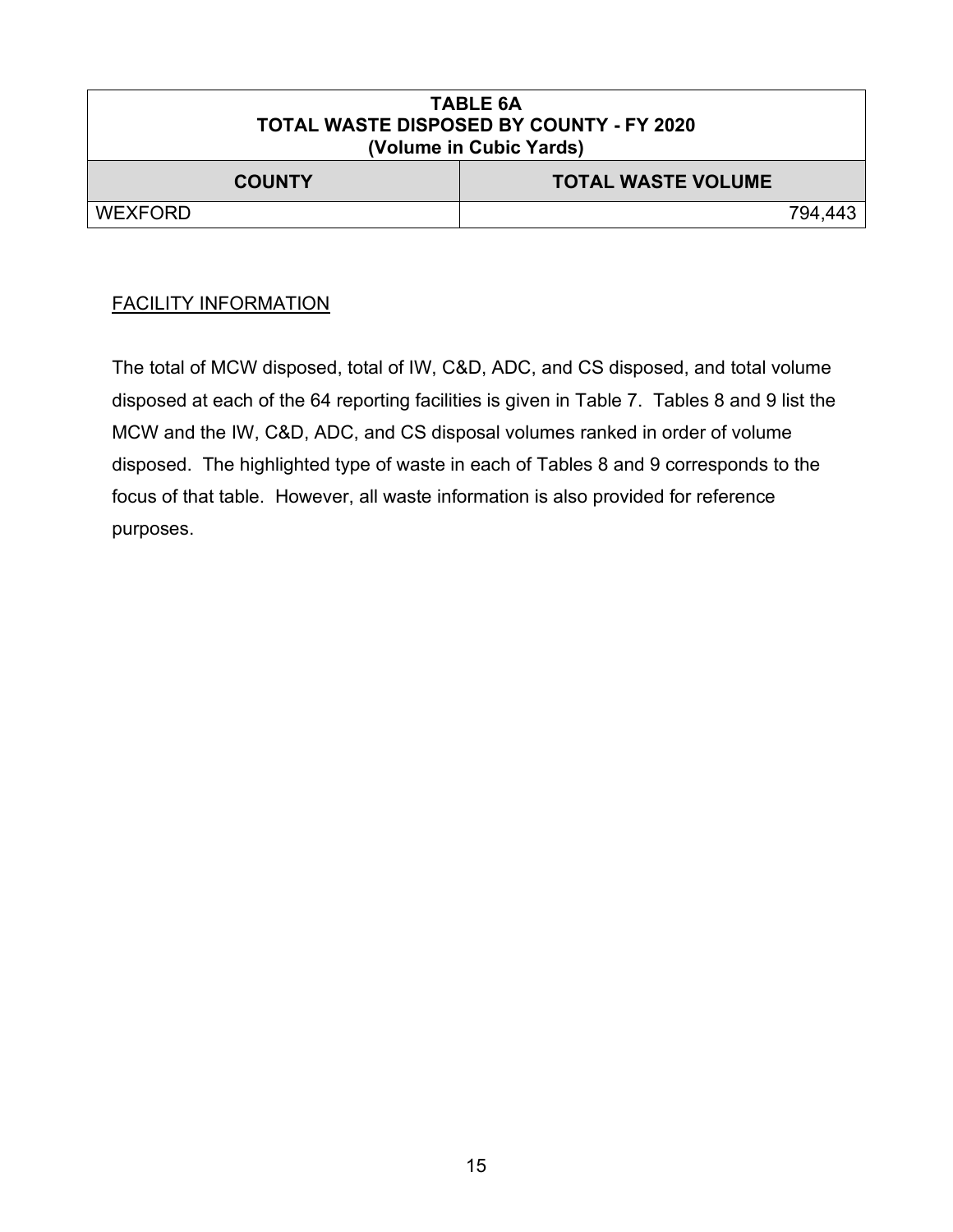| TABLE 6A TOTAL WASTE DISPOSED BY COUNTY - FY 2020 (Volume in Cubic Yards) | |
|---|---|
| **COUNTY** | **TOTAL WASTE VOLUME** |
| WEXFORD | 794,443 |

FACILITY INFORMATION

The total of MCW disposed, total of IW, C&D, ADC, and CS disposed, and total volume disposed at each of the 64 reporting facilities is given in Table 7. Tables 8 and 9 list the MCW and the IW, C&D, ADC, and CS disposal volumes ranked in order of volume disposed. The highlighted type of waste in each of Tables 8 and 9 corresponds to the focus of that table. However, all waste information is also provided for reference purposes.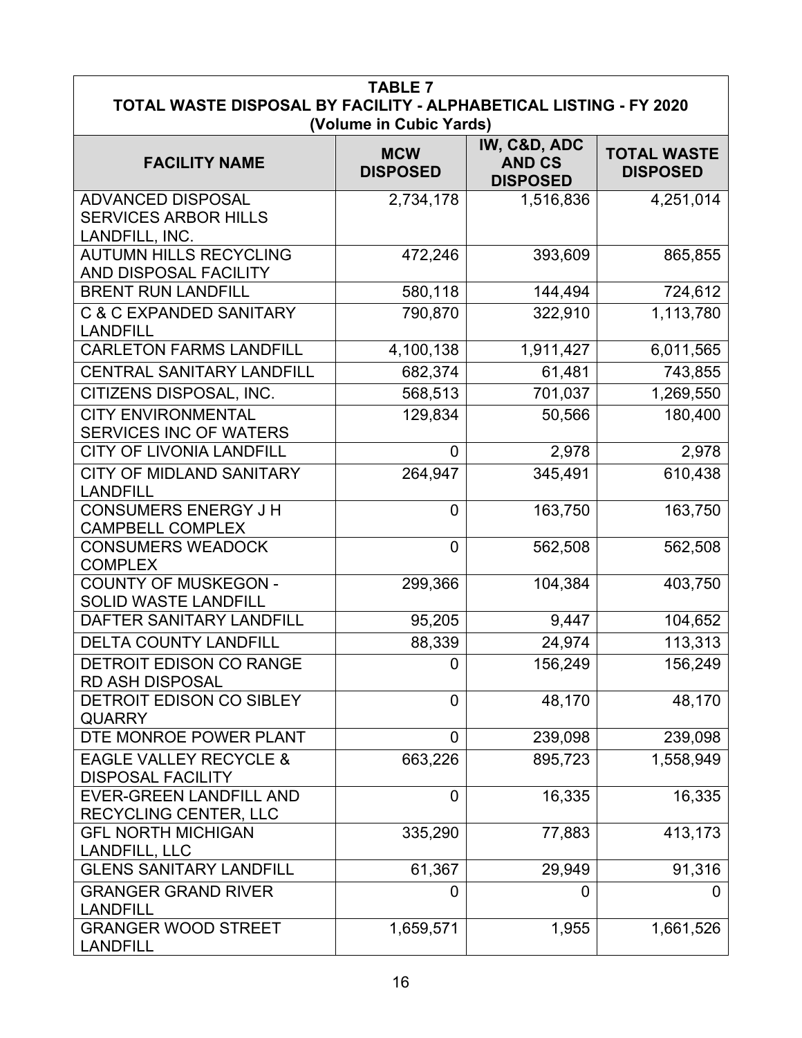| TABLE 7<br>TOTAL WASTE DISPOSAL BY FACILITY - ALPHABETICAL LISTING - FY 2020<br>(Volume in Cubic Yards) | | | |
|---|---|---|---|
| **FACILITY NAME** | **MCW DISPOSED** | **IW, C&D, ADC AND CS DISPOSED** | **TOTAL WASTE DISPOSED** |
| ADVANCED DISPOSAL SERVICES ARBOR HILLS LANDFILL, INC. | 2,734,178 | 1,516,836 | 4,251,014 |
| AUTUMN HILLS RECYCLING AND DISPOSAL FACILITY | 472,246 | 393,609 | 865,855 |
| BRENT RUN LANDFILL | 580,118 | 144,494 | 724,612 |
| C & C EXPANDED SANITARY LANDFILL | 790,870 | 322,910 | 1,113,780 |
| CARLETON FARMS LANDFILL | 4,100,138 | 1,911,427 | 6,011,565 |
| CENTRAL SANITARY LANDFILL | 682,374 | 61,481 | 743,855 |
| CITIZENS DISPOSAL, INC. | 568,513 | 701,037 | 1,269,550 |
| CITY ENVIRONMENTAL SERVICES INC OF WATERS | 129,834 | 50,566 | 180,400 |
| CITY OF LIVONIA LANDFILL | 0 | 2,978 | 2,978 |
| CITY OF MIDLAND SANITARY LANDFILL | 264,947 | 345,491 | 610,438 |
| CONSUMERS ENERGY J H CAMPBELL COMPLEX | 0 | 163,750 | 163,750 |
| CONSUMERS WEADOCK COMPLEX | 0 | 562,508 | 562,508 |
| COUNTY OF MUSKEGON - SOLID WASTE LANDFILL | 299,366 | 104,384 | 403,750 |
| DAFTER SANITARY LANDFILL | 95,205 | 9,447 | 104,652 |
| DELTA COUNTY LANDFILL | 88,339 | 24,974 | 113,313 |
| DETROIT EDISON CO RANGE RD ASH DISPOSAL | 0 | 156,249 | 156,249 |
| DETROIT EDISON CO SIBLEY QUARRY | 0 | 48,170 | 48,170 |
| DTE MONROE POWER PLANT | 0 | 239,098 | 239,098 |
| EAGLE VALLEY RECYCLE & DISPOSAL FACILITY | 663,226 | 895,723 | 1,558,949 |
| EVER-GREEN LANDFILL AND RECYCLING CENTER, LLC | 0 | 16,335 | 16,335 |
| GFL NORTH MICHIGAN LANDFILL, LLC | 335,290 | 77,883 | 413,173 |
| GLENS SANITARY LANDFILL | 61,367 | 29,949 | 91,316 |
| GRANGER GRAND RIVER LANDFILL | 0 | 0 | 0 |
| GRANGER WOOD STREET LANDFILL | 1,659,571 | 1,955 | 1,661,526 |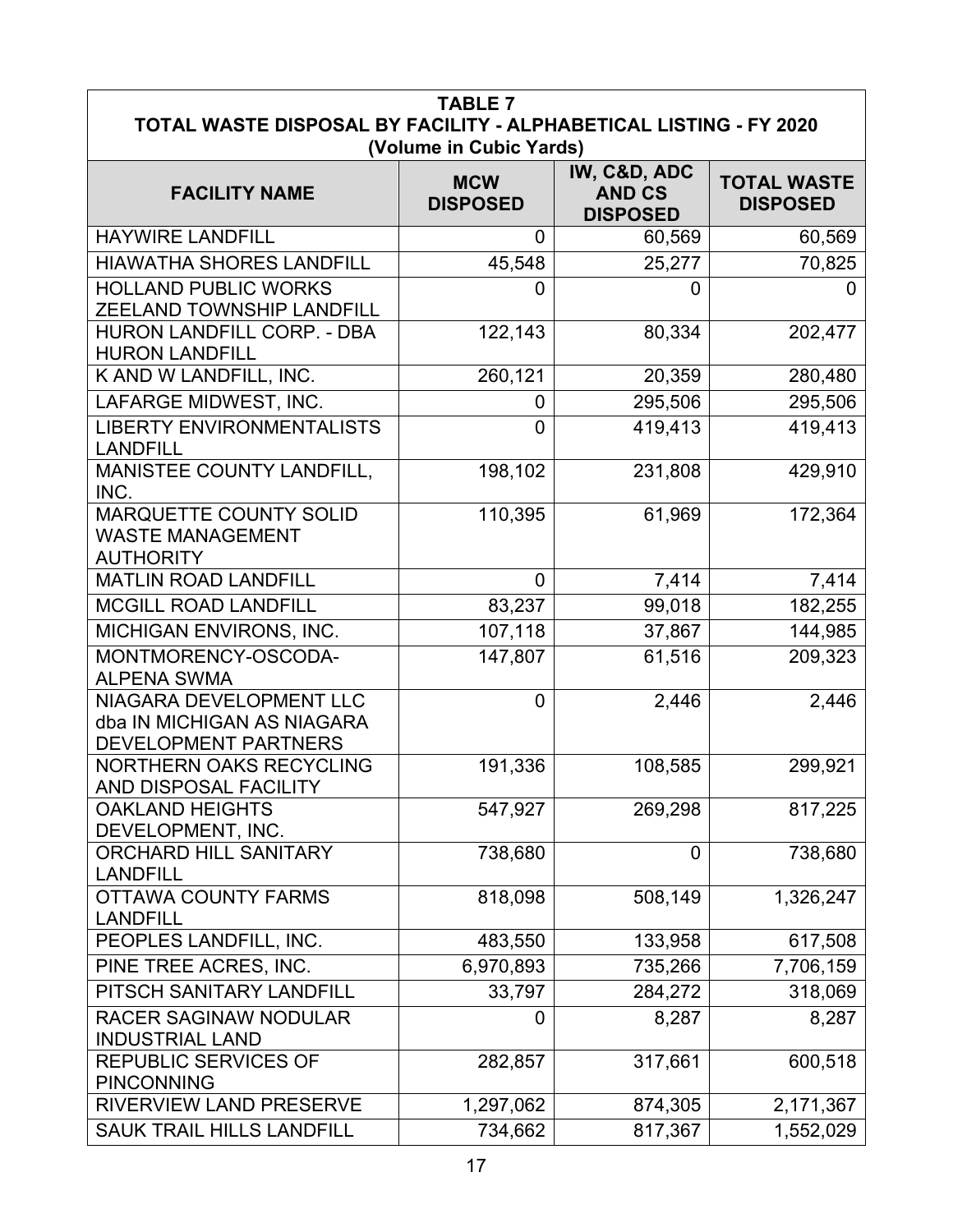| TABLE 7<br>TOTAL WASTE DISPOSAL BY FACILITY - ALPHABETICAL LISTING - FY 2020<br>(Volume in Cubic Yards) | | | |
|---|---|---|---|
| **FACILITY NAME** | **MCW DISPOSED** | **IW, C&D, ADC AND CS DISPOSED** | **TOTAL WASTE DISPOSED** |
| HAYWIRE LANDFILL | 0 | 60,569 | 60,569 |
| HIAWATHA SHORES LANDFILL | 45,548 | 25,277 | 70,825 |
| HOLLAND PUBLIC WORKS ZEELAND TOWNSHIP LANDFILL | 0 | 0 | 0 |
| HURON LANDFILL CORP. - DBA HURON LANDFILL | 122,143 | 80,334 | 202,477 |
| K AND W LANDFILL, INC. | 260,121 | 20,359 | 280,480 |
| LAFARGE MIDWEST, INC. | 0 | 295,506 | 295,506 |
| LIBERTY ENVIRONMENTALISTS LANDFILL | 0 | 419,413 | 419,413 |
| MANISTEE COUNTY LANDFILL, INC. | 198,102 | 231,808 | 429,910 |
| MARQUETTE COUNTY SOLID WASTE MANAGEMENT AUTHORITY | 110,395 | 61,969 | 172,364 |
| MATLIN ROAD LANDFILL | 0 | 7,414 | 7,414 |
| MCGILL ROAD LANDFILL | 83,237 | 99,018 | 182,255 |
| MICHIGAN ENVIRONS, INC. | 107,118 | 37,867 | 144,985 |
| MONTMORENCY-OSCODA-ALPENA SWMA | 147,807 | 61,516 | 209,323 |
| NIAGARA DEVELOPMENT LLC dba IN MICHIGAN AS NIAGARA DEVELOPMENT PARTNERS | 0 | 2,446 | 2,446 |
| NORTHERN OAKS RECYCLING AND DISPOSAL FACILITY | 191,336 | 108,585 | 299,921 |
| OAKLAND HEIGHTS DEVELOPMENT, INC. | 547,927 | 269,298 | 817,225 |
| ORCHARD HILL SANITARY LANDFILL | 738,680 | 0 | 738,680 |
| OTTAWA COUNTY FARMS LANDFILL | 818,098 | 508,149 | 1,326,247 |
| PEOPLES LANDFILL, INC. | 483,550 | 133,958 | 617,508 |
| PINE TREE ACRES, INC. | 6,970,893 | 735,266 | 7,706,159 |
| PITSCH SANITARY LANDFILL | 33,797 | 284,272 | 318,069 |
| RACER SAGINAW NODULAR INDUSTRIAL LAND | 0 | 8,287 | 8,287 |
| REPUBLIC SERVICES OF PINCONNING | 282,857 | 317,661 | 600,518 |
| RIVERVIEW LAND PRESERVE | 1,297,062 | 874,305 | 2,171,367 |
| SAUK TRAIL HILLS LANDFILL | 734,662 | 817,367 | 1,552,029 |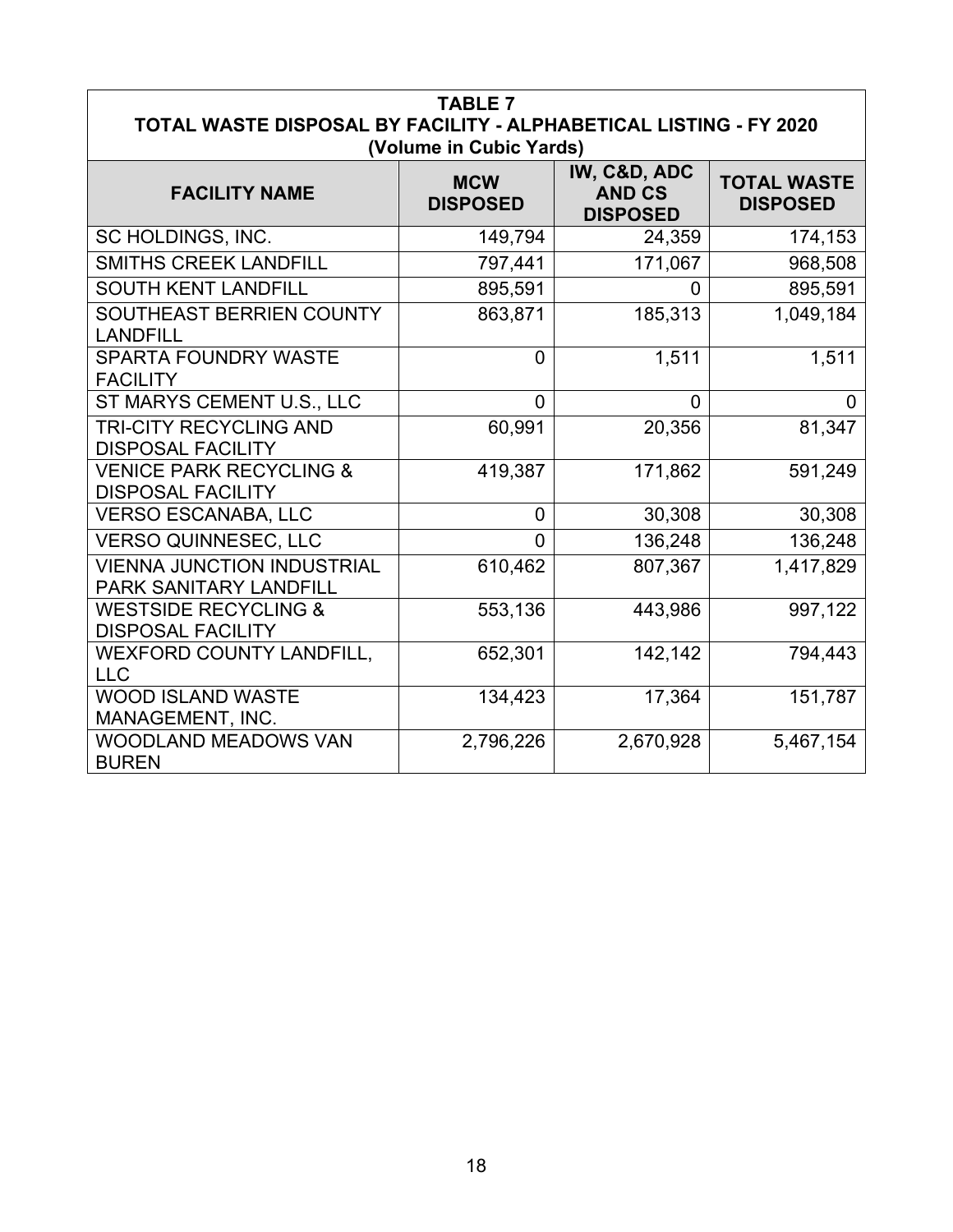**TABLE 7**
**TOTAL WASTE DISPOSAL BY FACILITY - ALPHABETICAL LISTING - FY 2020**
**(Volume in Cubic Yards)**

| FACILITY NAME | MCW DISPOSED | IW, C&D, ADC AND CS DISPOSED | TOTAL WASTE DISPOSED |
|---|---|---|---|
| SC HOLDINGS, INC. | 149,794 | 24,359 | 174,153 |
| SMITHS CREEK LANDFILL | 797,441 | 171,067 | 968,508 |
| SOUTH KENT LANDFILL | 895,591 | 0 | 895,591 |
| SOUTHEAST BERRIEN COUNTY LANDFILL | 863,871 | 185,313 | 1,049,184 |
| SPARTA FOUNDRY WASTE FACILITY | 0 | 1,511 | 1,511 |
| ST MARYS CEMENT U.S., LLC | 0 | 0 | 0 |
| TRI-CITY RECYCLING AND DISPOSAL FACILITY | 60,991 | 20,356 | 81,347 |
| VENICE PARK RECYCLING & DISPOSAL FACILITY | 419,387 | 171,862 | 591,249 |
| VERSO ESCANABA, LLC | 0 | 30,308 | 30,308 |
| VERSO QUINNESEC, LLC | 0 | 136,248 | 136,248 |
| VIENNA JUNCTION INDUSTRIAL PARK SANITARY LANDFILL | 610,462 | 807,367 | 1,417,829 |
| WESTSIDE RECYCLING & DISPOSAL FACILITY | 553,136 | 443,986 | 997,122 |
| WEXFORD COUNTY LANDFILL, LLC | 652,301 | 142,142 | 794,443 |
| WOOD ISLAND WASTE MANAGEMENT, INC. | 134,423 | 17,364 | 151,787 |
| WOODLAND MEADOWS VAN BUREN | 2,796,226 | 2,670,928 | 5,467,154 |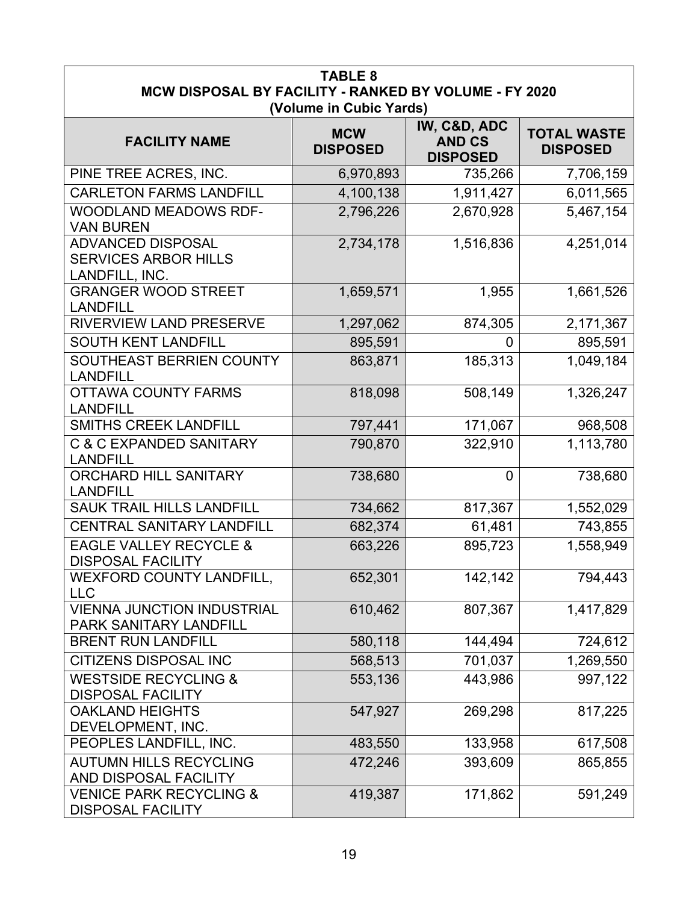**TABLE 8**
**MCW DISPOSAL BY FACILITY - RANKED BY VOLUME - FY 2020**
**(Volume in Cubic Yards)**

| FACILITY NAME | MCW DISPOSED | IW, C&D, ADC AND CS DISPOSED | TOTAL WASTE DISPOSED |
|---|---|---|---|
| PINE TREE ACRES, INC. | 6,970,893 | 735,266 | 7,706,159 |
| CARLETON FARMS LANDFILL | 4,100,138 | 1,911,427 | 6,011,565 |
| WOODLAND MEADOWS RDF-VAN BUREN | 2,796,226 | 2,670,928 | 5,467,154 |
| ADVANCED DISPOSAL SERVICES ARBOR HILLS LANDFILL, INC. | 2,734,178 | 1,516,836 | 4,251,014 |
| GRANGER WOOD STREET LANDFILL | 1,659,571 | 1,955 | 1,661,526 |
| RIVERVIEW LAND PRESERVE | 1,297,062 | 874,305 | 2,171,367 |
| SOUTH KENT LANDFILL | 895,591 | 0 | 895,591 |
| SOUTHEAST BERRIEN COUNTY LANDFILL | 863,871 | 185,313 | 1,049,184 |
| OTTAWA COUNTY FARMS LANDFILL | 818,098 | 508,149 | 1,326,247 |
| SMITHS CREEK LANDFILL | 797,441 | 171,067 | 968,508 |
| C & C EXPANDED SANITARY LANDFILL | 790,870 | 322,910 | 1,113,780 |
| ORCHARD HILL SANITARY LANDFILL | 738,680 | 0 | 738,680 |
| SAUK TRAIL HILLS LANDFILL | 734,662 | 817,367 | 1,552,029 |
| CENTRAL SANITARY LANDFILL | 682,374 | 61,481 | 743,855 |
| EAGLE VALLEY RECYCLE & DISPOSAL FACILITY | 663,226 | 895,723 | 1,558,949 |
| WEXFORD COUNTY LANDFILL, LLC | 652,301 | 142,142 | 794,443 |
| VIENNA JUNCTION INDUSTRIAL PARK SANITARY LANDFILL | 610,462 | 807,367 | 1,417,829 |
| BRENT RUN LANDFILL | 580,118 | 144,494 | 724,612 |
| CITIZENS DISPOSAL INC | 568,513 | 701,037 | 1,269,550 |
| WESTSIDE RECYCLING & DISPOSAL FACILITY | 553,136 | 443,986 | 997,122 |
| OAKLAND HEIGHTS DEVELOPMENT, INC. | 547,927 | 269,298 | 817,225 |
| PEOPLES LANDFILL, INC. | 483,550 | 133,958 | 617,508 |
| AUTUMN HILLS RECYCLING AND DISPOSAL FACILITY | 472,246 | 393,609 | 865,855 |
| VENICE PARK RECYCLING & DISPOSAL FACILITY | 419,387 | 171,862 | 591,249 |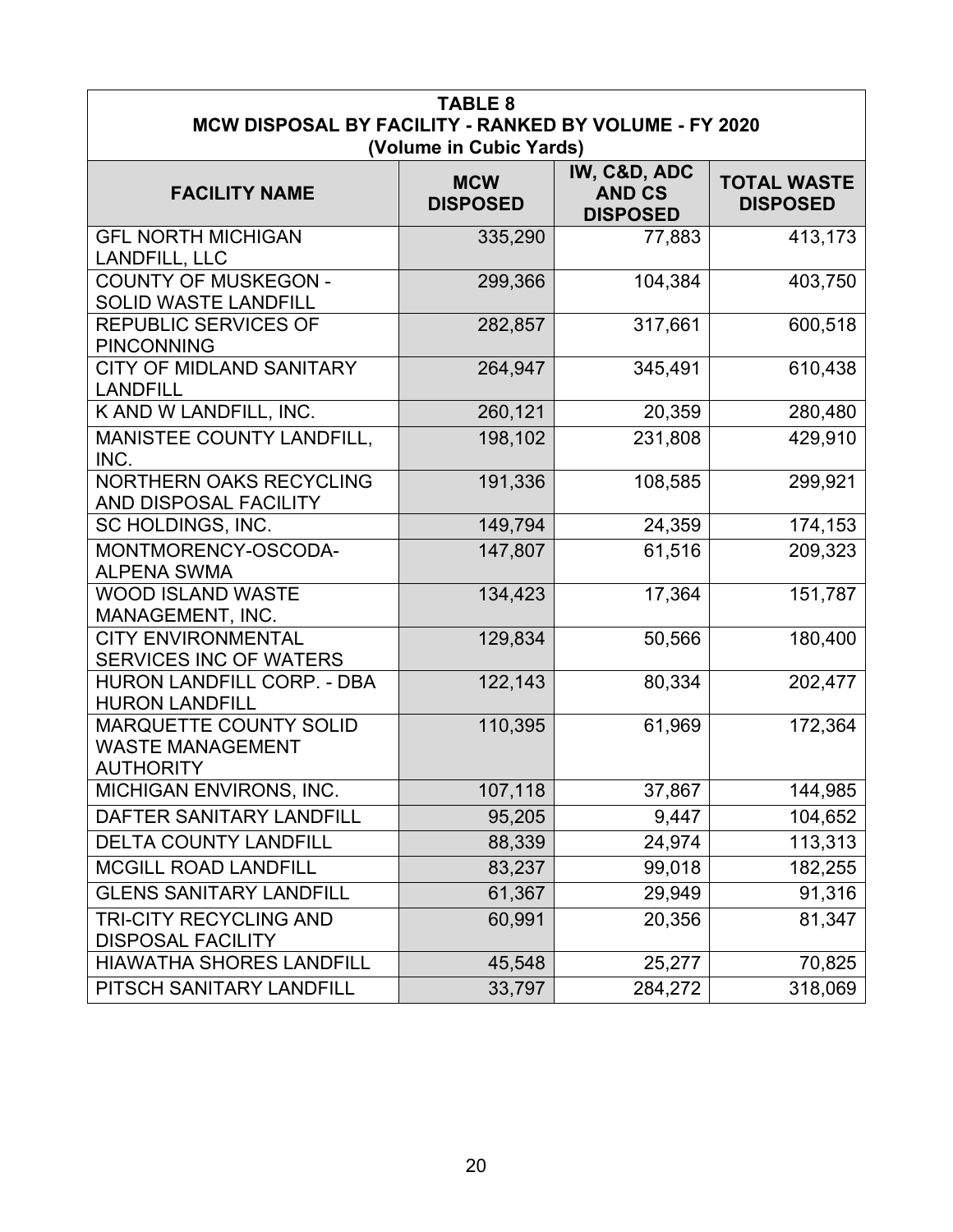| TABLE 8<br>MCW DISPOSAL BY FACILITY - RANKED BY VOLUME - FY 2020<br>(Volume in Cubic Yards) | | | |
|---|---|---|---|
| **FACILITY NAME** | **MCW DISPOSED** | **IW, C&D, ADC AND CS DISPOSED** | **TOTAL WASTE DISPOSED** |
| GFL NORTH MICHIGAN LANDFILL, LLC | 335,290 | 77,883 | 413,173 |
| COUNTY OF MUSKEGON - SOLID WASTE LANDFILL | 299,366 | 104,384 | 403,750 |
| REPUBLIC SERVICES OF PINCONNING | 282,857 | 317,661 | 600,518 |
| CITY OF MIDLAND SANITARY LANDFILL | 264,947 | 345,491 | 610,438 |
| K AND W LANDFILL, INC. | 260,121 | 20,359 | 280,480 |
| MANISTEE COUNTY LANDFILL, INC. | 198,102 | 231,808 | 429,910 |
| NORTHERN OAKS RECYCLING AND DISPOSAL FACILITY | 191,336 | 108,585 | 299,921 |
| SC HOLDINGS, INC. | 149,794 | 24,359 | 174,153 |
| MONTMORENCY-OSCODA-ALPENA SWMA | 147,807 | 61,516 | 209,323 |
| WOOD ISLAND WASTE MANAGEMENT, INC. | 134,423 | 17,364 | 151,787 |
| CITY ENVIRONMENTAL SERVICES INC OF WATERS | 129,834 | 50,566 | 180,400 |
| HURON LANDFILL CORP. - DBA HURON LANDFILL | 122,143 | 80,334 | 202,477 |
| MARQUETTE COUNTY SOLID WASTE MANAGEMENT AUTHORITY | 110,395 | 61,969 | 172,364 |
| MICHIGAN ENVIRONS, INC. | 107,118 | 37,867 | 144,985 |
| DAFTER SANITARY LANDFILL | 95,205 | 9,447 | 104,652 |
| DELTA COUNTY LANDFILL | 88,339 | 24,974 | 113,313 |
| MCGILL ROAD LANDFILL | 83,237 | 99,018 | 182,255 |
| GLENS SANITARY LANDFILL | 61,367 | 29,949 | 91,316 |
| TRI-CITY RECYCLING AND DISPOSAL FACILITY | 60,991 | 20,356 | 81,347 |
| HIAWATHA SHORES LANDFILL | 45,548 | 25,277 | 70,825 |
| PITSCH SANITARY LANDFILL | 33,797 | 284,272 | 318,069 |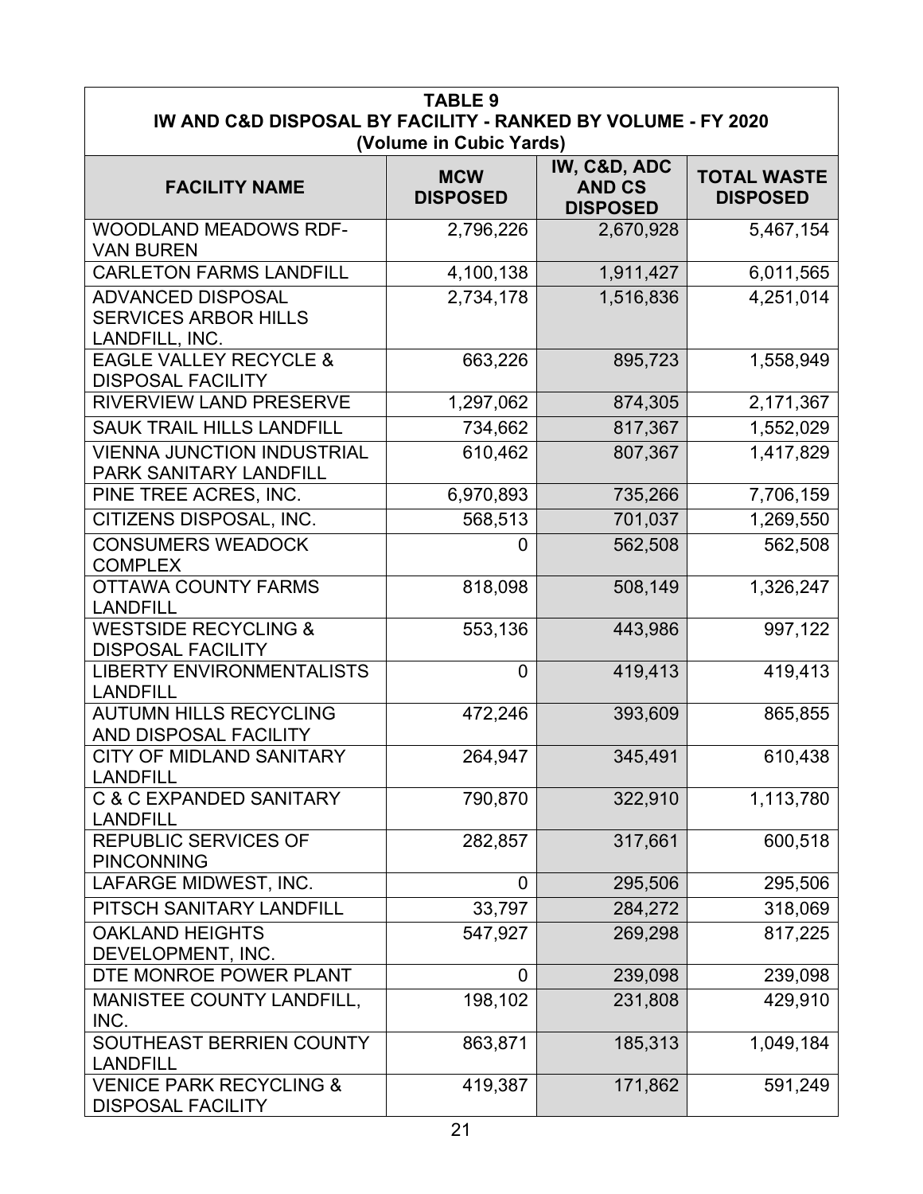**TABLE 9**
**IW AND C&D DISPOSAL BY FACILITY - RANKED BY VOLUME - FY 2020**
**(Volume in Cubic Yards)**

| FACILITY NAME | MCW DISPOSED | IW, C&D, ADC AND CS DISPOSED | TOTAL WASTE DISPOSED |
|---|---|---|---|
| WOODLAND MEADOWS RDF-VAN BUREN | 2,796,226 | 2,670,928 | 5,467,154 |
| CARLETON FARMS LANDFILL | 4,100,138 | 1,911,427 | 6,011,565 |
| ADVANCED DISPOSAL SERVICES ARBOR HILLS LANDFILL, INC. | 2,734,178 | 1,516,836 | 4,251,014 |
| EAGLE VALLEY RECYCLE & DISPOSAL FACILITY | 663,226 | 895,723 | 1,558,949 |
| RIVERVIEW LAND PRESERVE | 1,297,062 | 874,305 | 2,171,367 |
| SAUK TRAIL HILLS LANDFILL | 734,662 | 817,367 | 1,552,029 |
| VIENNA JUNCTION INDUSTRIAL PARK SANITARY LANDFILL | 610,462 | 807,367 | 1,417,829 |
| PINE TREE ACRES, INC. | 6,970,893 | 735,266 | 7,706,159 |
| CITIZENS DISPOSAL, INC. | 568,513 | 701,037 | 1,269,550 |
| CONSUMERS WEADOCK COMPLEX | 0 | 562,508 | 562,508 |
| OTTAWA COUNTY FARMS LANDFILL | 818,098 | 508,149 | 1,326,247 |
| WESTSIDE RECYCLING & DISPOSAL FACILITY | 553,136 | 443,986 | 997,122 |
| LIBERTY ENVIRONMENTALISTS LANDFILL | 0 | 419,413 | 419,413 |
| AUTUMN HILLS RECYCLING AND DISPOSAL FACILITY | 472,246 | 393,609 | 865,855 |
| CITY OF MIDLAND SANITARY LANDFILL | 264,947 | 345,491 | 610,438 |
| C & C EXPANDED SANITARY LANDFILL | 790,870 | 322,910 | 1,113,780 |
| REPUBLIC SERVICES OF PINCONNING | 282,857 | 317,661 | 600,518 |
| LAFARGE MIDWEST, INC. | 0 | 295,506 | 295,506 |
| PITSCH SANITARY LANDFILL | 33,797 | 284,272 | 318,069 |
| OAKLAND HEIGHTS DEVELOPMENT, INC. | 547,927 | 269,298 | 817,225 |
| DTE MONROE POWER PLANT | 0 | 239,098 | 239,098 |
| MANISTEE COUNTY LANDFILL, INC. | 198,102 | 231,808 | 429,910 |
| SOUTHEAST BERRIEN COUNTY LANDFILL | 863,871 | 185,313 | 1,049,184 |
| VENICE PARK RECYCLING & DISPOSAL FACILITY | 419,387 | 171,862 | 591,249 |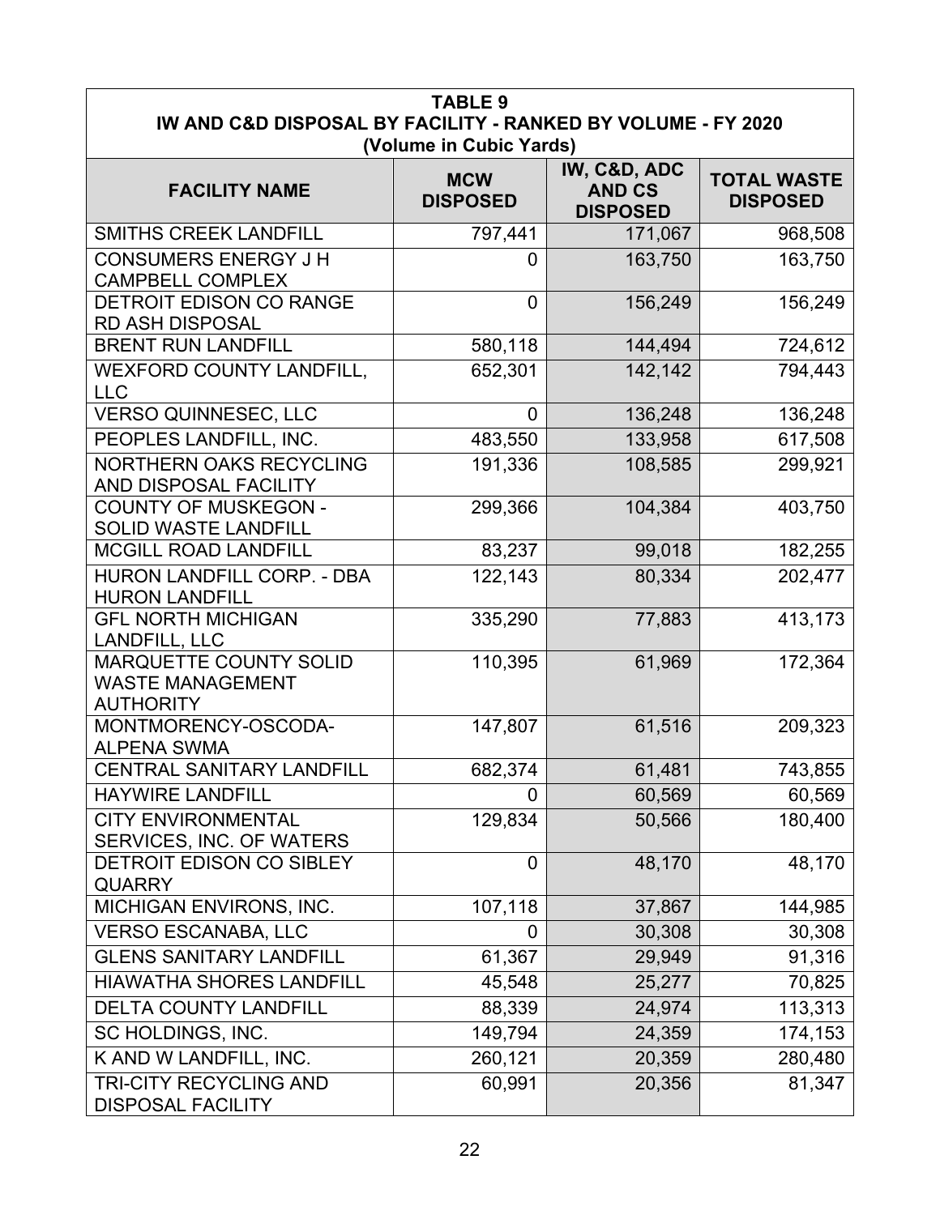**TABLE 9**
**IW AND C&D DISPOSAL BY FACILITY - RANKED BY VOLUME - FY 2020**
**(Volume in Cubic Yards)**

| FACILITY NAME | MCW DISPOSED | IW, C&D, ADC AND CS DISPOSED | TOTAL WASTE DISPOSED |
|---|---|---|---|
| SMITHS CREEK LANDFILL | 797,441 | 171,067 | 968,508 |
| CONSUMERS ENERGY J H CAMPBELL COMPLEX | 0 | 163,750 | 163,750 |
| DETROIT EDISON CO RANGE RD ASH DISPOSAL | 0 | 156,249 | 156,249 |
| BRENT RUN LANDFILL | 580,118 | 144,494 | 724,612 |
| WEXFORD COUNTY LANDFILL, LLC | 652,301 | 142,142 | 794,443 |
| VERSO QUINNESEC, LLC | 0 | 136,248 | 136,248 |
| PEOPLES LANDFILL, INC. | 483,550 | 133,958 | 617,508 |
| NORTHERN OAKS RECYCLING AND DISPOSAL FACILITY | 191,336 | 108,585 | 299,921 |
| COUNTY OF MUSKEGON - SOLID WASTE LANDFILL | 299,366 | 104,384 | 403,750 |
| MCGILL ROAD LANDFILL | 83,237 | 99,018 | 182,255 |
| HURON LANDFILL CORP. - DBA HURON LANDFILL | 122,143 | 80,334 | 202,477 |
| GFL NORTH MICHIGAN LANDFILL, LLC | 335,290 | 77,883 | 413,173 |
| MARQUETTE COUNTY SOLID WASTE MANAGEMENT AUTHORITY | 110,395 | 61,969 | 172,364 |
| MONTMORENCY-OSCODA-ALPENA SWMA | 147,807 | 61,516 | 209,323 |
| CENTRAL SANITARY LANDFILL | 682,374 | 61,481 | 743,855 |
| HAYWIRE LANDFILL | 0 | 60,569 | 60,569 |
| CITY ENVIRONMENTAL SERVICES, INC. OF WATERS | 129,834 | 50,566 | 180,400 |
| DETROIT EDISON CO SIBLEY QUARRY | 0 | 48,170 | 48,170 |
| MICHIGAN ENVIRONS, INC. | 107,118 | 37,867 | 144,985 |
| VERSO ESCANABA, LLC | 0 | 30,308 | 30,308 |
| GLENS SANITARY LANDFILL | 61,367 | 29,949 | 91,316 |
| HIAWATHA SHORES LANDFILL | 45,548 | 25,277 | 70,825 |
| DELTA COUNTY LANDFILL | 88,339 | 24,974 | 113,313 |
| SC HOLDINGS, INC. | 149,794 | 24,359 | 174,153 |
| K AND W LANDFILL, INC. | 260,121 | 20,359 | 280,480 |
| TRI-CITY RECYCLING AND DISPOSAL FACILITY | 60,991 | 20,356 | 81,347 |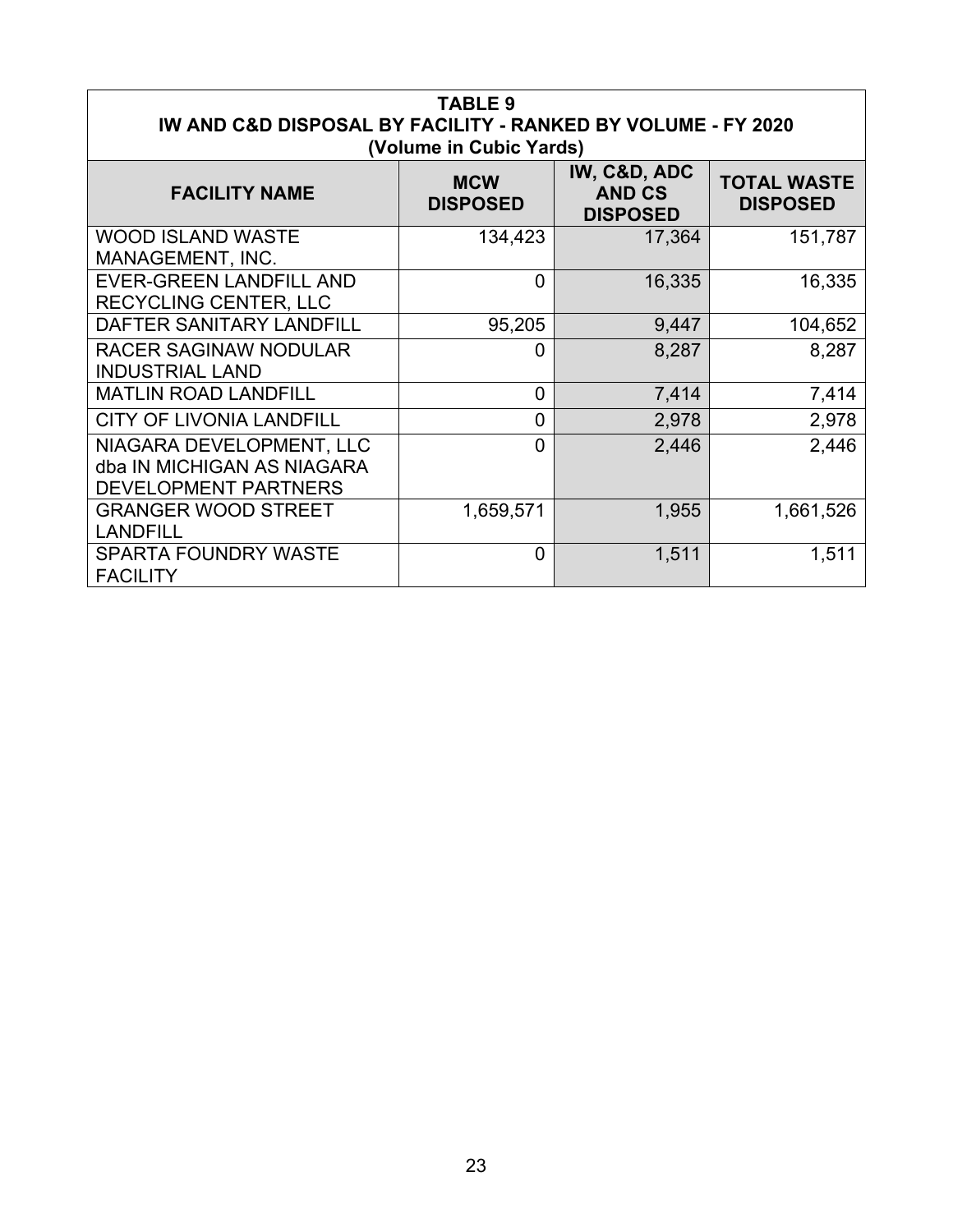| TABLE 9<br>IW AND C&D DISPOSAL BY FACILITY - RANKED BY VOLUME - FY 2020<br>(Volume in Cubic Yards) | | | |
|---|---|---|---|
| **FACILITY NAME** | **MCW DISPOSED** | **IW, C&D, ADC AND CS DISPOSED** | **TOTAL WASTE DISPOSED** |
| WOOD ISLAND WASTE MANAGEMENT, INC. | 134,423 | 17,364 | 151,787 |
| EVER-GREEN LANDFILL AND RECYCLING CENTER, LLC | 0 | 16,335 | 16,335 |
| DAFTER SANITARY LANDFILL | 95,205 | 9,447 | 104,652 |
| RACER SAGINAW NODULAR INDUSTRIAL LAND | 0 | 8,287 | 8,287 |
| MATLIN ROAD LANDFILL | 0 | 7,414 | 7,414 |
| CITY OF LIVONIA LANDFILL | 0 | 2,978 | 2,978 |
| NIAGARA DEVELOPMENT, LLC dba IN MICHIGAN AS NIAGARA DEVELOPMENT PARTNERS | 0 | 2,446 | 2,446 |
| GRANGER WOOD STREET LANDFILL | 1,659,571 | 1,955 | 1,661,526 |
| SPARTA FOUNDRY WASTE FACILITY | 0 | 1,511 | 1,511 |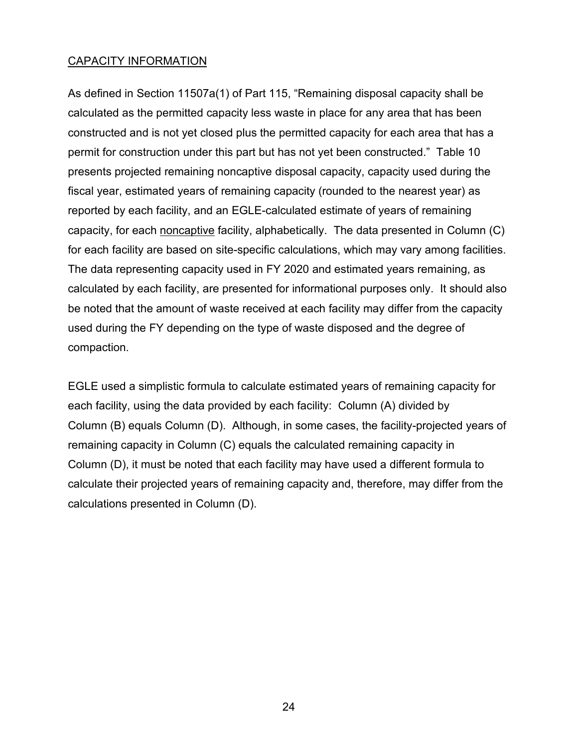## CAPACITY INFORMATION

As defined in Section 11507a(1) of Part 115, "Remaining disposal capacity shall be calculated as the permitted capacity less waste in place for any area that has been constructed and is not yet closed plus the permitted capacity for each area that has a permit for construction under this part but has not yet been constructed." Table 10 presents projected remaining noncaptive disposal capacity, capacity used during the fiscal year, estimated years of remaining capacity (rounded to the nearest year) as reported by each facility, and an EGLE-calculated estimate of years of remaining capacity, for each noncaptive facility, alphabetically. The data presented in Column (C) for each facility are based on site-specific calculations, which may vary among facilities. The data representing capacity used in FY 2020 and estimated years remaining, as calculated by each facility, are presented for informational purposes only. It should also be noted that the amount of waste received at each facility may differ from the capacity used during the FY depending on the type of waste disposed and the degree of compaction.

EGLE used a simplistic formula to calculate estimated years of remaining capacity for each facility, using the data provided by each facility: Column (A) divided by Column (B) equals Column (D). Although, in some cases, the facility-projected years of remaining capacity in Column (C) equals the calculated remaining capacity in Column (D), it must be noted that each facility may have used a different formula to calculate their projected years of remaining capacity and, therefore, may differ from the calculations presented in Column (D).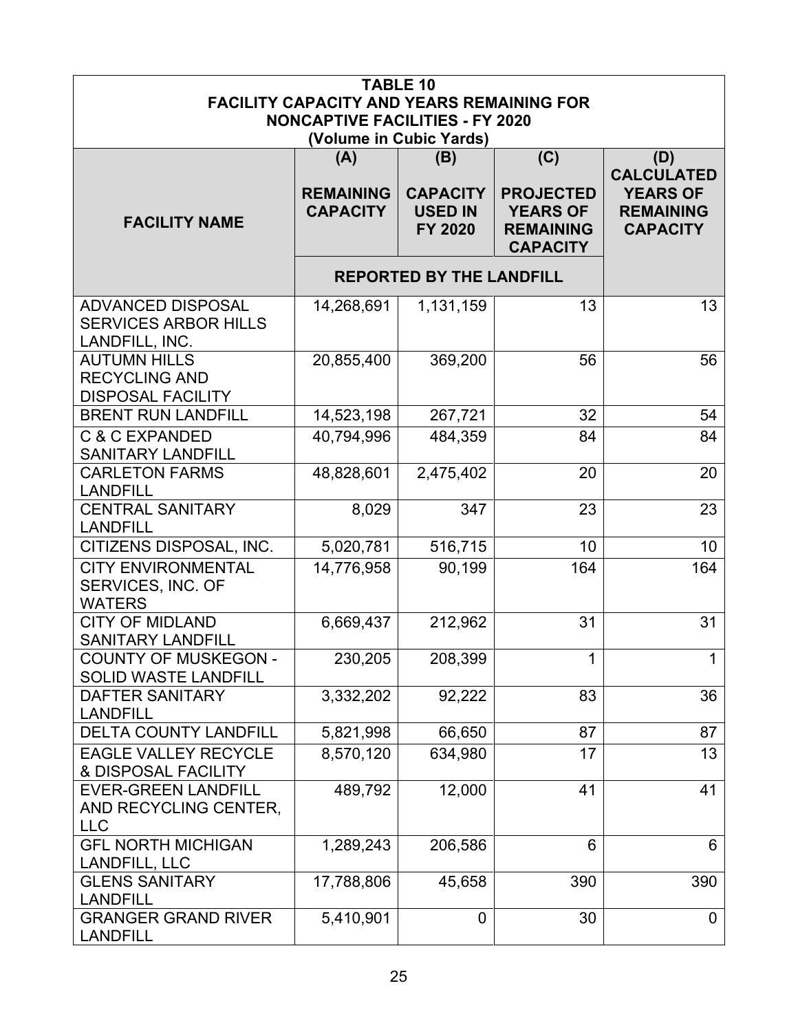| TABLE 10<br>FACILITY CAPACITY AND YEARS REMAINING FOR<br>NONCAPTIVE FACILITIES - FY 2020<br>(Volume in Cubic Yards) | | | | |
|---|---|---|---|---|
| **FACILITY NAME** | **(A)**<br>**REMAINING CAPACITY** | **(B)**<br>**CAPACITY USED IN FY 2020** | **(C)**<br>**PROJECTED YEARS OF REMAINING CAPACITY** | **(D)**<br>**CALCULATED YEARS OF REMAINING CAPACITY** |
| | **REPORTED BY THE LANDFILL** | | | |
| ADVANCED DISPOSAL SERVICES ARBOR HILLS LANDFILL, INC. | 14,268,691 | 1,131,159 | 13 | 13 |
| AUTUMN HILLS RECYCLING AND DISPOSAL FACILITY | 20,855,400 | 369,200 | 56 | 56 |
| BRENT RUN LANDFILL | 14,523,198 | 267,721 | 32 | 54 |
| C & C EXPANDED SANITARY LANDFILL | 40,794,996 | 484,359 | 84 | 84 |
| CARLETON FARMS LANDFILL | 48,828,601 | 2,475,402 | 20 | 20 |
| CENTRAL SANITARY LANDFILL | 8,029 | 347 | 23 | 23 |
| CITIZENS DISPOSAL, INC. | 5,020,781 | 516,715 | 10 | 10 |
| CITY ENVIRONMENTAL SERVICES, INC. OF WATERS | 14,776,958 | 90,199 | 164 | 164 |
| CITY OF MIDLAND SANITARY LANDFILL | 6,669,437 | 212,962 | 31 | 31 |
| COUNTY OF MUSKEGON - SOLID WASTE LANDFILL | 230,205 | 208,399 | 1 | 1 |
| DAFTER SANITARY LANDFILL | 3,332,202 | 92,222 | 83 | 36 |
| DELTA COUNTY LANDFILL | 5,821,998 | 66,650 | 87 | 87 |
| EAGLE VALLEY RECYCLE & DISPOSAL FACILITY | 8,570,120 | 634,980 | 17 | 13 |
| EVER-GREEN LANDFILL AND RECYCLING CENTER, LLC | 489,792 | 12,000 | 41 | 41 |
| GFL NORTH MICHIGAN LANDFILL, LLC | 1,289,243 | 206,586 | 6 | 6 |
| GLENS SANITARY LANDFILL | 17,788,806 | 45,658 | 390 | 390 |
| GRANGER GRAND RIVER LANDFILL | 5,410,901 | 0 | 30 | 0 |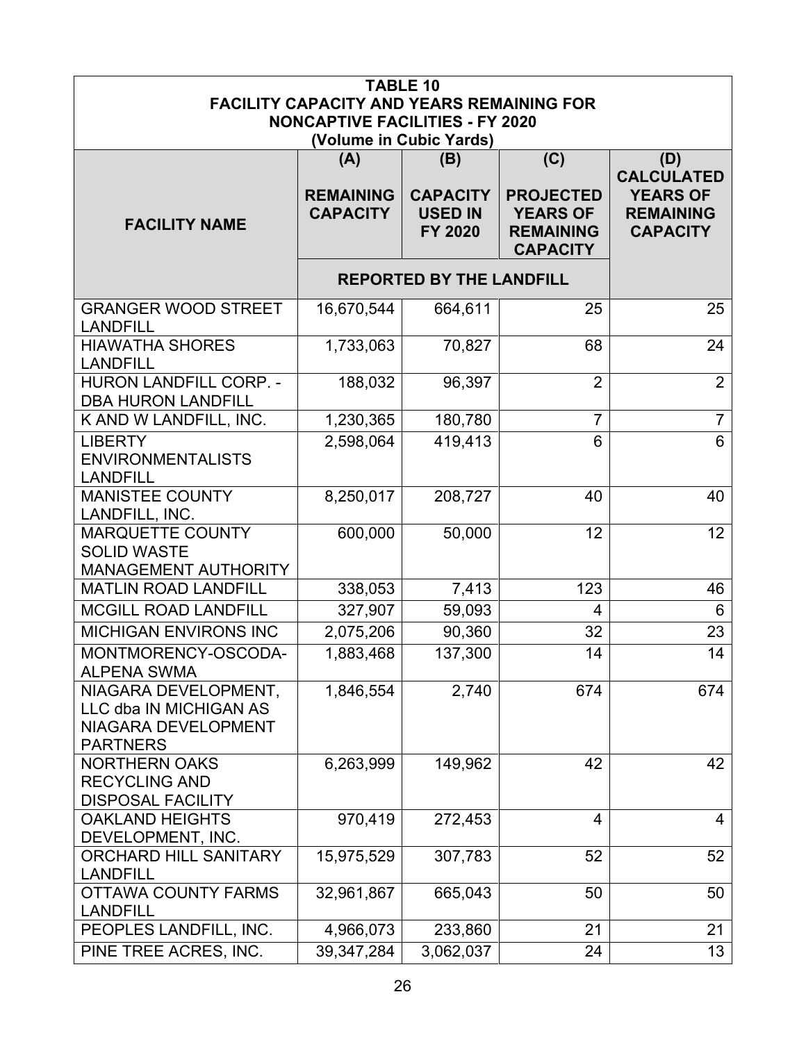**TABLE 10**
**FACILITY CAPACITY AND YEARS REMAINING FOR NONCAPTIVE FACILITIES - FY 2020**
**(Volume in Cubic Yards)**

| FACILITY NAME | (A) REMAINING CAPACITY | (B) CAPACITY USED IN FY 2020 | (C) PROJECTED YEARS OF REMAINING CAPACITY | (D) CALCULATED YEARS OF REMAINING CAPACITY |
|---|---|---|---|---|
| | REPORTED BY THE LANDFILL | | | |
| GRANGER WOOD STREET LANDFILL | 16,670,544 | 664,611 | 25 | 25 |
| HIAWATHA SHORES LANDFILL | 1,733,063 | 70,827 | 68 | 24 |
| HURON LANDFILL CORP. - DBA HURON LANDFILL | 188,032 | 96,397 | 2 | 2 |
| K AND W LANDFILL, INC. | 1,230,365 | 180,780 | 7 | 7 |
| LIBERTY ENVIRONMENTALISTS LANDFILL | 2,598,064 | 419,413 | 6 | 6 |
| MANISTEE COUNTY LANDFILL, INC. | 8,250,017 | 208,727 | 40 | 40 |
| MARQUETTE COUNTY SOLID WASTE MANAGEMENT AUTHORITY | 600,000 | 50,000 | 12 | 12 |
| MATLIN ROAD LANDFILL | 338,053 | 7,413 | 123 | 46 |
| MCGILL ROAD LANDFILL | 327,907 | 59,093 | 4 | 6 |
| MICHIGAN ENVIRONS INC | 2,075,206 | 90,360 | 32 | 23 |
| MONTMORENCY-OSCODA-ALPENA SWMA | 1,883,468 | 137,300 | 14 | 14 |
| NIAGARA DEVELOPMENT, LLC dba IN MICHIGAN AS NIAGARA DEVELOPMENT PARTNERS | 1,846,554 | 2,740 | 674 | 674 |
| NORTHERN OAKS RECYCLING AND DISPOSAL FACILITY | 6,263,999 | 149,962 | 42 | 42 |
| OAKLAND HEIGHTS DEVELOPMENT, INC. | 970,419 | 272,453 | 4 | 4 |
| ORCHARD HILL SANITARY LANDFILL | 15,975,529 | 307,783 | 52 | 52 |
| OTTAWA COUNTY FARMS LANDFILL | 32,961,867 | 665,043 | 50 | 50 |
| PEOPLES LANDFILL, INC. | 4,966,073 | 233,860 | 21 | 21 |
| PINE TREE ACRES, INC. | 39,347,284 | 3,062,037 | 24 | 13 |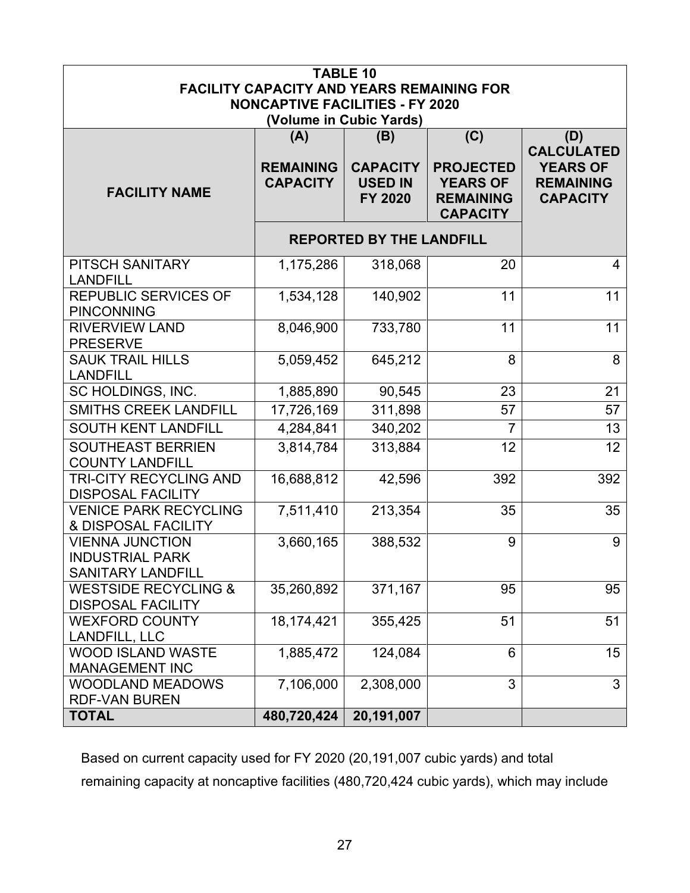| TABLE 10 FACILITY CAPACITY AND YEARS REMAINING FOR NONCAPTIVE FACILITIES - FY 2020 (Volume in Cubic Yards) | | | | |
|---|---|---|---|---|
| **FACILITY NAME** | **(A) REMAINING CAPACITY** | **(B) CAPACITY USED IN FY 2020** | **(C) PROJECTED YEARS OF REMAINING CAPACITY** | **(D) CALCULATED YEARS OF REMAINING CAPACITY** |
| | **REPORTED BY THE LANDFILL** | | | |
| PITSCH SANITARY LANDFILL | 1,175,286 | 318,068 | 20 | 4 |
| REPUBLIC SERVICES OF PINCONNING | 1,534,128 | 140,902 | 11 | 11 |
| RIVERVIEW LAND PRESERVE | 8,046,900 | 733,780 | 11 | 11 |
| SAUK TRAIL HILLS LANDFILL | 5,059,452 | 645,212 | 8 | 8 |
| SC HOLDINGS, INC. | 1,885,890 | 90,545 | 23 | 21 |
| SMITHS CREEK LANDFILL | 17,726,169 | 311,898 | 57 | 57 |
| SOUTH KENT LANDFILL | 4,284,841 | 340,202 | 7 | 13 |
| SOUTHEAST BERRIEN COUNTY LANDFILL | 3,814,784 | 313,884 | 12 | 12 |
| TRI-CITY RECYCLING AND DISPOSAL FACILITY | 16,688,812 | 42,596 | 392 | 392 |
| VENICE PARK RECYCLING & DISPOSAL FACILITY | 7,511,410 | 213,354 | 35 | 35 |
| VIENNA JUNCTION INDUSTRIAL PARK SANITARY LANDFILL | 3,660,165 | 388,532 | 9 | 9 |
| WESTSIDE RECYCLING & DISPOSAL FACILITY | 35,260,892 | 371,167 | 95 | 95 |
| WEXFORD COUNTY LANDFILL, LLC | 18,174,421 | 355,425 | 51 | 51 |
| WOOD ISLAND WASTE MANAGEMENT INC | 1,885,472 | 124,084 | 6 | 15 |
| WOODLAND MEADOWS RDF-VAN BUREN | 7,106,000 | 2,308,000 | 3 | 3 |
| **TOTAL** | **480,720,424** | **20,191,007** | | |

Based on current capacity used for FY 2020 (20,191,007 cubic yards) and total remaining capacity at noncaptive facilities (480,720,424 cubic yards), which may include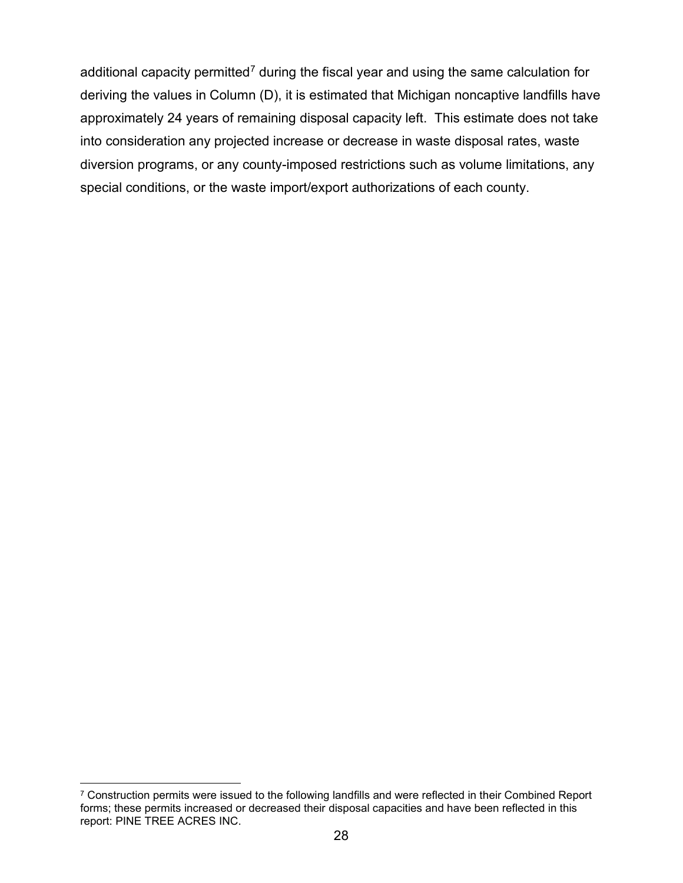additional capacity permitted[7] during the fiscal year and using the same calculation for deriving the values in Column (D), it is estimated that Michigan noncaptive landfills have approximately 24 years of remaining disposal capacity left. This estimate does not take into consideration any projected increase or decrease in waste disposal rates, waste diversion programs, or any county-imposed restrictions such as volume limitations, any special conditions, or the waste import/export authorizations of each county.

---

[7] Construction permits were issued to the following landfills and were reflected in their Combined Report forms; these permits increased or decreased their disposal capacities and have been reflected in this report: PINE TREE ACRES INC.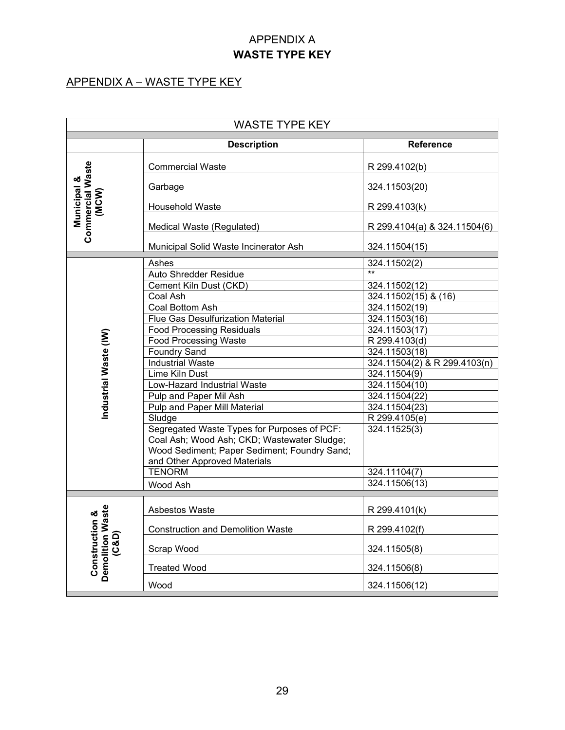# APPENDIX A
## WASTE TYPE KEY

APPENDIX A – WASTE TYPE KEY

| WASTE TYPE KEY | | |
|---|---|---|
| | **Description** | **Reference** |
| **Municipal & Commercial Waste (MCW)** | Commercial Waste | R 299.4102(b) |
| | Garbage | 324.11503(20) |
| | Household Waste | R 299.4103(k) |
| | Medical Waste (Regulated) | R 299.4104(a) & 324.11504(6) |
| | Municipal Solid Waste Incinerator Ash | 324.11504(15) |
| **Industrial Waste (IW)** | Ashes | 324.11502(2) |
| | Auto Shredder Residue | ** |
| | Cement Kiln Dust (CKD) | 324.11502(12) |
| | Coal Ash | 324.11502(15) & (16) |
| | Coal Bottom Ash | 324.11502(19) |
| | Flue Gas Desulfurization Material | 324.11503(16) |
| | Food Processing Residuals | 324.11503(17) |
| | Food Processing Waste | R 299.4103(d) |
| | Foundry Sand | 324.11503(18) |
| | Industrial Waste | 324.11504(2) & R 299.4103(n) |
| | Lime Kiln Dust | 324.11504(9) |
| | Low-Hazard Industrial Waste | 324.11504(10) |
| | Pulp and Paper Mil Ash | 324.11504(22) |
| | Pulp and Paper Mill Material | 324.11504(23) |
| | Sludge | R 299.4105(e) |
| | Segregated Waste Types for Purposes of PCF: Coal Ash; Wood Ash; CKD; Wastewater Sludge; Wood Sediment; Paper Sediment; Foundry Sand; and Other Approved Materials | 324.11525(3) |
| | TENORM | 324.11104(7) |
| | Wood Ash | 324.11506(13) |
| **Construction & Demolition Waste (C&D)** | Asbestos Waste | R 299.4101(k) |
| | Construction and Demolition Waste | R 299.4102(f) |
| | Scrap Wood | 324.11505(8) |
| | Treated Wood | 324.11506(8) |
| | Wood | 324.11506(12) |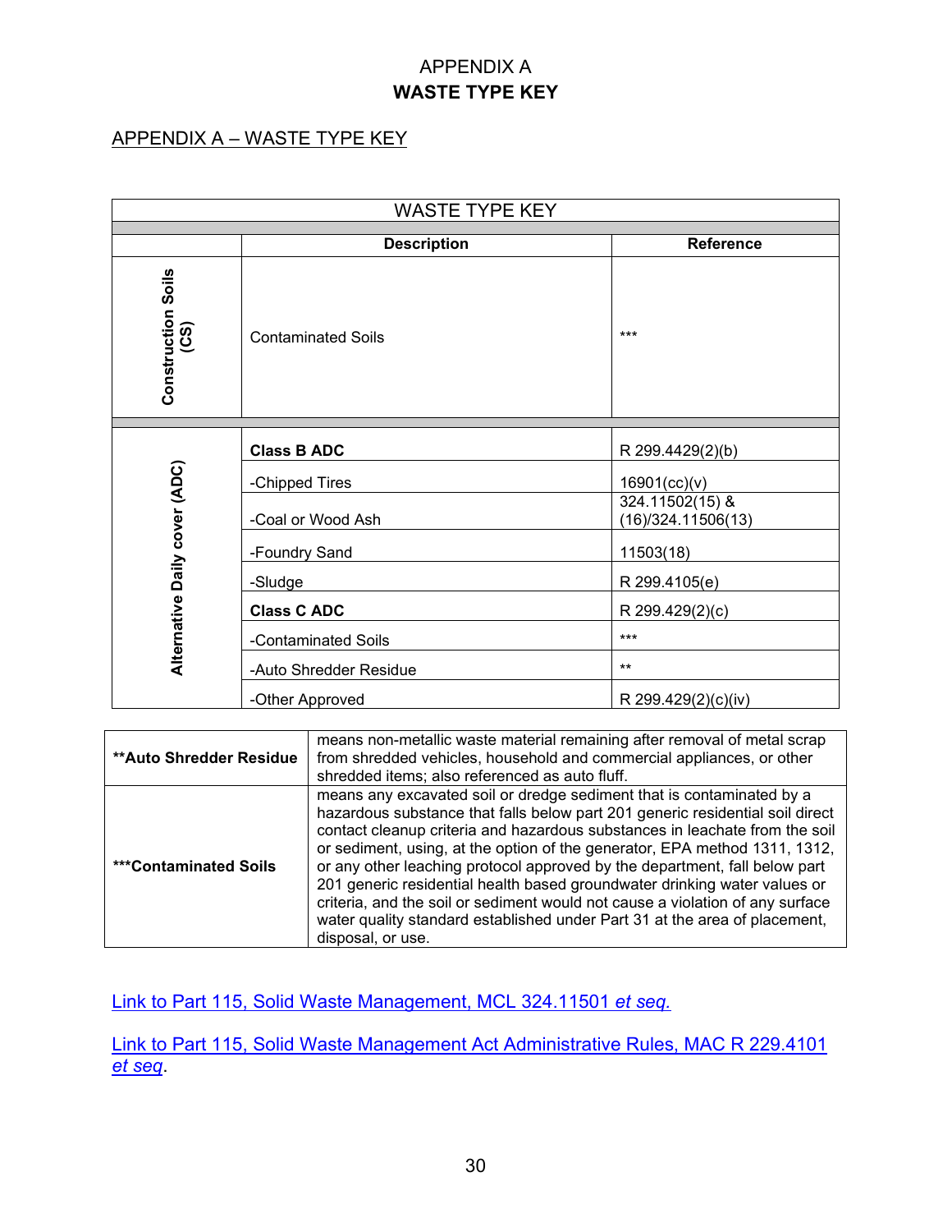# APPENDIX A
# **WASTE TYPE KEY**

## APPENDIX A – WASTE TYPE KEY

| WASTE TYPE KEY | | |
|---|---|---|
| | **Description** | **Reference** |
| **Construction Soils (CS)** | Contaminated Soils | *** |
| **Alternative Daily cover (ADC)** | **Class B ADC** | R 299.4429(2)(b) |
| | -Chipped Tires | 16901(cc)(v) |
| | -Coal or Wood Ash | 324.11502(15) & (16)/324.11506(13) |
| | -Foundry Sand | 11503(18) |
| | -Sludge | R 299.4105(e) |
| | **Class C ADC** | R 299.429(2)(c) |
| | -Contaminated Soils | *** |
| | -Auto Shredder Residue | ** |
| | -Other Approved | R 299.429(2)(c)(iv) |

| | |
|---|---|
| **\*\*Auto Shredder Residue** | means non-metallic waste material remaining after removal of metal scrap from shredded vehicles, household and commercial appliances, or other shredded items; also referenced as auto fluff. |
| **\*\*\*Contaminated Soils** | means any excavated soil or dredge sediment that is contaminated by a hazardous substance that falls below part 201 generic residential soil direct contact cleanup criteria and hazardous substances in leachate from the soil or sediment, using, at the option of the generator, EPA method 1311, 1312, or any other leaching protocol approved by the department, fall below part 201 generic residential health based groundwater drinking water values or criteria, and the soil or sediment would not cause a violation of any surface water quality standard established under Part 31 at the area of placement, disposal, or use. |

Link to Part 115, Solid Waste Management, MCL 324.11501 *et seq.*

Link to Part 115, Solid Waste Management Act Administrative Rules, MAC R 229.4101 *et seq*.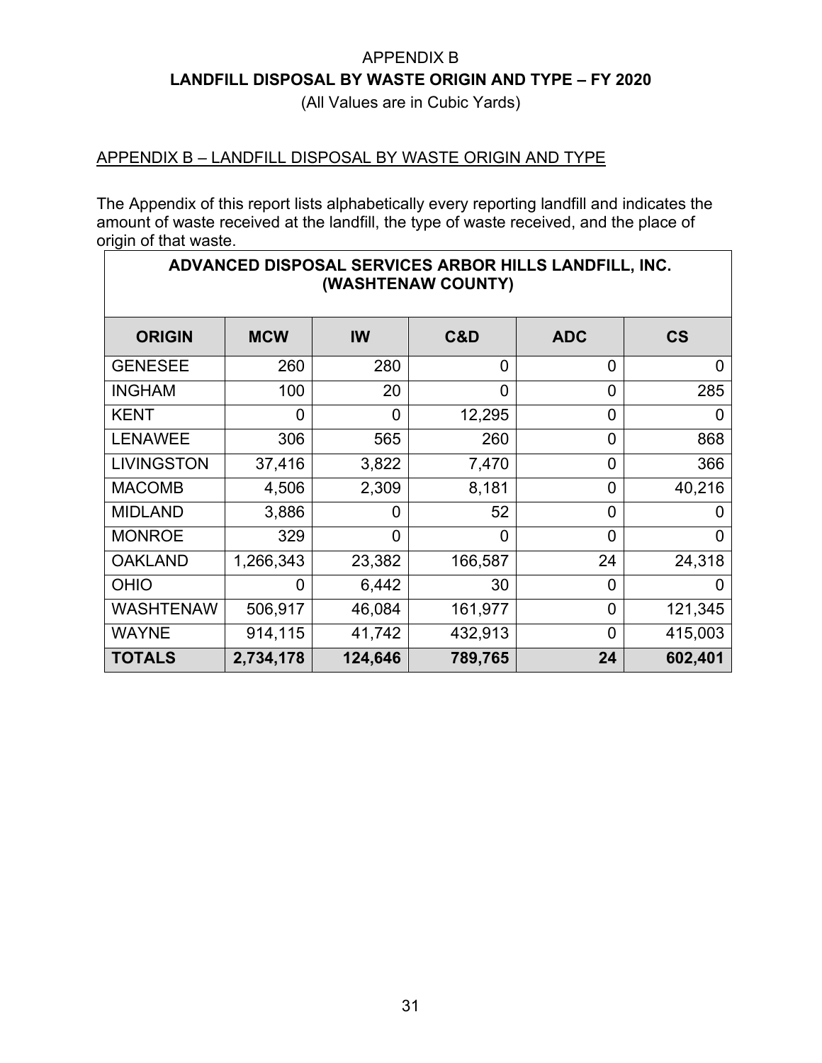# APPENDIX B
## LANDFILL DISPOSAL BY WASTE ORIGIN AND TYPE – FY 2020

(All Values are in Cubic Yards)

APPENDIX B – LANDFILL DISPOSAL BY WASTE ORIGIN AND TYPE

The Appendix of this report lists alphabetically every reporting landfill and indicates the amount of waste received at the landfill, the type of waste received, and the place of origin of that waste.

| **ADVANCED DISPOSAL SERVICES ARBOR HILLS LANDFILL, INC. (WASHTENAW COUNTY)** | | | | | |
|---|---|---|---|---|---|
| **ORIGIN** | **MCW** | **IW** | **C&D** | **ADC** | **CS** |
| GENESEE | 260 | 280 | 0 | 0 | 0 |
| INGHAM | 100 | 20 | 0 | 0 | 285 |
| KENT | 0 | 0 | 12,295 | 0 | 0 |
| LENAWEE | 306 | 565 | 260 | 0 | 868 |
| LIVINGSTON | 37,416 | 3,822 | 7,470 | 0 | 366 |
| MACOMB | 4,506 | 2,309 | 8,181 | 0 | 40,216 |
| MIDLAND | 3,886 | 0 | 52 | 0 | 0 |
| MONROE | 329 | 0 | 0 | 0 | 0 |
| OAKLAND | 1,266,343 | 23,382 | 166,587 | 24 | 24,318 |
| OHIO | 0 | 6,442 | 30 | 0 | 0 |
| WASHTENAW | 506,917 | 46,084 | 161,977 | 0 | 121,345 |
| WAYNE | 914,115 | 41,742 | 432,913 | 0 | 415,003 |
| **TOTALS** | **2,734,178** | **124,646** | **789,765** | **24** | **602,401** |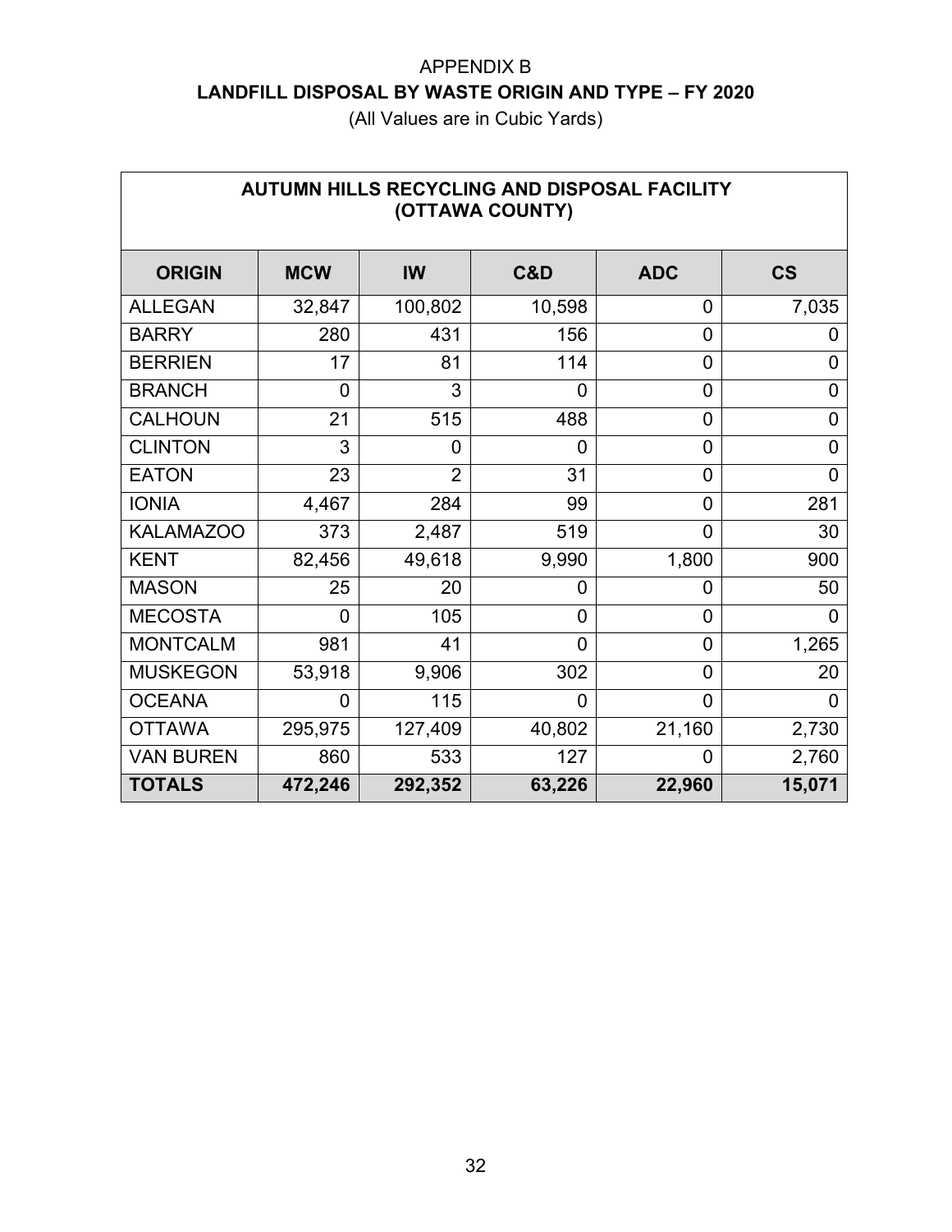APPENDIX B

## LANDFILL DISPOSAL BY WASTE ORIGIN AND TYPE – FY 2020

(All Values are in Cubic Yards)

| AUTUMN HILLS RECYCLING AND DISPOSAL FACILITY (OTTAWA COUNTY) | | | | | |
|---|---|---|---|---|---|
| **ORIGIN** | **MCW** | **IW** | **C&D** | **ADC** | **CS** |
| ALLEGAN | 32,847 | 100,802 | 10,598 | 0 | 7,035 |
| BARRY | 280 | 431 | 156 | 0 | 0 |
| BERRIEN | 17 | 81 | 114 | 0 | 0 |
| BRANCH | 0 | 3 | 0 | 0 | 0 |
| CALHOUN | 21 | 515 | 488 | 0 | 0 |
| CLINTON | 3 | 0 | 0 | 0 | 0 |
| EATON | 23 | 2 | 31 | 0 | 0 |
| IONIA | 4,467 | 284 | 99 | 0 | 281 |
| KALAMAZOO | 373 | 2,487 | 519 | 0 | 30 |
| KENT | 82,456 | 49,618 | 9,990 | 1,800 | 900 |
| MASON | 25 | 20 | 0 | 0 | 50 |
| MECOSTA | 0 | 105 | 0 | 0 | 0 |
| MONTCALM | 981 | 41 | 0 | 0 | 1,265 |
| MUSKEGON | 53,918 | 9,906 | 302 | 0 | 20 |
| OCEANA | 0 | 115 | 0 | 0 | 0 |
| OTTAWA | 295,975 | 127,409 | 40,802 | 21,160 | 2,730 |
| VAN BUREN | 860 | 533 | 127 | 0 | 2,760 |
| **TOTALS** | **472,246** | **292,352** | **63,226** | **22,960** | **15,071** |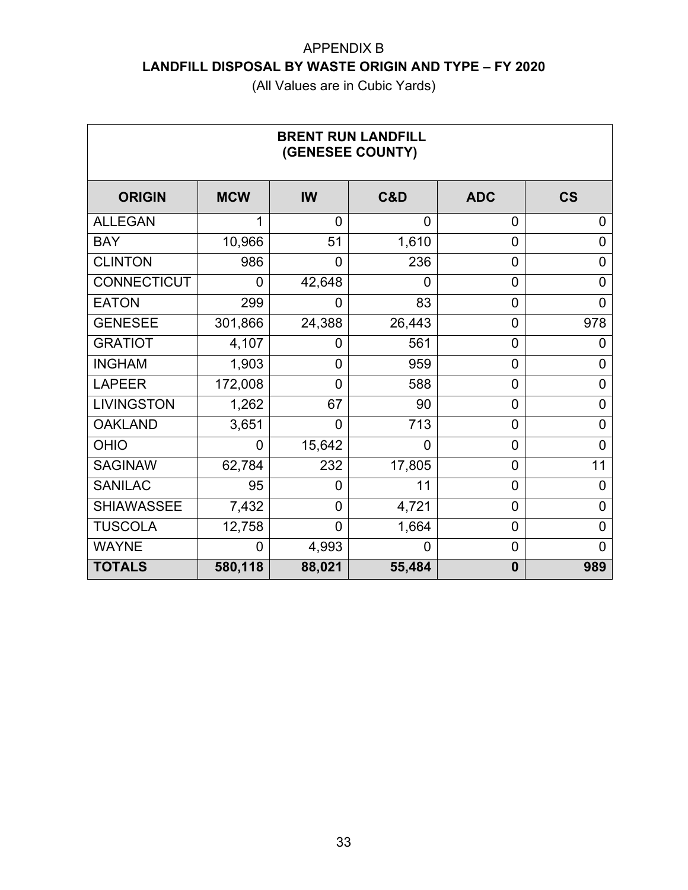# APPENDIX B

## LANDFILL DISPOSAL BY WASTE ORIGIN AND TYPE – FY 2020

(All Values are in Cubic Yards)

| BRENT RUN LANDFILL (GENESEE COUNTY) | | | | | |
|---|---|---|---|---|---|
| **ORIGIN** | **MCW** | **IW** | **C&D** | **ADC** | **CS** |
| ALLEGAN | 1 | 0 | 0 | 0 | 0 |
| BAY | 10,966 | 51 | 1,610 | 0 | 0 |
| CLINTON | 986 | 0 | 236 | 0 | 0 |
| CONNECTICUT | 0 | 42,648 | 0 | 0 | 0 |
| EATON | 299 | 0 | 83 | 0 | 0 |
| GENESEE | 301,866 | 24,388 | 26,443 | 0 | 978 |
| GRATIOT | 4,107 | 0 | 561 | 0 | 0 |
| INGHAM | 1,903 | 0 | 959 | 0 | 0 |
| LAPEER | 172,008 | 0 | 588 | 0 | 0 |
| LIVINGSTON | 1,262 | 67 | 90 | 0 | 0 |
| OAKLAND | 3,651 | 0 | 713 | 0 | 0 |
| OHIO | 0 | 15,642 | 0 | 0 | 0 |
| SAGINAW | 62,784 | 232 | 17,805 | 0 | 11 |
| SANILAC | 95 | 0 | 11 | 0 | 0 |
| SHIAWASSEE | 7,432 | 0 | 4,721 | 0 | 0 |
| TUSCOLA | 12,758 | 0 | 1,664 | 0 | 0 |
| WAYNE | 0 | 4,993 | 0 | 0 | 0 |
| **TOTALS** | **580,118** | **88,021** | **55,484** | **0** | **989** |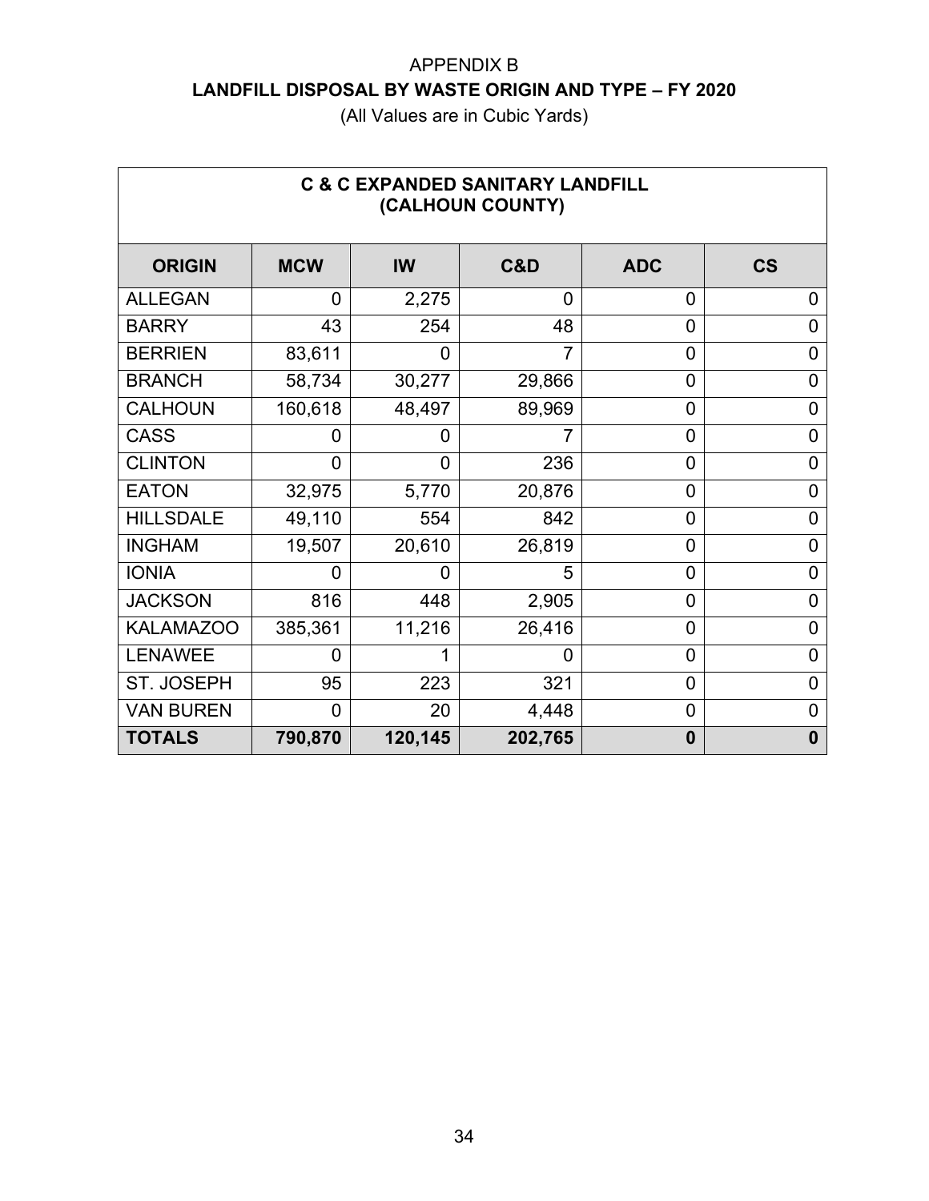APPENDIX B

## LANDFILL DISPOSAL BY WASTE ORIGIN AND TYPE – FY 2020

(All Values are in Cubic Yards)

| C & C EXPANDED SANITARY LANDFILL (CALHOUN COUNTY) | | | | | |
|---|---|---|---|---|---|
| **ORIGIN** | **MCW** | **IW** | **C&D** | **ADC** | **CS** |
| ALLEGAN | 0 | 2,275 | 0 | 0 | 0 |
| BARRY | 43 | 254 | 48 | 0 | 0 |
| BERRIEN | 83,611 | 0 | 7 | 0 | 0 |
| BRANCH | 58,734 | 30,277 | 29,866 | 0 | 0 |
| CALHOUN | 160,618 | 48,497 | 89,969 | 0 | 0 |
| CASS | 0 | 0 | 7 | 0 | 0 |
| CLINTON | 0 | 0 | 236 | 0 | 0 |
| EATON | 32,975 | 5,770 | 20,876 | 0 | 0 |
| HILLSDALE | 49,110 | 554 | 842 | 0 | 0 |
| INGHAM | 19,507 | 20,610 | 26,819 | 0 | 0 |
| IONIA | 0 | 0 | 5 | 0 | 0 |
| JACKSON | 816 | 448 | 2,905 | 0 | 0 |
| KALAMAZOO | 385,361 | 11,216 | 26,416 | 0 | 0 |
| LENAWEE | 0 | 1 | 0 | 0 | 0 |
| ST. JOSEPH | 95 | 223 | 321 | 0 | 0 |
| VAN BUREN | 0 | 20 | 4,448 | 0 | 0 |
| **TOTALS** | **790,870** | **120,145** | **202,765** | **0** | **0** |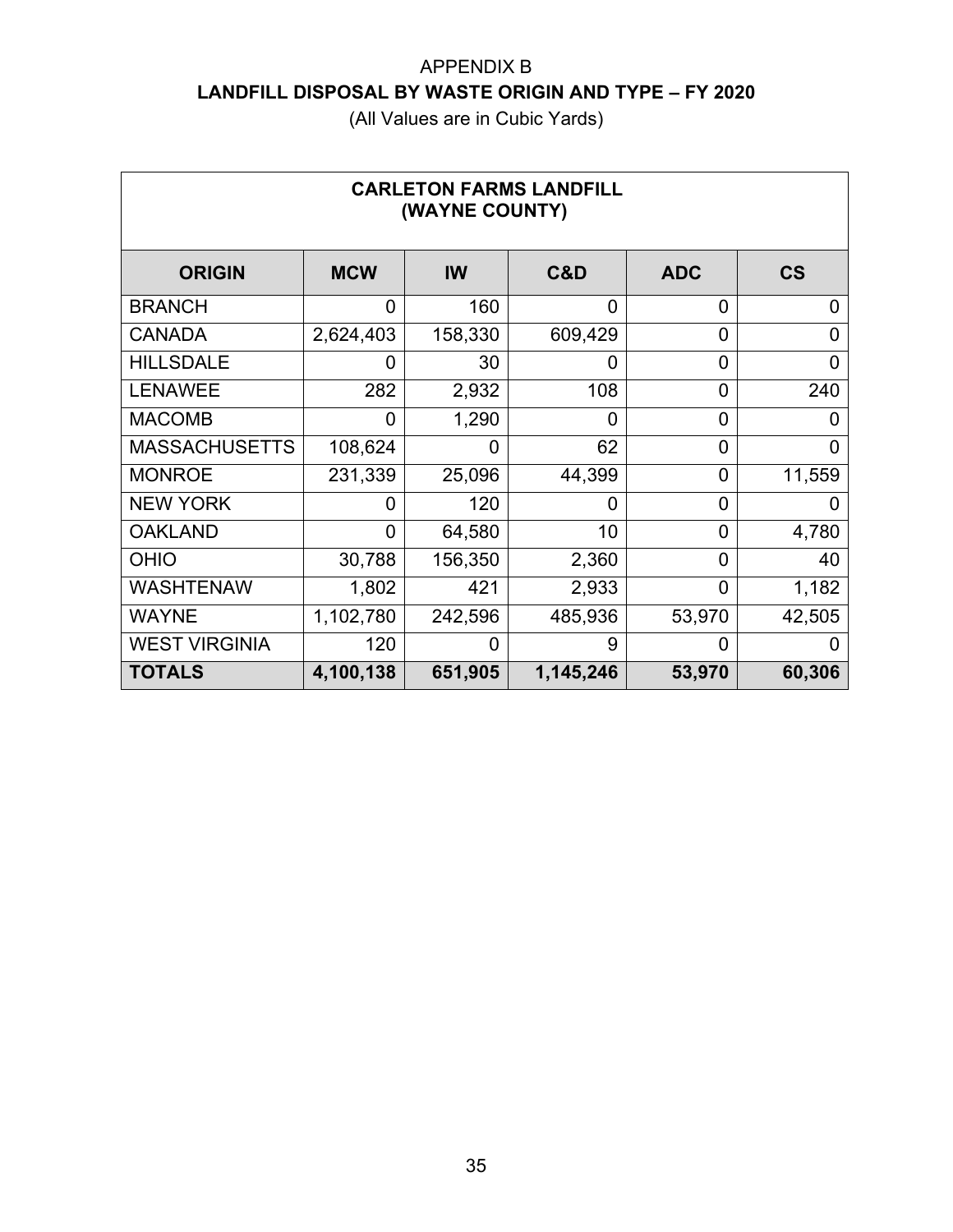# APPENDIX B

## LANDFILL DISPOSAL BY WASTE ORIGIN AND TYPE – FY 2020

(All Values are in Cubic Yards)

| CARLETON FARMS LANDFILL (WAYNE COUNTY) | | | | | |
|---|---|---|---|---|---|
| **ORIGIN** | **MCW** | **IW** | **C&D** | **ADC** | **CS** |
| BRANCH | 0 | 160 | 0 | 0 | 0 |
| CANADA | 2,624,403 | 158,330 | 609,429 | 0 | 0 |
| HILLSDALE | 0 | 30 | 0 | 0 | 0 |
| LENAWEE | 282 | 2,932 | 108 | 0 | 240 |
| MACOMB | 0 | 1,290 | 0 | 0 | 0 |
| MASSACHUSETTS | 108,624 | 0 | 62 | 0 | 0 |
| MONROE | 231,339 | 25,096 | 44,399 | 0 | 11,559 |
| NEW YORK | 0 | 120 | 0 | 0 | 0 |
| OAKLAND | 0 | 64,580 | 10 | 0 | 4,780 |
| OHIO | 30,788 | 156,350 | 2,360 | 0 | 40 |
| WASHTENAW | 1,802 | 421 | 2,933 | 0 | 1,182 |
| WAYNE | 1,102,780 | 242,596 | 485,936 | 53,970 | 42,505 |
| WEST VIRGINIA | 120 | 0 | 9 | 0 | 0 |
| **TOTALS** | **4,100,138** | **651,905** | **1,145,246** | **53,970** | **60,306** |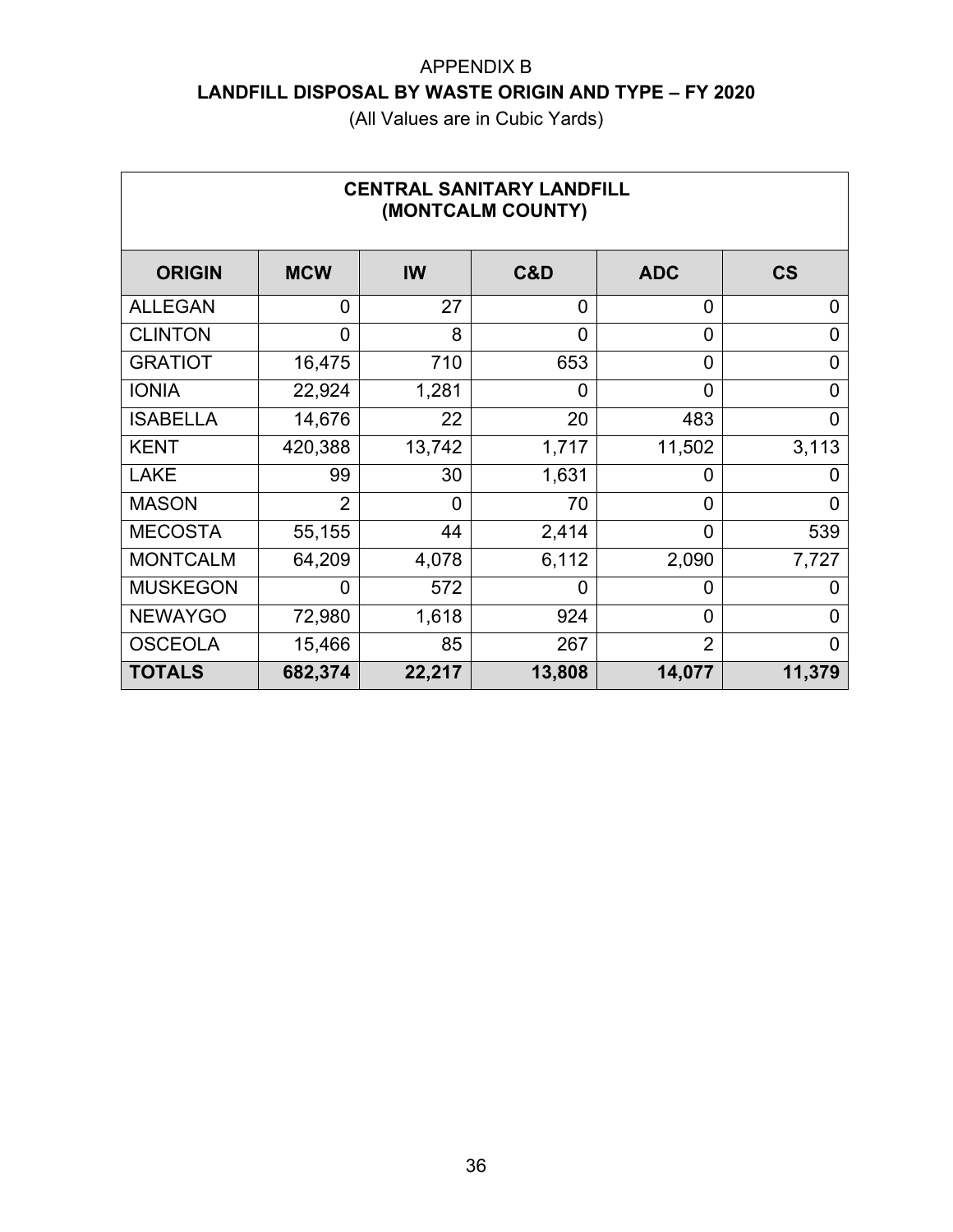APPENDIX B

## LANDFILL DISPOSAL BY WASTE ORIGIN AND TYPE – FY 2020

(All Values are in Cubic Yards)

| CENTRAL SANITARY LANDFILL (MONTCALM COUNTY) | | | | | |
|---|---|---|---|---|---|
| **ORIGIN** | **MCW** | **IW** | **C&D** | **ADC** | **CS** |
| ALLEGAN | 0 | 27 | 0 | 0 | 0 |
| CLINTON | 0 | 8 | 0 | 0 | 0 |
| GRATIOT | 16,475 | 710 | 653 | 0 | 0 |
| IONIA | 22,924 | 1,281 | 0 | 0 | 0 |
| ISABELLA | 14,676 | 22 | 20 | 483 | 0 |
| KENT | 420,388 | 13,742 | 1,717 | 11,502 | 3,113 |
| LAKE | 99 | 30 | 1,631 | 0 | 0 |
| MASON | 2 | 0 | 70 | 0 | 0 |
| MECOSTA | 55,155 | 44 | 2,414 | 0 | 539 |
| MONTCALM | 64,209 | 4,078 | 6,112 | 2,090 | 7,727 |
| MUSKEGON | 0 | 572 | 0 | 0 | 0 |
| NEWAYGO | 72,980 | 1,618 | 924 | 0 | 0 |
| OSCEOLA | 15,466 | 85 | 267 | 2 | 0 |
| **TOTALS** | **682,374** | **22,217** | **13,808** | **14,077** | **11,379** |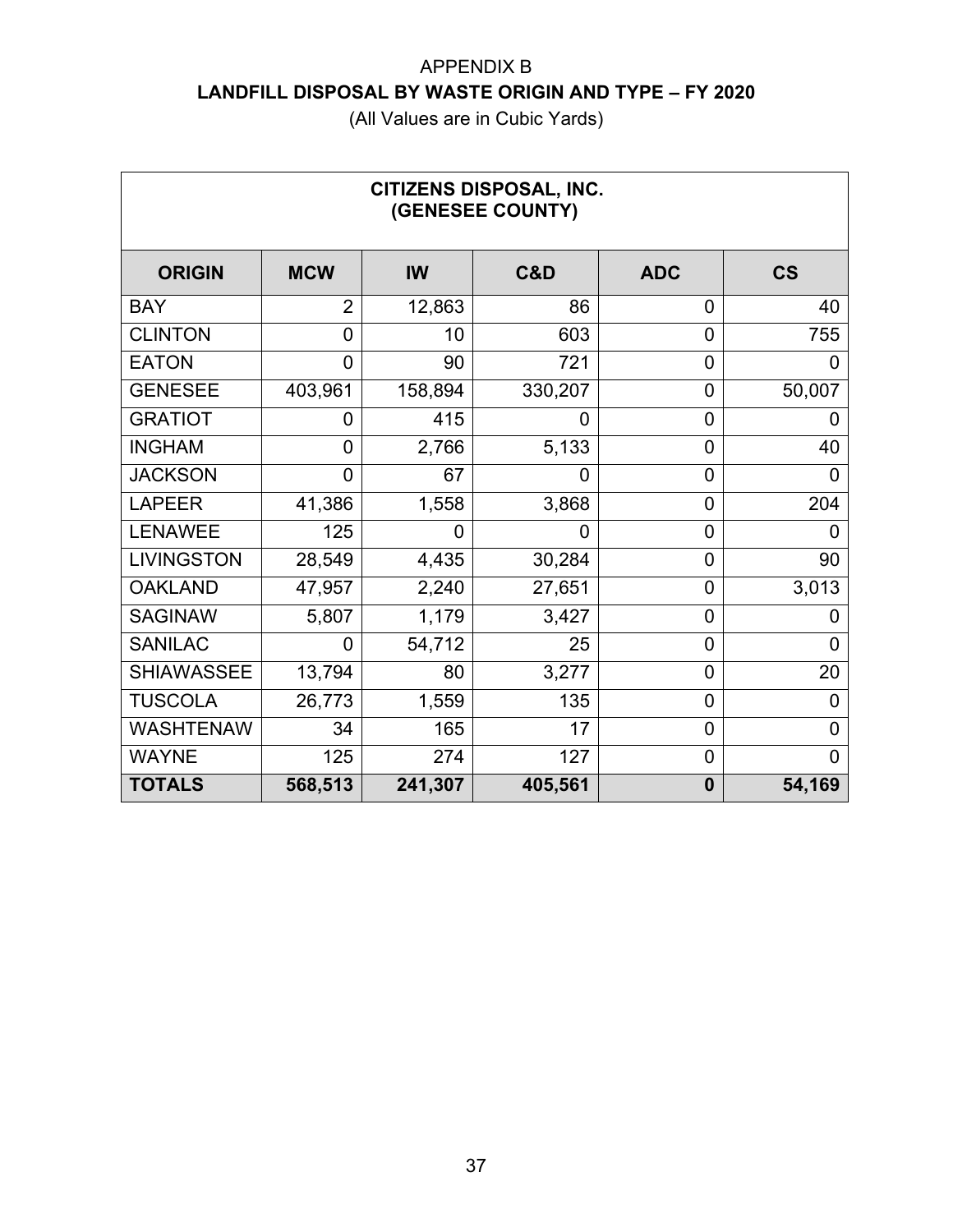# APPENDIX B

## LANDFILL DISPOSAL BY WASTE ORIGIN AND TYPE – FY 2020

(All Values are in Cubic Yards)

| CITIZENS DISPOSAL, INC. (GENESEE COUNTY) | | | | | |
|---|---|---|---|---|---|
| **ORIGIN** | **MCW** | **IW** | **C&D** | **ADC** | **CS** |
| BAY | 2 | 12,863 | 86 | 0 | 40 |
| CLINTON | 0 | 10 | 603 | 0 | 755 |
| EATON | 0 | 90 | 721 | 0 | 0 |
| GENESEE | 403,961 | 158,894 | 330,207 | 0 | 50,007 |
| GRATIOT | 0 | 415 | 0 | 0 | 0 |
| INGHAM | 0 | 2,766 | 5,133 | 0 | 40 |
| JACKSON | 0 | 67 | 0 | 0 | 0 |
| LAPEER | 41,386 | 1,558 | 3,868 | 0 | 204 |
| LENAWEE | 125 | 0 | 0 | 0 | 0 |
| LIVINGSTON | 28,549 | 4,435 | 30,284 | 0 | 90 |
| OAKLAND | 47,957 | 2,240 | 27,651 | 0 | 3,013 |
| SAGINAW | 5,807 | 1,179 | 3,427 | 0 | 0 |
| SANILAC | 0 | 54,712 | 25 | 0 | 0 |
| SHIAWASSEE | 13,794 | 80 | 3,277 | 0 | 20 |
| TUSCOLA | 26,773 | 1,559 | 135 | 0 | 0 |
| WASHTENAW | 34 | 165 | 17 | 0 | 0 |
| WAYNE | 125 | 274 | 127 | 0 | 0 |
| **TOTALS** | **568,513** | **241,307** | **405,561** | **0** | **54,169** |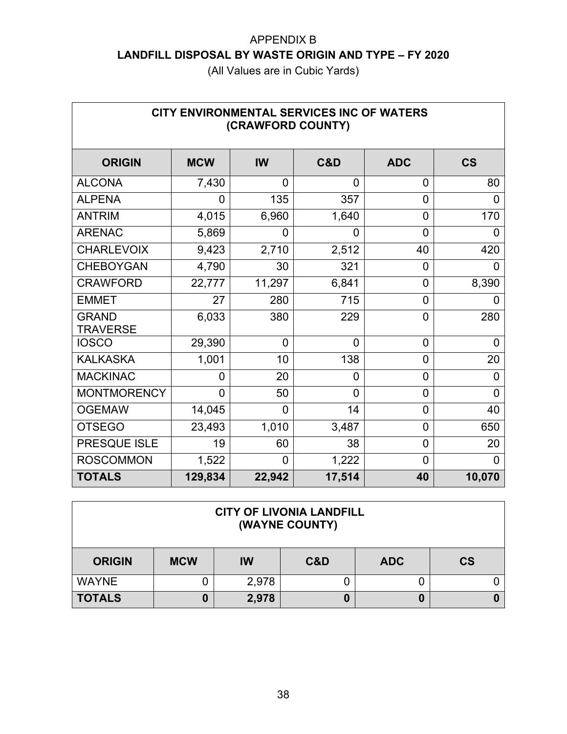# APPENDIX B

## LANDFILL DISPOSAL BY WASTE ORIGIN AND TYPE – FY 2020

(All Values are in Cubic Yards)

### CITY ENVIRONMENTAL SERVICES INC OF WATERS (CRAWFORD COUNTY)

| ORIGIN | MCW | IW | C&D | ADC | CS |
|---|---|---|---|---|---|
| ALCONA | 7,430 | 0 | 0 | 0 | 80 |
| ALPENA | 0 | 135 | 357 | 0 | 0 |
| ANTRIM | 4,015 | 6,960 | 1,640 | 0 | 170 |
| ARENAC | 5,869 | 0 | 0 | 0 | 0 |
| CHARLEVOIX | 9,423 | 2,710 | 2,512 | 40 | 420 |
| CHEBOYGAN | 4,790 | 30 | 321 | 0 | 0 |
| CRAWFORD | 22,777 | 11,297 | 6,841 | 0 | 8,390 |
| EMMET | 27 | 280 | 715 | 0 | 0 |
| GRAND TRAVERSE | 6,033 | 380 | 229 | 0 | 280 |
| IOSCO | 29,390 | 0 | 0 | 0 | 0 |
| KALKASKA | 1,001 | 10 | 138 | 0 | 20 |
| MACKINAC | 0 | 20 | 0 | 0 | 0 |
| MONTMORENCY | 0 | 50 | 0 | 0 | 0 |
| OGEMAW | 14,045 | 0 | 14 | 0 | 40 |
| OTSEGO | 23,493 | 1,010 | 3,487 | 0 | 650 |
| PRESQUE ISLE | 19 | 60 | 38 | 0 | 20 |
| ROSCOMMON | 1,522 | 0 | 1,222 | 0 | 0 |
| **TOTALS** | **129,834** | **22,942** | **17,514** | **40** | **10,070** |

### CITY OF LIVONIA LANDFILL (WAYNE COUNTY)

| ORIGIN | MCW | IW | C&D | ADC | CS |
|---|---|---|---|---|---|
| WAYNE | 0 | 2,978 | 0 | 0 | 0 |
| **TOTALS** | **0** | **2,978** | **0** | **0** | **0** |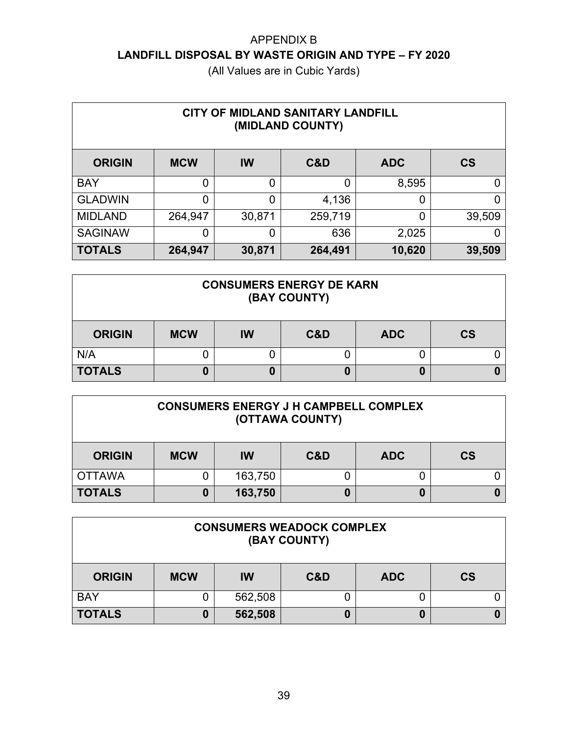# APPENDIX B
## LANDFILL DISPOSAL BY WASTE ORIGIN AND TYPE – FY 2020
(All Values are in Cubic Yards)

| CITY OF MIDLAND SANITARY LANDFILL (MIDLAND COUNTY) | | | | | |
|---|---|---|---|---|---|
| **ORIGIN** | **MCW** | **IW** | **C&D** | **ADC** | **CS** |
| BAY | 0 | 0 | 0 | 8,595 | 0 |
| GLADWIN | 0 | 0 | 4,136 | 0 | 0 |
| MIDLAND | 264,947 | 30,871 | 259,719 | 0 | 39,509 |
| SAGINAW | 0 | 0 | 636 | 2,025 | 0 |
| **TOTALS** | **264,947** | **30,871** | **264,491** | **10,620** | **39,509** |

| CONSUMERS ENERGY DE KARN (BAY COUNTY) | | | | | |
|---|---|---|---|---|---|
| **ORIGIN** | **MCW** | **IW** | **C&D** | **ADC** | **CS** |
| N/A | 0 | 0 | 0 | 0 | 0 |
| **TOTALS** | **0** | **0** | **0** | **0** | **0** |

| CONSUMERS ENERGY J H CAMPBELL COMPLEX (OTTAWA COUNTY) | | | | | |
|---|---|---|---|---|---|
| **ORIGIN** | **MCW** | **IW** | **C&D** | **ADC** | **CS** |
| OTTAWA | 0 | 163,750 | 0 | 0 | 0 |
| **TOTALS** | **0** | **163,750** | **0** | **0** | **0** |

| CONSUMERS WEADOCK COMPLEX (BAY COUNTY) | | | | | |
|---|---|---|---|---|---|
| **ORIGIN** | **MCW** | **IW** | **C&D** | **ADC** | **CS** |
| BAY | 0 | 562,508 | 0 | 0 | 0 |
| **TOTALS** | **0** | **562,508** | **0** | **0** | **0** |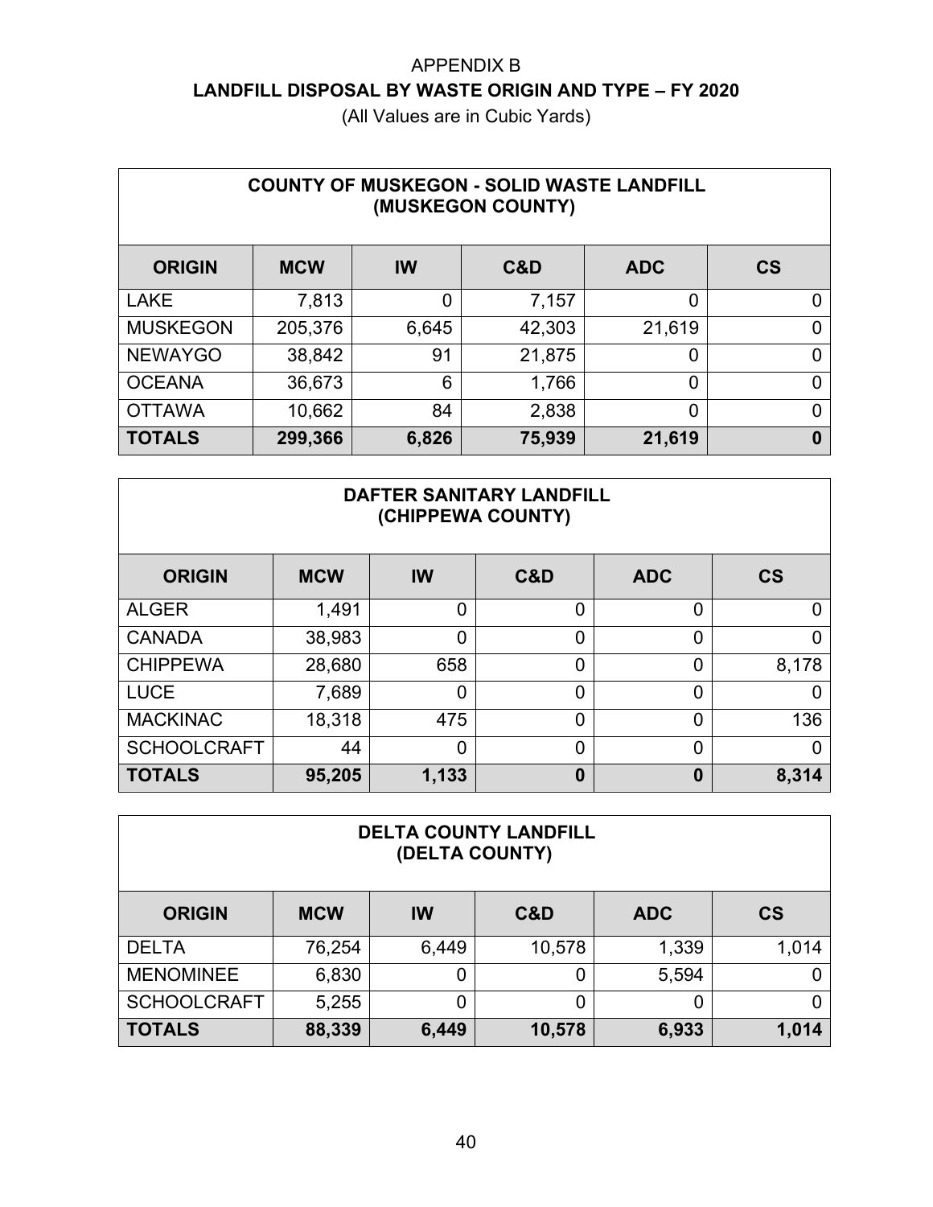# APPENDIX B

## LANDFILL DISPOSAL BY WASTE ORIGIN AND TYPE – FY 2020

(All Values are in Cubic Yards)

| COUNTY OF MUSKEGON - SOLID WASTE LANDFILL (MUSKEGON COUNTY) | | | | | |
|---|---|---|---|---|---|
| **ORIGIN** | **MCW** | **IW** | **C&D** | **ADC** | **CS** |
| LAKE | 7,813 | 0 | 7,157 | 0 | 0 |
| MUSKEGON | 205,376 | 6,645 | 42,303 | 21,619 | 0 |
| NEWAYGO | 38,842 | 91 | 21,875 | 0 | 0 |
| OCEANA | 36,673 | 6 | 1,766 | 0 | 0 |
| OTTAWA | 10,662 | 84 | 2,838 | 0 | 0 |
| **TOTALS** | **299,366** | **6,826** | **75,939** | **21,619** | **0** |

| DAFTER SANITARY LANDFILL (CHIPPEWA COUNTY) | | | | | |
|---|---|---|---|---|---|
| **ORIGIN** | **MCW** | **IW** | **C&D** | **ADC** | **CS** |
| ALGER | 1,491 | 0 | 0 | 0 | 0 |
| CANADA | 38,983 | 0 | 0 | 0 | 0 |
| CHIPPEWA | 28,680 | 658 | 0 | 0 | 8,178 |
| LUCE | 7,689 | 0 | 0 | 0 | 0 |
| MACKINAC | 18,318 | 475 | 0 | 0 | 136 |
| SCHOOLCRAFT | 44 | 0 | 0 | 0 | 0 |
| **TOTALS** | **95,205** | **1,133** | **0** | **0** | **8,314** |

| DELTA COUNTY LANDFILL (DELTA COUNTY) | | | | | |
|---|---|---|---|---|---|
| **ORIGIN** | **MCW** | **IW** | **C&D** | **ADC** | **CS** |
| DELTA | 76,254 | 6,449 | 10,578 | 1,339 | 1,014 |
| MENOMINEE | 6,830 | 0 | 0 | 5,594 | 0 |
| SCHOOLCRAFT | 5,255 | 0 | 0 | 0 | 0 |
| **TOTALS** | **88,339** | **6,449** | **10,578** | **6,933** | **1,014** |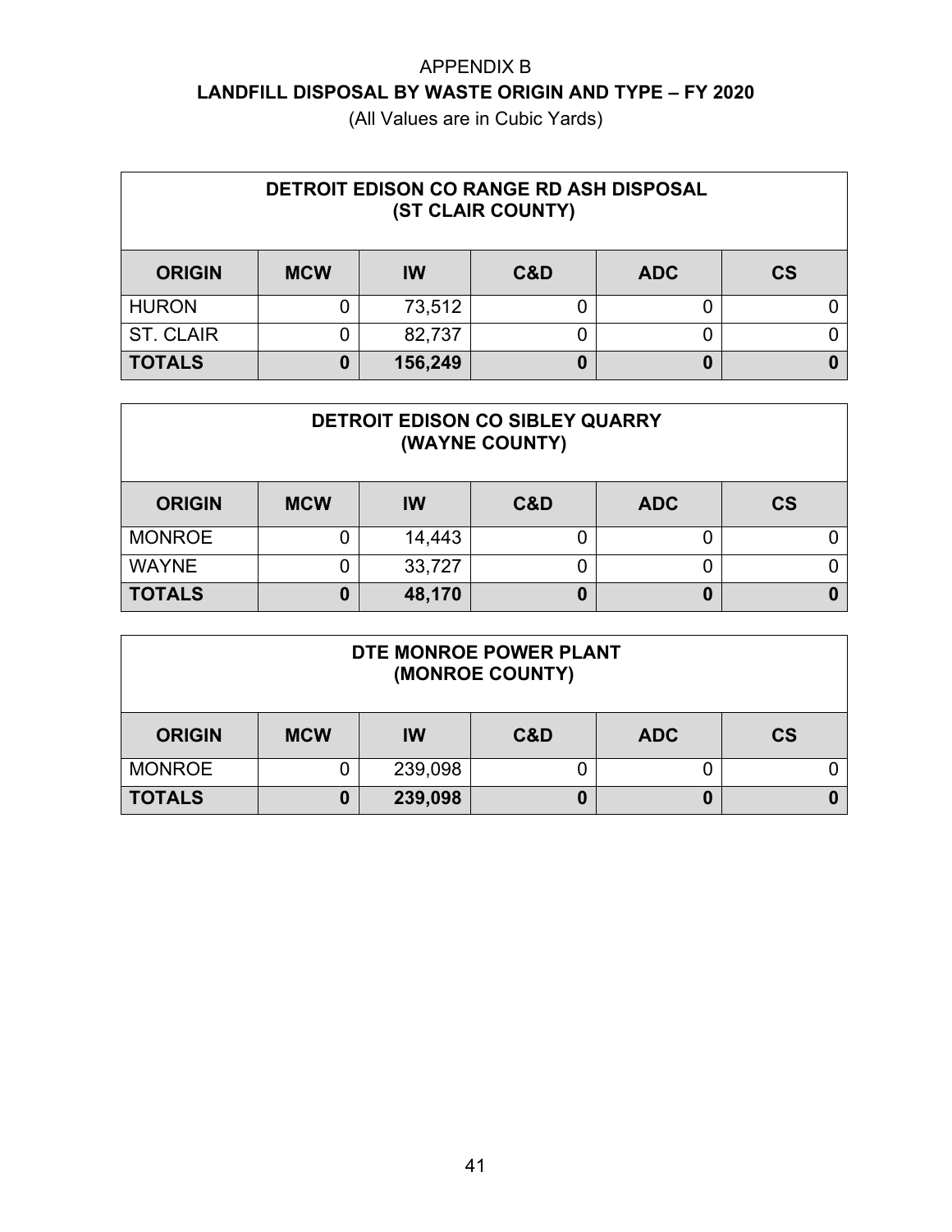# APPENDIX B
## LANDFILL DISPOSAL BY WASTE ORIGIN AND TYPE – FY 2020
(All Values are in Cubic Yards)

| DETROIT EDISON CO RANGE RD ASH DISPOSAL (ST CLAIR COUNTY) | | | | | |
|---|---|---|---|---|---|
| **ORIGIN** | **MCW** | **IW** | **C&D** | **ADC** | **CS** |
| HURON | 0 | 73,512 | 0 | 0 | 0 |
| ST. CLAIR | 0 | 82,737 | 0 | 0 | 0 |
| **TOTALS** | **0** | **156,249** | **0** | **0** | **0** |

| DETROIT EDISON CO SIBLEY QUARRY (WAYNE COUNTY) | | | | | |
|---|---|---|---|---|---|
| **ORIGIN** | **MCW** | **IW** | **C&D** | **ADC** | **CS** |
| MONROE | 0 | 14,443 | 0 | 0 | 0 |
| WAYNE | 0 | 33,727 | 0 | 0 | 0 |
| **TOTALS** | **0** | **48,170** | **0** | **0** | **0** |

| DTE MONROE POWER PLANT (MONROE COUNTY) | | | | | |
|---|---|---|---|---|---|
| **ORIGIN** | **MCW** | **IW** | **C&D** | **ADC** | **CS** |
| MONROE | 0 | 239,098 | 0 | 0 | 0 |
| **TOTALS** | **0** | **239,098** | **0** | **0** | **0** |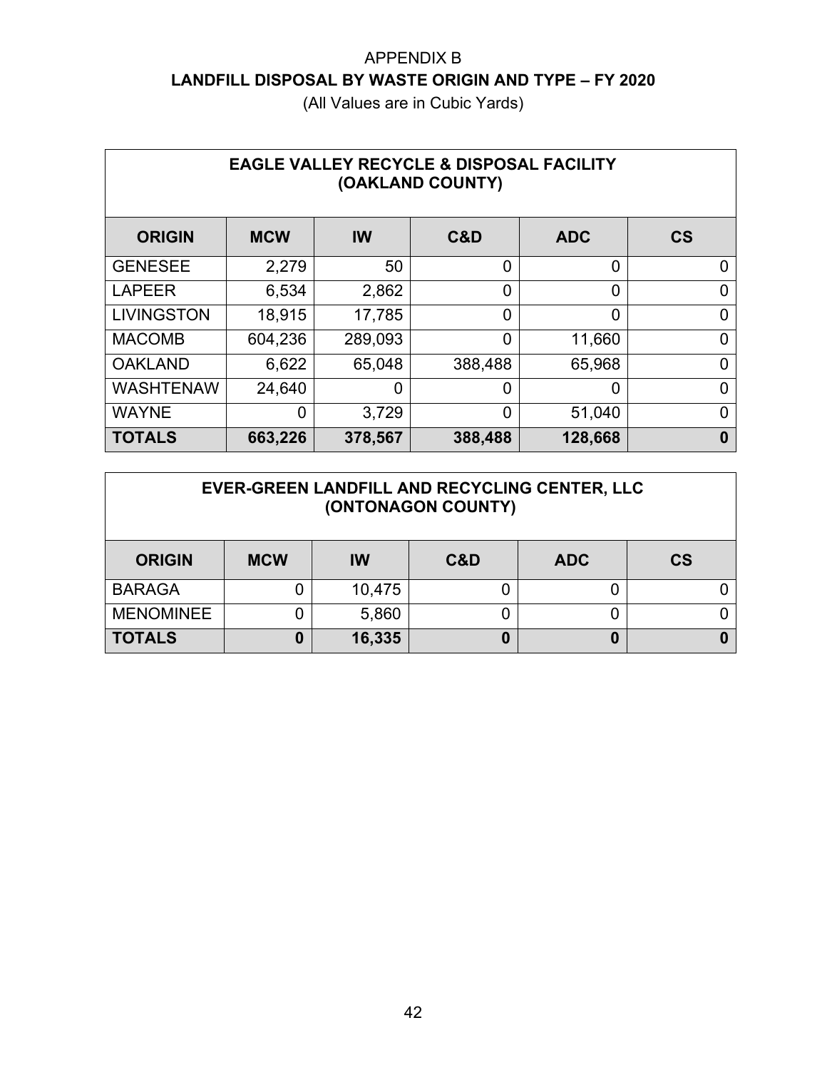APPENDIX B

**LANDFILL DISPOSAL BY WASTE ORIGIN AND TYPE – FY 2020**

(All Values are in Cubic Yards)

| **EAGLE VALLEY RECYCLE & DISPOSAL FACILITY (OAKLAND COUNTY)** | | | | | |
|---|---|---|---|---|---|
| **ORIGIN** | **MCW** | **IW** | **C&D** | **ADC** | **CS** |
| GENESEE | 2,279 | 50 | 0 | 0 | 0 |
| LAPEER | 6,534 | 2,862 | 0 | 0 | 0 |
| LIVINGSTON | 18,915 | 17,785 | 0 | 0 | 0 |
| MACOMB | 604,236 | 289,093 | 0 | 11,660 | 0 |
| OAKLAND | 6,622 | 65,048 | 388,488 | 65,968 | 0 |
| WASHTENAW | 24,640 | 0 | 0 | 0 | 0 |
| WAYNE | 0 | 3,729 | 0 | 51,040 | 0 |
| **TOTALS** | **663,226** | **378,567** | **388,488** | **128,668** | **0** |

| **EVER-GREEN LANDFILL AND RECYCLING CENTER, LLC (ONTONAGON COUNTY)** | | | | | |
|---|---|---|---|---|---|
| **ORIGIN** | **MCW** | **IW** | **C&D** | **ADC** | **CS** |
| BARAGA | 0 | 10,475 | 0 | 0 | 0 |
| MENOMINEE | 0 | 5,860 | 0 | 0 | 0 |
| **TOTALS** | **0** | **16,335** | **0** | **0** | **0** |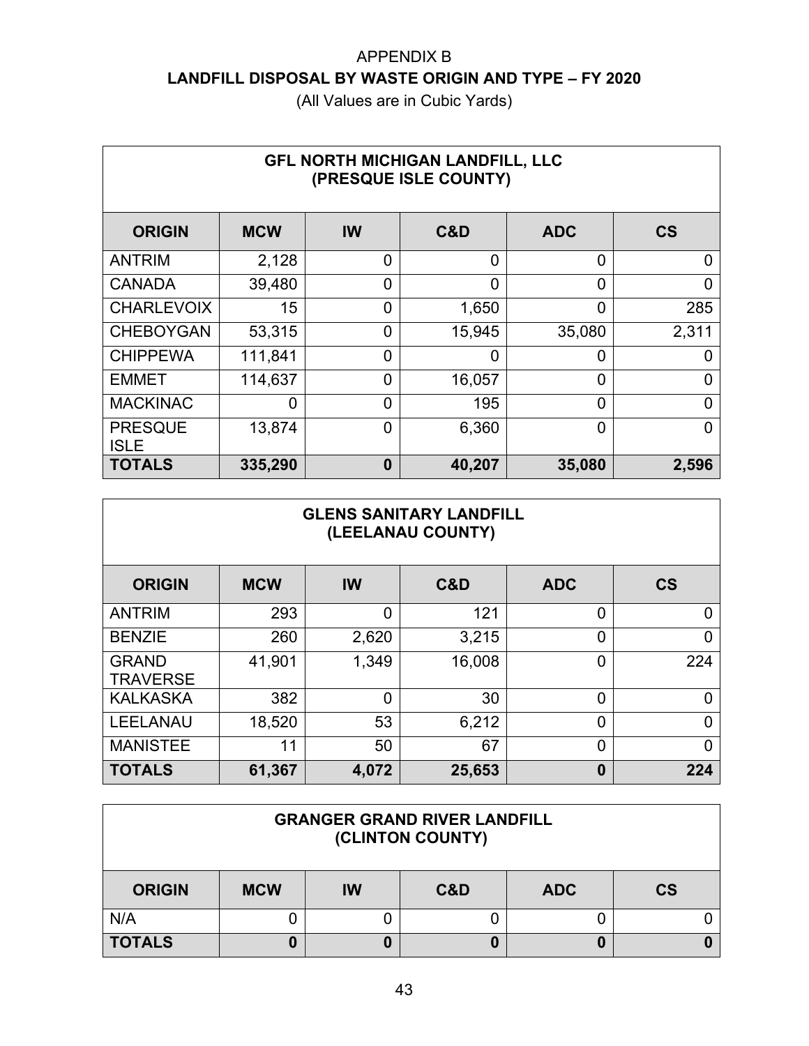# APPENDIX B

## LANDFILL DISPOSAL BY WASTE ORIGIN AND TYPE – FY 2020

(All Values are in Cubic Yards)

### GFL NORTH MICHIGAN LANDFILL, LLC (PRESQUE ISLE COUNTY)

| ORIGIN | MCW | IW | C&D | ADC | CS |
|---|---|---|---|---|---|
| ANTRIM | 2,128 | 0 | 0 | 0 | 0 |
| CANADA | 39,480 | 0 | 0 | 0 | 0 |
| CHARLEVOIX | 15 | 0 | 1,650 | 0 | 285 |
| CHEBOYGAN | 53,315 | 0 | 15,945 | 35,080 | 2,311 |
| CHIPPEWA | 111,841 | 0 | 0 | 0 | 0 |
| EMMET | 114,637 | 0 | 16,057 | 0 | 0 |
| MACKINAC | 0 | 0 | 195 | 0 | 0 |
| PRESQUE ISLE | 13,874 | 0 | 6,360 | 0 | 0 |
| **TOTALS** | **335,290** | **0** | **40,207** | **35,080** | **2,596** |

### GLENS SANITARY LANDFILL (LEELANAU COUNTY)

| ORIGIN | MCW | IW | C&D | ADC | CS |
|---|---|---|---|---|---|
| ANTRIM | 293 | 0 | 121 | 0 | 0 |
| BENZIE | 260 | 2,620 | 3,215 | 0 | 0 |
| GRAND TRAVERSE | 41,901 | 1,349 | 16,008 | 0 | 224 |
| KALKASKA | 382 | 0 | 30 | 0 | 0 |
| LEELANAU | 18,520 | 53 | 6,212 | 0 | 0 |
| MANISTEE | 11 | 50 | 67 | 0 | 0 |
| **TOTALS** | **61,367** | **4,072** | **25,653** | **0** | **224** |

### GRANGER GRAND RIVER LANDFILL (CLINTON COUNTY)

| ORIGIN | MCW | IW | C&D | ADC | CS |
|---|---|---|---|---|---|
| N/A | 0 | 0 | 0 | 0 | 0 |
| **TOTALS** | **0** | **0** | **0** | **0** | **0** |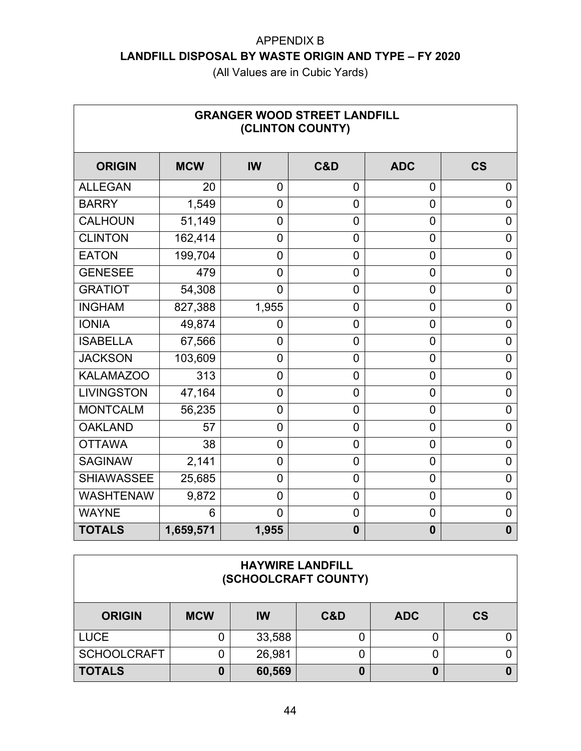APPENDIX B

**LANDFILL DISPOSAL BY WASTE ORIGIN AND TYPE – FY 2020**

(All Values are in Cubic Yards)

| **GRANGER WOOD STREET LANDFILL (CLINTON COUNTY)** | | | | | |
|---|---|---|---|---|---|
| **ORIGIN** | **MCW** | **IW** | **C&D** | **ADC** | **CS** |
| ALLEGAN | 20 | 0 | 0 | 0 | 0 |
| BARRY | 1,549 | 0 | 0 | 0 | 0 |
| CALHOUN | 51,149 | 0 | 0 | 0 | 0 |
| CLINTON | 162,414 | 0 | 0 | 0 | 0 |
| EATON | 199,704 | 0 | 0 | 0 | 0 |
| GENESEE | 479 | 0 | 0 | 0 | 0 |
| GRATIOT | 54,308 | 0 | 0 | 0 | 0 |
| INGHAM | 827,388 | 1,955 | 0 | 0 | 0 |
| IONIA | 49,874 | 0 | 0 | 0 | 0 |
| ISABELLA | 67,566 | 0 | 0 | 0 | 0 |
| JACKSON | 103,609 | 0 | 0 | 0 | 0 |
| KALAMAZOO | 313 | 0 | 0 | 0 | 0 |
| LIVINGSTON | 47,164 | 0 | 0 | 0 | 0 |
| MONTCALM | 56,235 | 0 | 0 | 0 | 0 |
| OAKLAND | 57 | 0 | 0 | 0 | 0 |
| OTTAWA | 38 | 0 | 0 | 0 | 0 |
| SAGINAW | 2,141 | 0 | 0 | 0 | 0 |
| SHIAWASSEE | 25,685 | 0 | 0 | 0 | 0 |
| WASHTENAW | 9,872 | 0 | 0 | 0 | 0 |
| WAYNE | 6 | 0 | 0 | 0 | 0 |
| **TOTALS** | **1,659,571** | **1,955** | **0** | **0** | **0** |

| **HAYWIRE LANDFILL (SCHOOLCRAFT COUNTY)** | | | | | |
|---|---|---|---|---|---|
| **ORIGIN** | **MCW** | **IW** | **C&D** | **ADC** | **CS** |
| LUCE | 0 | 33,588 | 0 | 0 | 0 |
| SCHOOLCRAFT | 0 | 26,981 | 0 | 0 | 0 |
| **TOTALS** | **0** | **60,569** | **0** | **0** | **0** |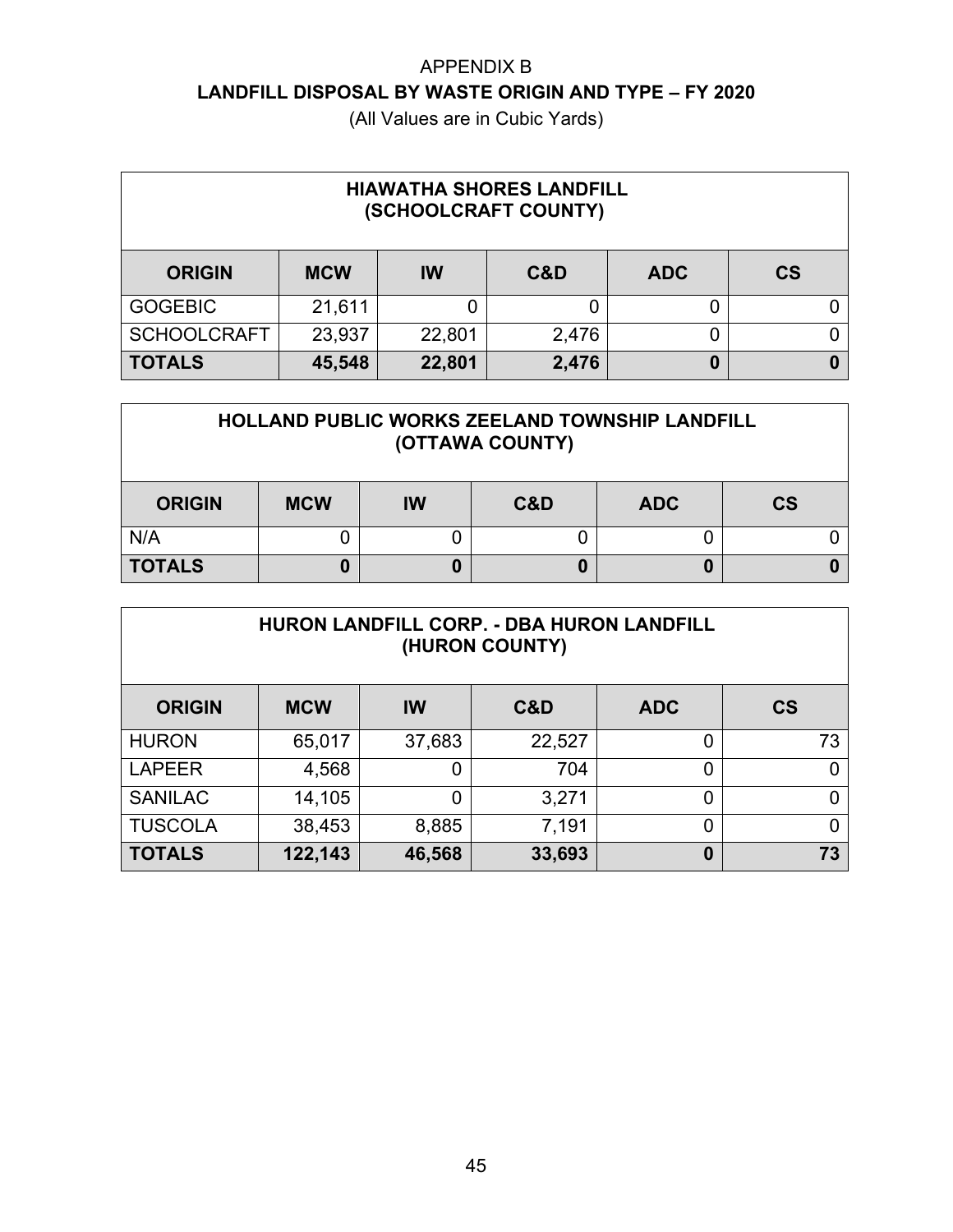# APPENDIX B

## LANDFILL DISPOSAL BY WASTE ORIGIN AND TYPE – FY 2020

(All Values are in Cubic Yards)

| HIAWATHA SHORES LANDFILL (SCHOOLCRAFT COUNTY) | | | | | |
|---|---|---|---|---|---|
| **ORIGIN** | **MCW** | **IW** | **C&D** | **ADC** | **CS** |
| GOGEBIC | 21,611 | 0 | 0 | 0 | 0 |
| SCHOOLCRAFT | 23,937 | 22,801 | 2,476 | 0 | 0 |
| **TOTALS** | **45,548** | **22,801** | **2,476** | **0** | **0** |

| HOLLAND PUBLIC WORKS ZEELAND TOWNSHIP LANDFILL (OTTAWA COUNTY) | | | | | |
|---|---|---|---|---|---|
| **ORIGIN** | **MCW** | **IW** | **C&D** | **ADC** | **CS** |
| N/A | 0 | 0 | 0 | 0 | 0 |
| **TOTALS** | **0** | **0** | **0** | **0** | **0** |

| HURON LANDFILL CORP. - DBA HURON LANDFILL (HURON COUNTY) | | | | | |
|---|---|---|---|---|---|
| **ORIGIN** | **MCW** | **IW** | **C&D** | **ADC** | **CS** |
| HURON | 65,017 | 37,683 | 22,527 | 0 | 73 |
| LAPEER | 4,568 | 0 | 704 | 0 | 0 |
| SANILAC | 14,105 | 0 | 3,271 | 0 | 0 |
| TUSCOLA | 38,453 | 8,885 | 7,191 | 0 | 0 |
| **TOTALS** | **122,143** | **46,568** | **33,693** | **0** | **73** |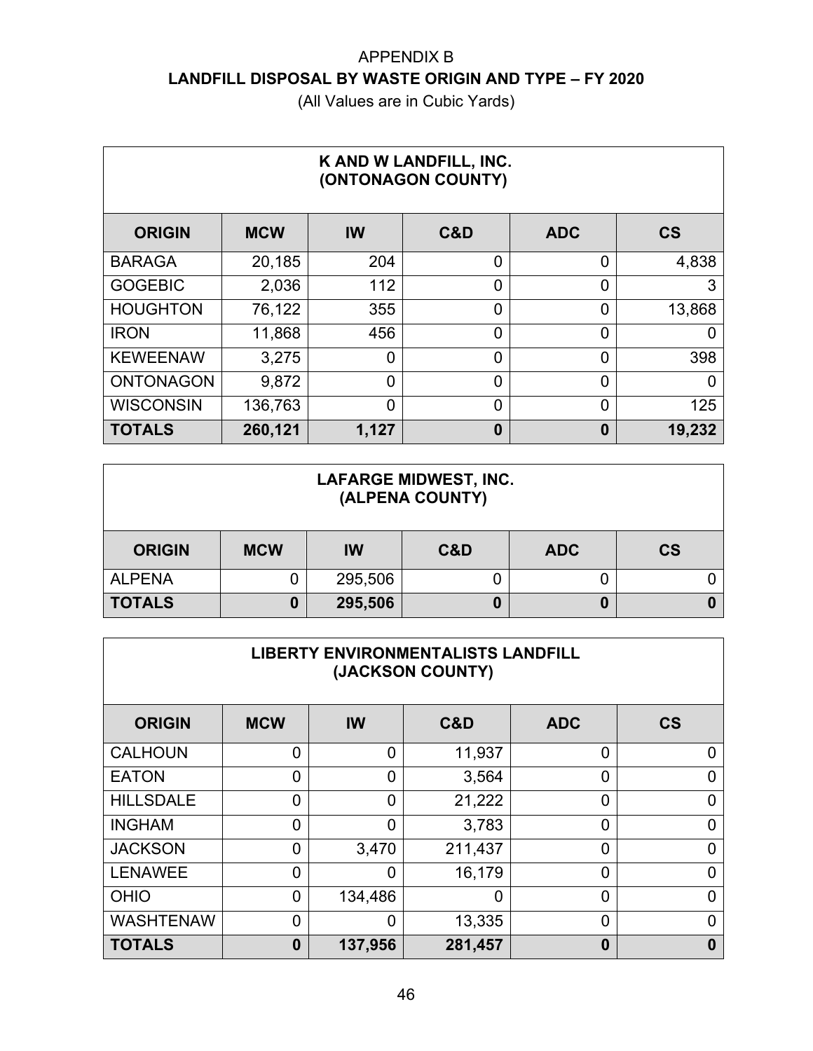APPENDIX B

# LANDFILL DISPOSAL BY WASTE ORIGIN AND TYPE – FY 2020

(All Values are in Cubic Yards)

| K AND W LANDFILL, INC. (ONTONAGON COUNTY) | | | | | |
|---|---|---|---|---|---|
| **ORIGIN** | **MCW** | **IW** | **C&D** | **ADC** | **CS** |
| BARAGA | 20,185 | 204 | 0 | 0 | 4,838 |
| GOGEBIC | 2,036 | 112 | 0 | 0 | 3 |
| HOUGHTON | 76,122 | 355 | 0 | 0 | 13,868 |
| IRON | 11,868 | 456 | 0 | 0 | 0 |
| KEWEENAW | 3,275 | 0 | 0 | 0 | 398 |
| ONTONAGON | 9,872 | 0 | 0 | 0 | 0 |
| WISCONSIN | 136,763 | 0 | 0 | 0 | 125 |
| **TOTALS** | **260,121** | **1,127** | **0** | **0** | **19,232** |

| LAFARGE MIDWEST, INC. (ALPENA COUNTY) | | | | | |
|---|---|---|---|---|---|
| **ORIGIN** | **MCW** | **IW** | **C&D** | **ADC** | **CS** |
| ALPENA | 0 | 295,506 | 0 | 0 | 0 |
| **TOTALS** | **0** | **295,506** | **0** | **0** | **0** |

| LIBERTY ENVIRONMENTALISTS LANDFILL (JACKSON COUNTY) | | | | | |
|---|---|---|---|---|---|
| **ORIGIN** | **MCW** | **IW** | **C&D** | **ADC** | **CS** |
| CALHOUN | 0 | 0 | 11,937 | 0 | 0 |
| EATON | 0 | 0 | 3,564 | 0 | 0 |
| HILLSDALE | 0 | 0 | 21,222 | 0 | 0 |
| INGHAM | 0 | 0 | 3,783 | 0 | 0 |
| JACKSON | 0 | 3,470 | 211,437 | 0 | 0 |
| LENAWEE | 0 | 0 | 16,179 | 0 | 0 |
| OHIO | 0 | 134,486 | 0 | 0 | 0 |
| WASHTENAW | 0 | 0 | 13,335 | 0 | 0 |
| **TOTALS** | **0** | **137,956** | **281,457** | **0** | **0** |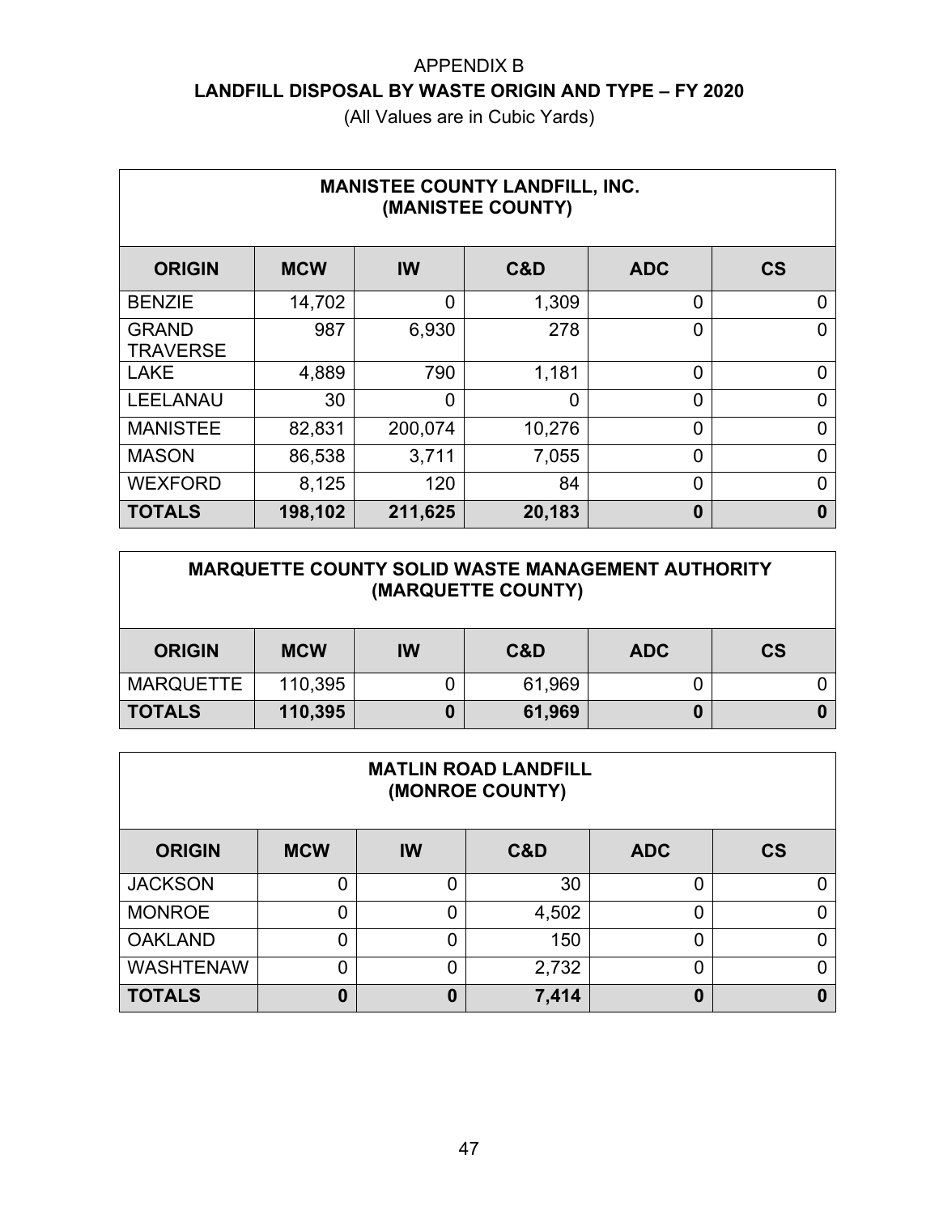APPENDIX B

**LANDFILL DISPOSAL BY WASTE ORIGIN AND TYPE – FY 2020**

(All Values are in Cubic Yards)

**MANISTEE COUNTY LANDFILL, INC.**
**(MANISTEE COUNTY)**

| ORIGIN | MCW | IW | C&D | ADC | CS |
|---|---|---|---|---|---|
| BENZIE | 14,702 | 0 | 1,309 | 0 | 0 |
| GRAND TRAVERSE | 987 | 6,930 | 278 | 0 | 0 |
| LAKE | 4,889 | 790 | 1,181 | 0 | 0 |
| LEELANAU | 30 | 0 | 0 | 0 | 0 |
| MANISTEE | 82,831 | 200,074 | 10,276 | 0 | 0 |
| MASON | 86,538 | 3,711 | 7,055 | 0 | 0 |
| WEXFORD | 8,125 | 120 | 84 | 0 | 0 |
| **TOTALS** | **198,102** | **211,625** | **20,183** | **0** | **0** |

**MARQUETTE COUNTY SOLID WASTE MANAGEMENT AUTHORITY**
**(MARQUETTE COUNTY)**

| ORIGIN | MCW | IW | C&D | ADC | CS |
|---|---|---|---|---|---|
| MARQUETTE | 110,395 | 0 | 61,969 | 0 | 0 |
| **TOTALS** | **110,395** | **0** | **61,969** | **0** | **0** |

**MATLIN ROAD LANDFILL**
**(MONROE COUNTY)**

| ORIGIN | MCW | IW | C&D | ADC | CS |
|---|---|---|---|---|---|
| JACKSON | 0 | 0 | 30 | 0 | 0 |
| MONROE | 0 | 0 | 4,502 | 0 | 0 |
| OAKLAND | 0 | 0 | 150 | 0 | 0 |
| WASHTENAW | 0 | 0 | 2,732 | 0 | 0 |
| **TOTALS** | **0** | **0** | **7,414** | **0** | **0** |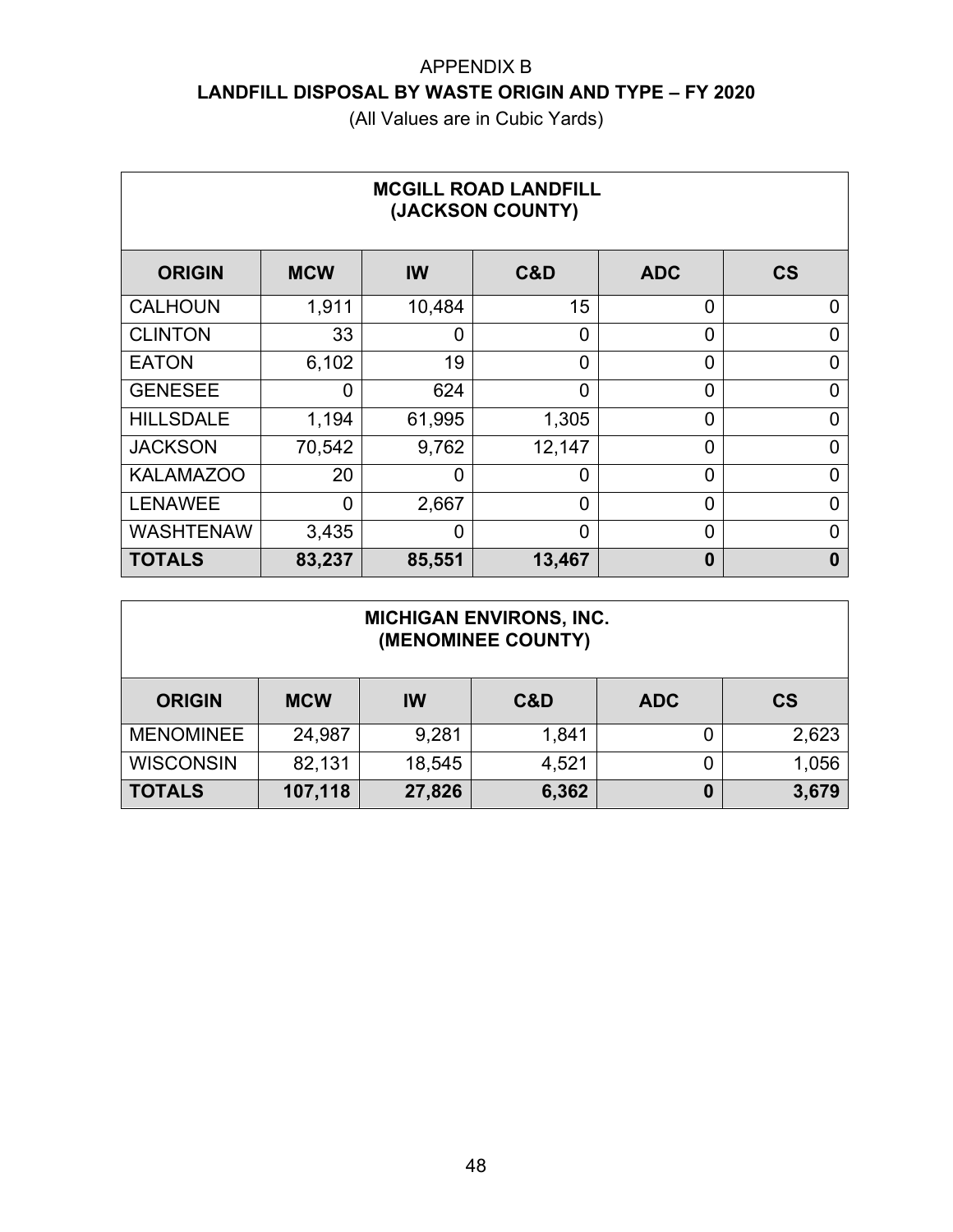# APPENDIX B

## LANDFILL DISPOSAL BY WASTE ORIGIN AND TYPE – FY 2020

(All Values are in Cubic Yards)

| **MCGILL ROAD LANDFILL (JACKSON COUNTY)** | | | | | |
|---|---|---|---|---|---|
| **ORIGIN** | **MCW** | **IW** | **C&D** | **ADC** | **CS** |
| CALHOUN | 1,911 | 10,484 | 15 | 0 | 0 |
| CLINTON | 33 | 0 | 0 | 0 | 0 |
| EATON | 6,102 | 19 | 0 | 0 | 0 |
| GENESEE | 0 | 624 | 0 | 0 | 0 |
| HILLSDALE | 1,194 | 61,995 | 1,305 | 0 | 0 |
| JACKSON | 70,542 | 9,762 | 12,147 | 0 | 0 |
| KALAMAZOO | 20 | 0 | 0 | 0 | 0 |
| LENAWEE | 0 | 2,667 | 0 | 0 | 0 |
| WASHTENAW | 3,435 | 0 | 0 | 0 | 0 |
| **TOTALS** | **83,237** | **85,551** | **13,467** | **0** | **0** |

| **MICHIGAN ENVIRONS, INC. (MENOMINEE COUNTY)** | | | | | |
|---|---|---|---|---|---|
| **ORIGIN** | **MCW** | **IW** | **C&D** | **ADC** | **CS** |
| MENOMINEE | 24,987 | 9,281 | 1,841 | 0 | 2,623 |
| WISCONSIN | 82,131 | 18,545 | 4,521 | 0 | 1,056 |
| **TOTALS** | **107,118** | **27,826** | **6,362** | **0** | **3,679** |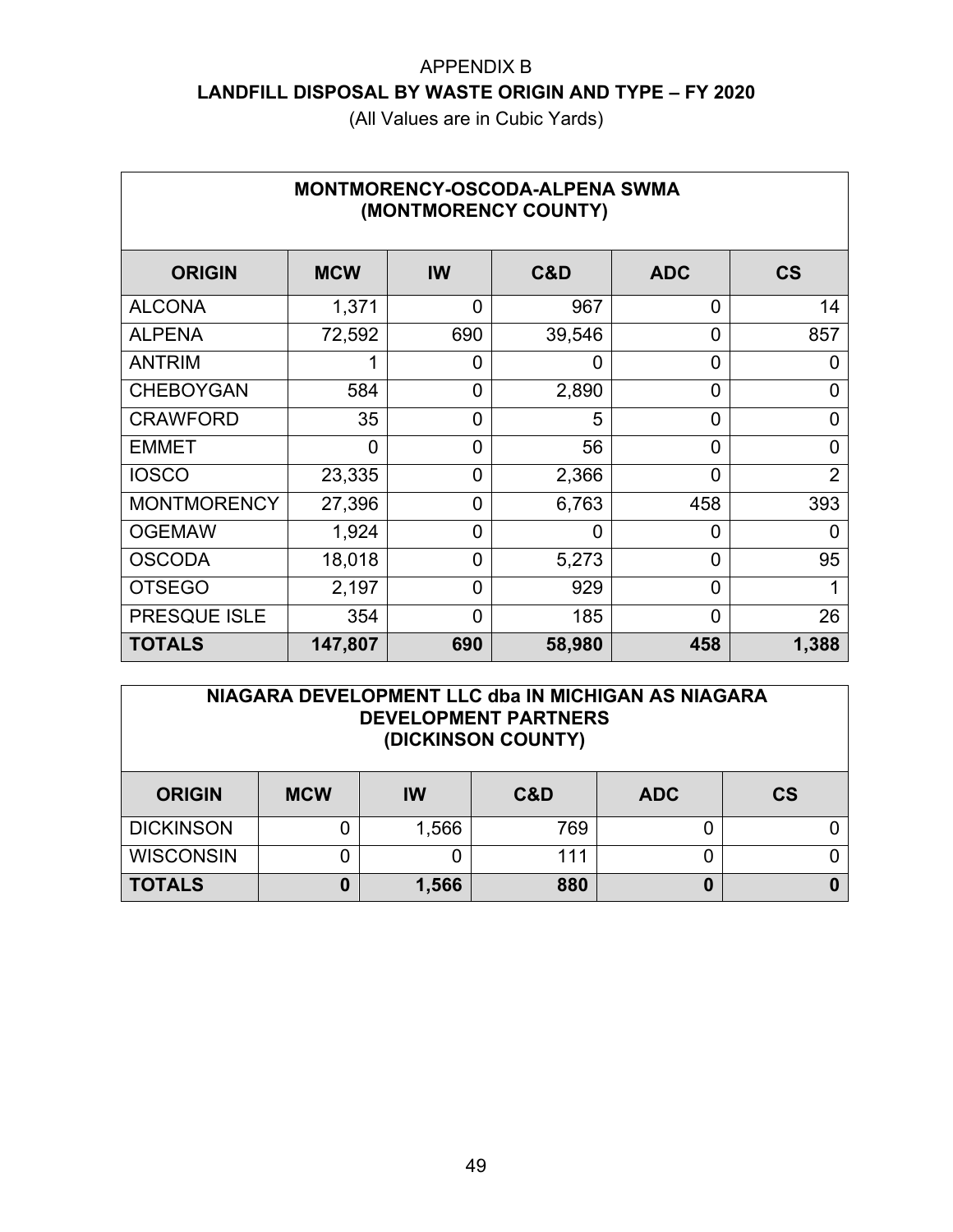# APPENDIX B
## LANDFILL DISPOSAL BY WASTE ORIGIN AND TYPE – FY 2020

(All Values are in Cubic Yards)

| MONTMORENCY-OSCODA-ALPENA SWMA (MONTMORENCY COUNTY) | | | | | |
|---|---|---|---|---|---|
| **ORIGIN** | **MCW** | **IW** | **C&D** | **ADC** | **CS** |
| ALCONA | 1,371 | 0 | 967 | 0 | 14 |
| ALPENA | 72,592 | 690 | 39,546 | 0 | 857 |
| ANTRIM | 1 | 0 | 0 | 0 | 0 |
| CHEBOYGAN | 584 | 0 | 2,890 | 0 | 0 |
| CRAWFORD | 35 | 0 | 5 | 0 | 0 |
| EMMET | 0 | 0 | 56 | 0 | 0 |
| IOSCO | 23,335 | 0 | 2,366 | 0 | 2 |
| MONTMORENCY | 27,396 | 0 | 6,763 | 458 | 393 |
| OGEMAW | 1,924 | 0 | 0 | 0 | 0 |
| OSCODA | 18,018 | 0 | 5,273 | 0 | 95 |
| OTSEGO | 2,197 | 0 | 929 | 0 | 1 |
| PRESQUE ISLE | 354 | 0 | 185 | 0 | 26 |
| **TOTALS** | **147,807** | **690** | **58,980** | **458** | **1,388** |

| NIAGARA DEVELOPMENT LLC dba IN MICHIGAN AS NIAGARA DEVELOPMENT PARTNERS (DICKINSON COUNTY) | | | | | |
|---|---|---|---|---|---|
| **ORIGIN** | **MCW** | **IW** | **C&D** | **ADC** | **CS** |
| DICKINSON | 0 | 1,566 | 769 | 0 | 0 |
| WISCONSIN | 0 | 0 | 111 | 0 | 0 |
| **TOTALS** | **0** | **1,566** | **880** | **0** | **0** |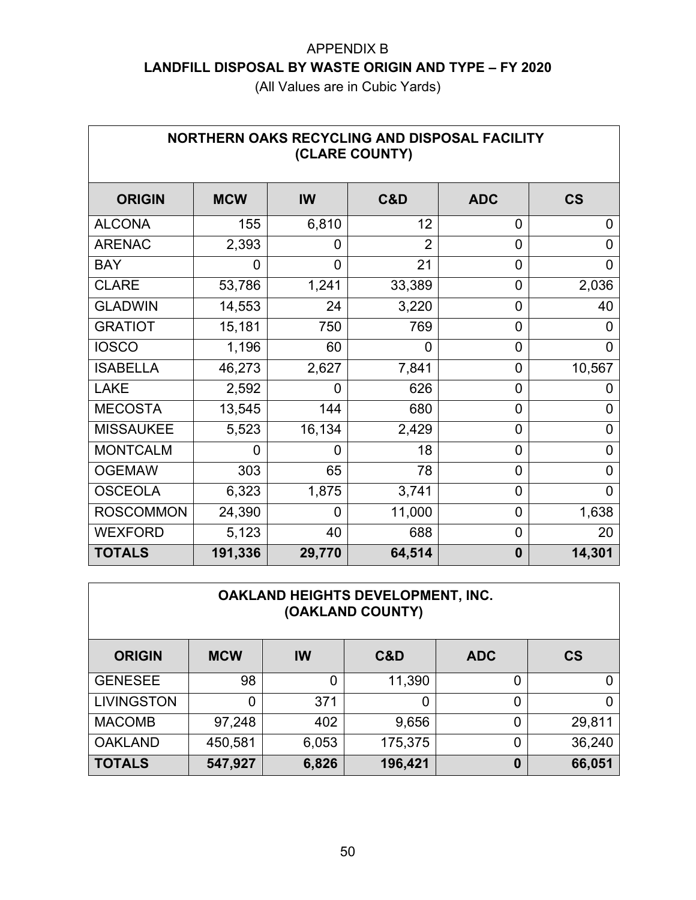# APPENDIX B

## LANDFILL DISPOSAL BY WASTE ORIGIN AND TYPE – FY 2020

(All Values are in Cubic Yards)

| NORTHERN OAKS RECYCLING AND DISPOSAL FACILITY (CLARE COUNTY) | | | | | |
|---|---|---|---|---|---|
| **ORIGIN** | **MCW** | **IW** | **C&D** | **ADC** | **CS** |
| ALCONA | 155 | 6,810 | 12 | 0 | 0 |
| ARENAC | 2,393 | 0 | 2 | 0 | 0 |
| BAY | 0 | 0 | 21 | 0 | 0 |
| CLARE | 53,786 | 1,241 | 33,389 | 0 | 2,036 |
| GLADWIN | 14,553 | 24 | 3,220 | 0 | 40 |
| GRATIOT | 15,181 | 750 | 769 | 0 | 0 |
| IOSCO | 1,196 | 60 | 0 | 0 | 0 |
| ISABELLA | 46,273 | 2,627 | 7,841 | 0 | 10,567 |
| LAKE | 2,592 | 0 | 626 | 0 | 0 |
| MECOSTA | 13,545 | 144 | 680 | 0 | 0 |
| MISSAUKEE | 5,523 | 16,134 | 2,429 | 0 | 0 |
| MONTCALM | 0 | 0 | 18 | 0 | 0 |
| OGEMAW | 303 | 65 | 78 | 0 | 0 |
| OSCEOLA | 6,323 | 1,875 | 3,741 | 0 | 0 |
| ROSCOMMON | 24,390 | 0 | 11,000 | 0 | 1,638 |
| WEXFORD | 5,123 | 40 | 688 | 0 | 20 |
| **TOTALS** | **191,336** | **29,770** | **64,514** | **0** | **14,301** |

| OAKLAND HEIGHTS DEVELOPMENT, INC. (OAKLAND COUNTY) | | | | | |
|---|---|---|---|---|---|
| **ORIGIN** | **MCW** | **IW** | **C&D** | **ADC** | **CS** |
| GENESEE | 98 | 0 | 11,390 | 0 | 0 |
| LIVINGSTON | 0 | 371 | 0 | 0 | 0 |
| MACOMB | 97,248 | 402 | 9,656 | 0 | 29,811 |
| OAKLAND | 450,581 | 6,053 | 175,375 | 0 | 36,240 |
| **TOTALS** | **547,927** | **6,826** | **196,421** | **0** | **66,051** |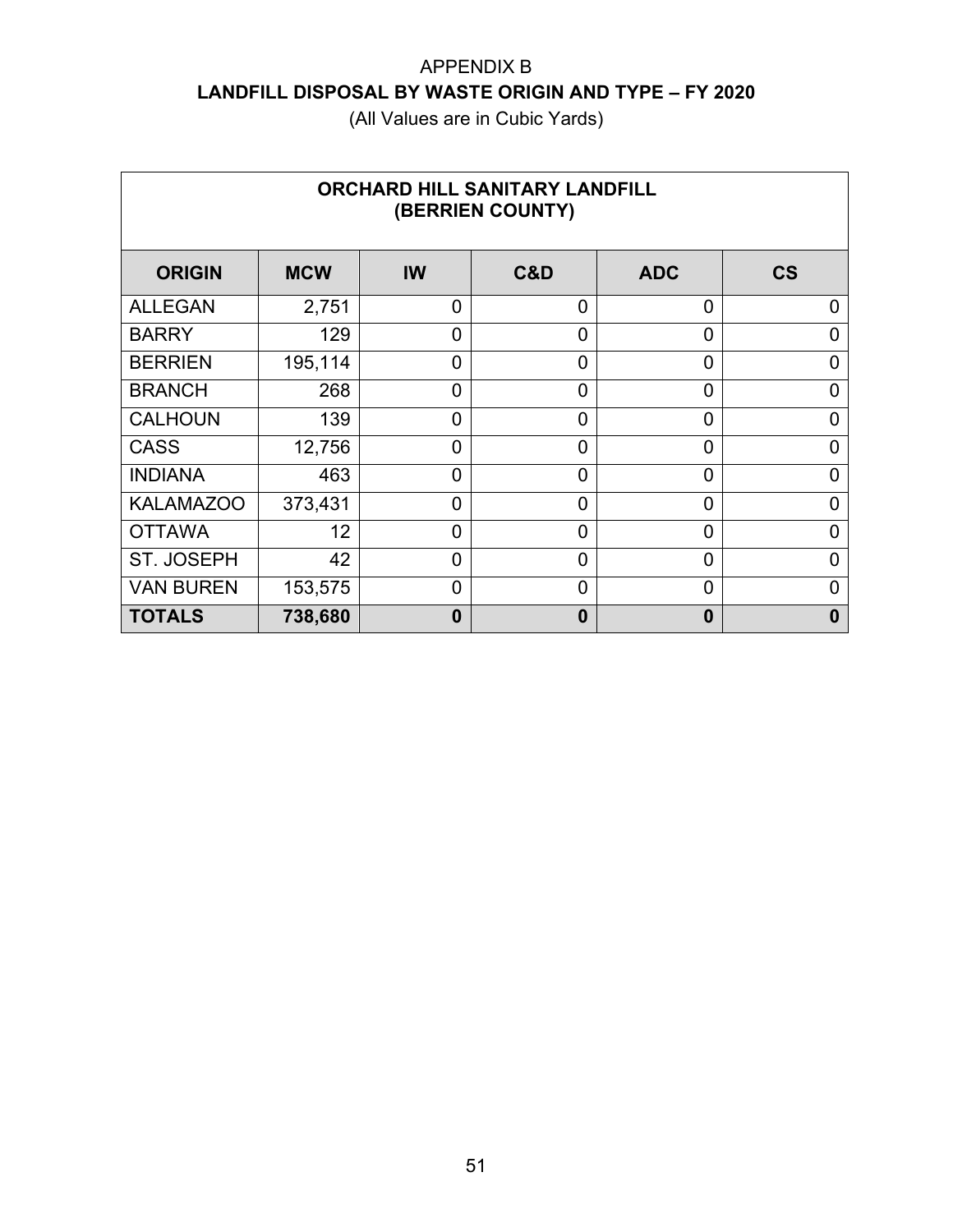APPENDIX B

**LANDFILL DISPOSAL BY WASTE ORIGIN AND TYPE – FY 2020**

(All Values are in Cubic Yards)

| ORCHARD HILL SANITARY LANDFILL (BERRIEN COUNTY) | | | | | |
|---|---|---|---|---|---|
| **ORIGIN** | **MCW** | **IW** | **C&D** | **ADC** | **CS** |
| ALLEGAN | 2,751 | 0 | 0 | 0 | 0 |
| BARRY | 129 | 0 | 0 | 0 | 0 |
| BERRIEN | 195,114 | 0 | 0 | 0 | 0 |
| BRANCH | 268 | 0 | 0 | 0 | 0 |
| CALHOUN | 139 | 0 | 0 | 0 | 0 |
| CASS | 12,756 | 0 | 0 | 0 | 0 |
| INDIANA | 463 | 0 | 0 | 0 | 0 |
| KALAMAZOO | 373,431 | 0 | 0 | 0 | 0 |
| OTTAWA | 12 | 0 | 0 | 0 | 0 |
| ST. JOSEPH | 42 | 0 | 0 | 0 | 0 |
| VAN BUREN | 153,575 | 0 | 0 | 0 | 0 |
| **TOTALS** | **738,680** | **0** | **0** | **0** | **0** |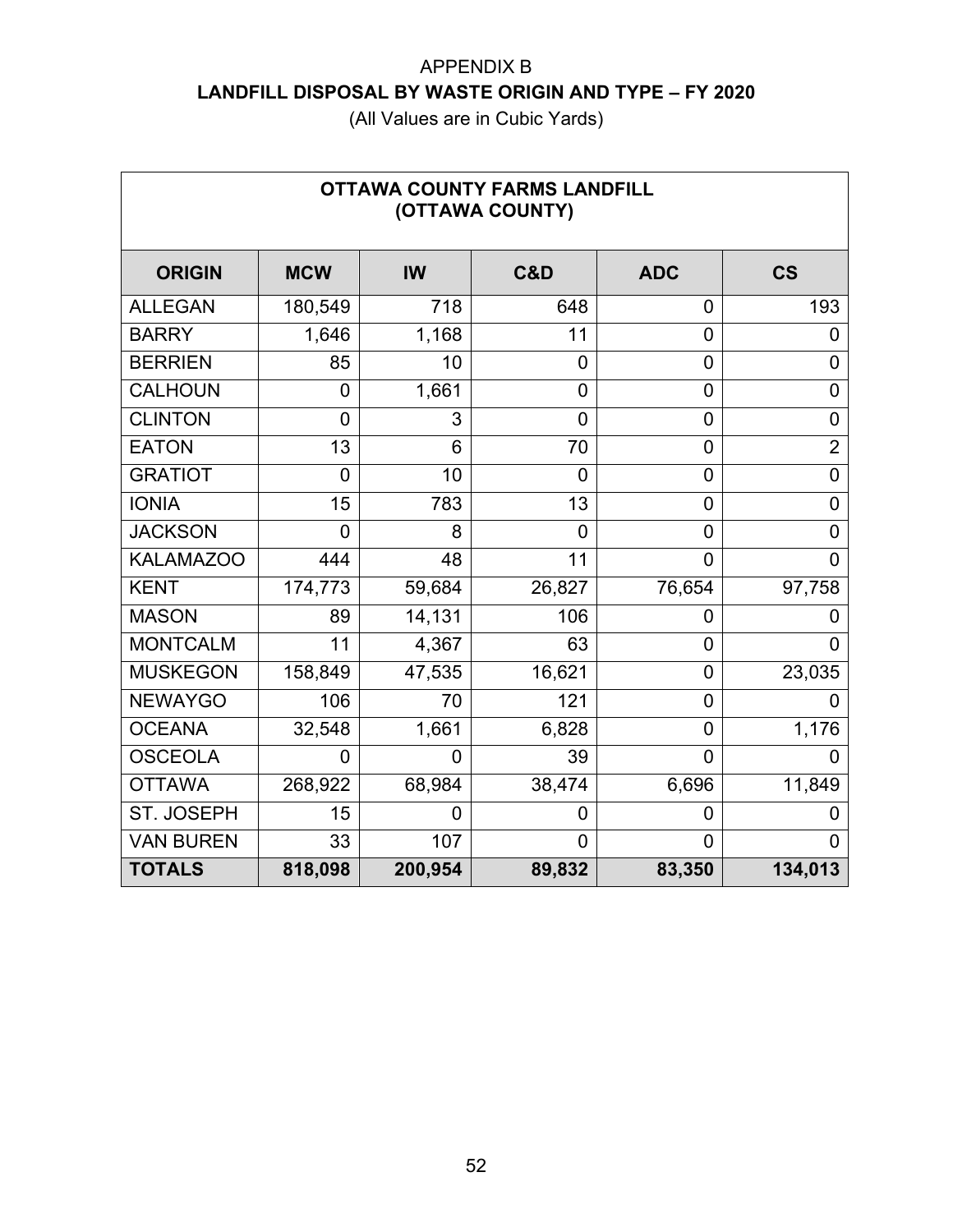APPENDIX B

**LANDFILL DISPOSAL BY WASTE ORIGIN AND TYPE – FY 2020**

(All Values are in Cubic Yards)

| OTTAWA COUNTY FARMS LANDFILL (OTTAWA COUNTY) | | | | | |
|---|---|---|---|---|---|
| **ORIGIN** | **MCW** | **IW** | **C&D** | **ADC** | **CS** |
| ALLEGAN | 180,549 | 718 | 648 | 0 | 193 |
| BARRY | 1,646 | 1,168 | 11 | 0 | 0 |
| BERRIEN | 85 | 10 | 0 | 0 | 0 |
| CALHOUN | 0 | 1,661 | 0 | 0 | 0 |
| CLINTON | 0 | 3 | 0 | 0 | 0 |
| EATON | 13 | 6 | 70 | 0 | 2 |
| GRATIOT | 0 | 10 | 0 | 0 | 0 |
| IONIA | 15 | 783 | 13 | 0 | 0 |
| JACKSON | 0 | 8 | 0 | 0 | 0 |
| KALAMAZOO | 444 | 48 | 11 | 0 | 0 |
| KENT | 174,773 | 59,684 | 26,827 | 76,654 | 97,758 |
| MASON | 89 | 14,131 | 106 | 0 | 0 |
| MONTCALM | 11 | 4,367 | 63 | 0 | 0 |
| MUSKEGON | 158,849 | 47,535 | 16,621 | 0 | 23,035 |
| NEWAYGO | 106 | 70 | 121 | 0 | 0 |
| OCEANA | 32,548 | 1,661 | 6,828 | 0 | 1,176 |
| OSCEOLA | 0 | 0 | 39 | 0 | 0 |
| OTTAWA | 268,922 | 68,984 | 38,474 | 6,696 | 11,849 |
| ST. JOSEPH | 15 | 0 | 0 | 0 | 0 |
| VAN BUREN | 33 | 107 | 0 | 0 | 0 |
| **TOTALS** | **818,098** | **200,954** | **89,832** | **83,350** | **134,013** |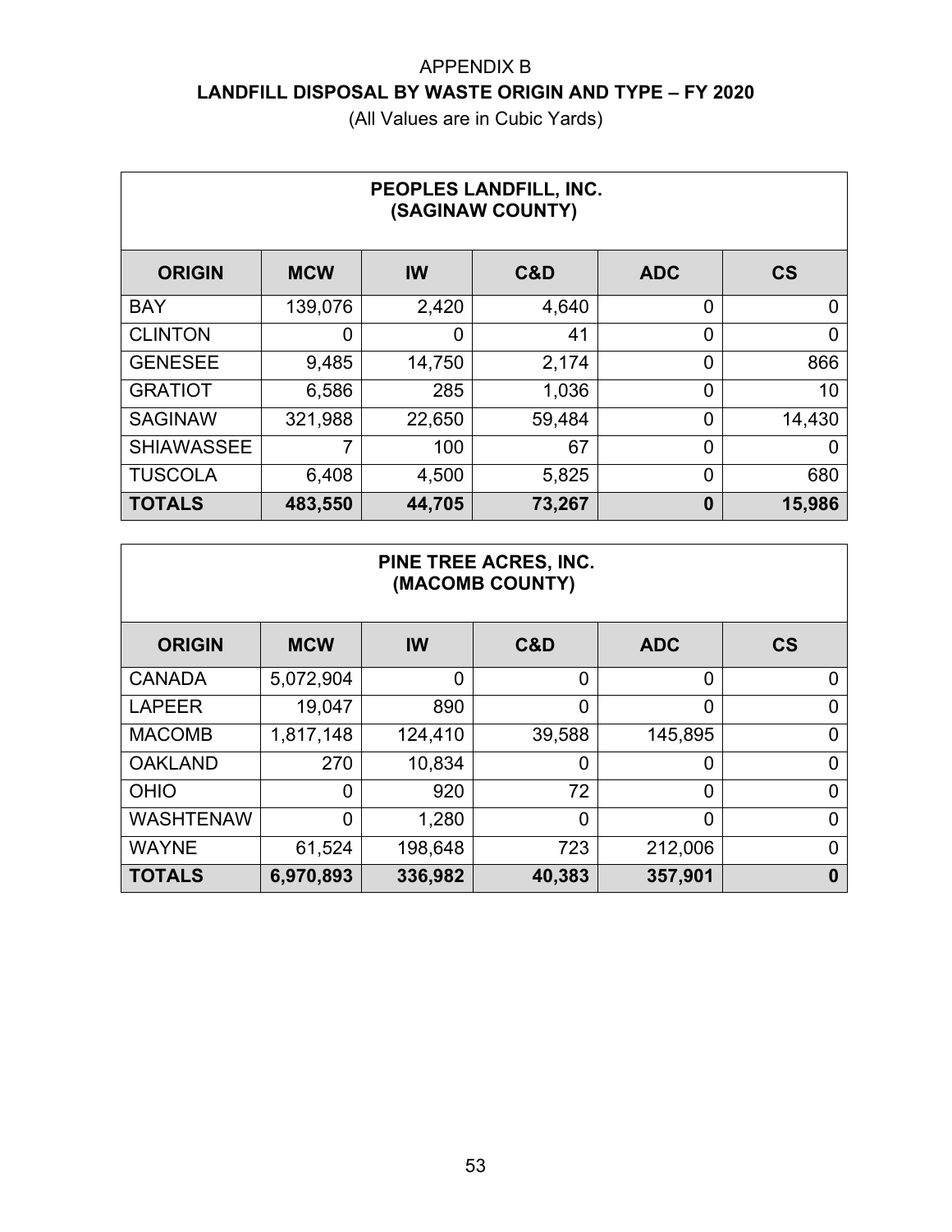APPENDIX B

## LANDFILL DISPOSAL BY WASTE ORIGIN AND TYPE – FY 2020

(All Values are in Cubic Yards)

| PEOPLES LANDFILL, INC. (SAGINAW COUNTY) | | | | | |
|---|---|---|---|---|---|
| **ORIGIN** | **MCW** | **IW** | **C&D** | **ADC** | **CS** |
| BAY | 139,076 | 2,420 | 4,640 | 0 | 0 |
| CLINTON | 0 | 0 | 41 | 0 | 0 |
| GENESEE | 9,485 | 14,750 | 2,174 | 0 | 866 |
| GRATIOT | 6,586 | 285 | 1,036 | 0 | 10 |
| SAGINAW | 321,988 | 22,650 | 59,484 | 0 | 14,430 |
| SHIAWASSEE | 7 | 100 | 67 | 0 | 0 |
| TUSCOLA | 6,408 | 4,500 | 5,825 | 0 | 680 |
| **TOTALS** | **483,550** | **44,705** | **73,267** | **0** | **15,986** |

| PINE TREE ACRES, INC. (MACOMB COUNTY) | | | | | |
|---|---|---|---|---|---|
| **ORIGIN** | **MCW** | **IW** | **C&D** | **ADC** | **CS** |
| CANADA | 5,072,904 | 0 | 0 | 0 | 0 |
| LAPEER | 19,047 | 890 | 0 | 0 | 0 |
| MACOMB | 1,817,148 | 124,410 | 39,588 | 145,895 | 0 |
| OAKLAND | 270 | 10,834 | 0 | 0 | 0 |
| OHIO | 0 | 920 | 72 | 0 | 0 |
| WASHTENAW | 0 | 1,280 | 0 | 0 | 0 |
| WAYNE | 61,524 | 198,648 | 723 | 212,006 | 0 |
| **TOTALS** | **6,970,893** | **336,982** | **40,383** | **357,901** | **0** |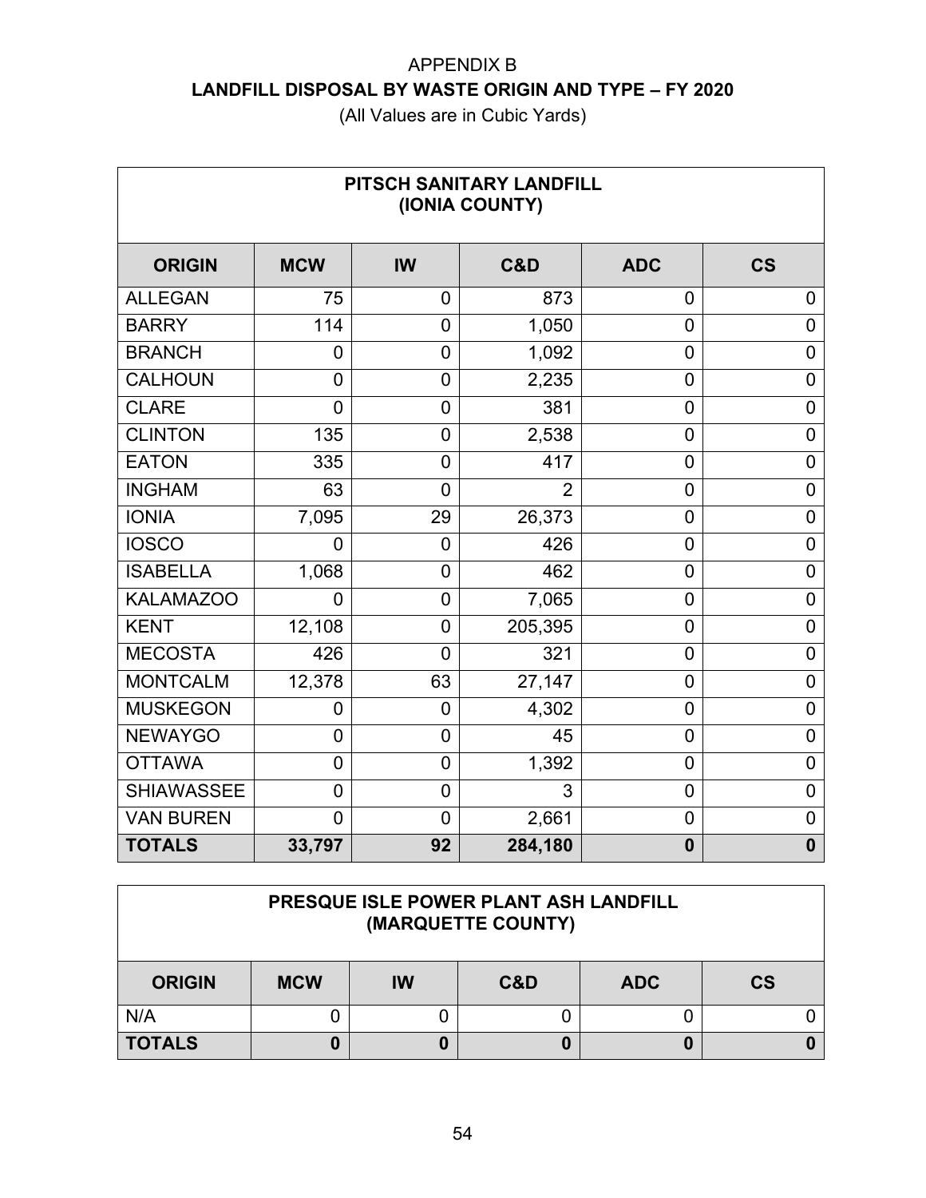# APPENDIX B
## LANDFILL DISPOSAL BY WASTE ORIGIN AND TYPE – FY 2020

(All Values are in Cubic Yards)

| PITSCH SANITARY LANDFILL (IONIA COUNTY) | | | | | |
|---|---|---|---|---|---|
| **ORIGIN** | **MCW** | **IW** | **C&D** | **ADC** | **CS** |
| ALLEGAN | 75 | 0 | 873 | 0 | 0 |
| BARRY | 114 | 0 | 1,050 | 0 | 0 |
| BRANCH | 0 | 0 | 1,092 | 0 | 0 |
| CALHOUN | 0 | 0 | 2,235 | 0 | 0 |
| CLARE | 0 | 0 | 381 | 0 | 0 |
| CLINTON | 135 | 0 | 2,538 | 0 | 0 |
| EATON | 335 | 0 | 417 | 0 | 0 |
| INGHAM | 63 | 0 | 2 | 0 | 0 |
| IONIA | 7,095 | 29 | 26,373 | 0 | 0 |
| IOSCO | 0 | 0 | 426 | 0 | 0 |
| ISABELLA | 1,068 | 0 | 462 | 0 | 0 |
| KALAMAZOO | 0 | 0 | 7,065 | 0 | 0 |
| KENT | 12,108 | 0 | 205,395 | 0 | 0 |
| MECOSTA | 426 | 0 | 321 | 0 | 0 |
| MONTCALM | 12,378 | 63 | 27,147 | 0 | 0 |
| MUSKEGON | 0 | 0 | 4,302 | 0 | 0 |
| NEWAYGO | 0 | 0 | 45 | 0 | 0 |
| OTTAWA | 0 | 0 | 1,392 | 0 | 0 |
| SHIAWASSEE | 0 | 0 | 3 | 0 | 0 |
| VAN BUREN | 0 | 0 | 2,661 | 0 | 0 |
| **TOTALS** | **33,797** | **92** | **284,180** | **0** | **0** |

| PRESQUE ISLE POWER PLANT ASH LANDFILL (MARQUETTE COUNTY) | | | | | |
|---|---|---|---|---|---|
| **ORIGIN** | **MCW** | **IW** | **C&D** | **ADC** | **CS** |
| N/A | 0 | 0 | 0 | 0 | 0 |
| **TOTALS** | **0** | **0** | **0** | **0** | **0** |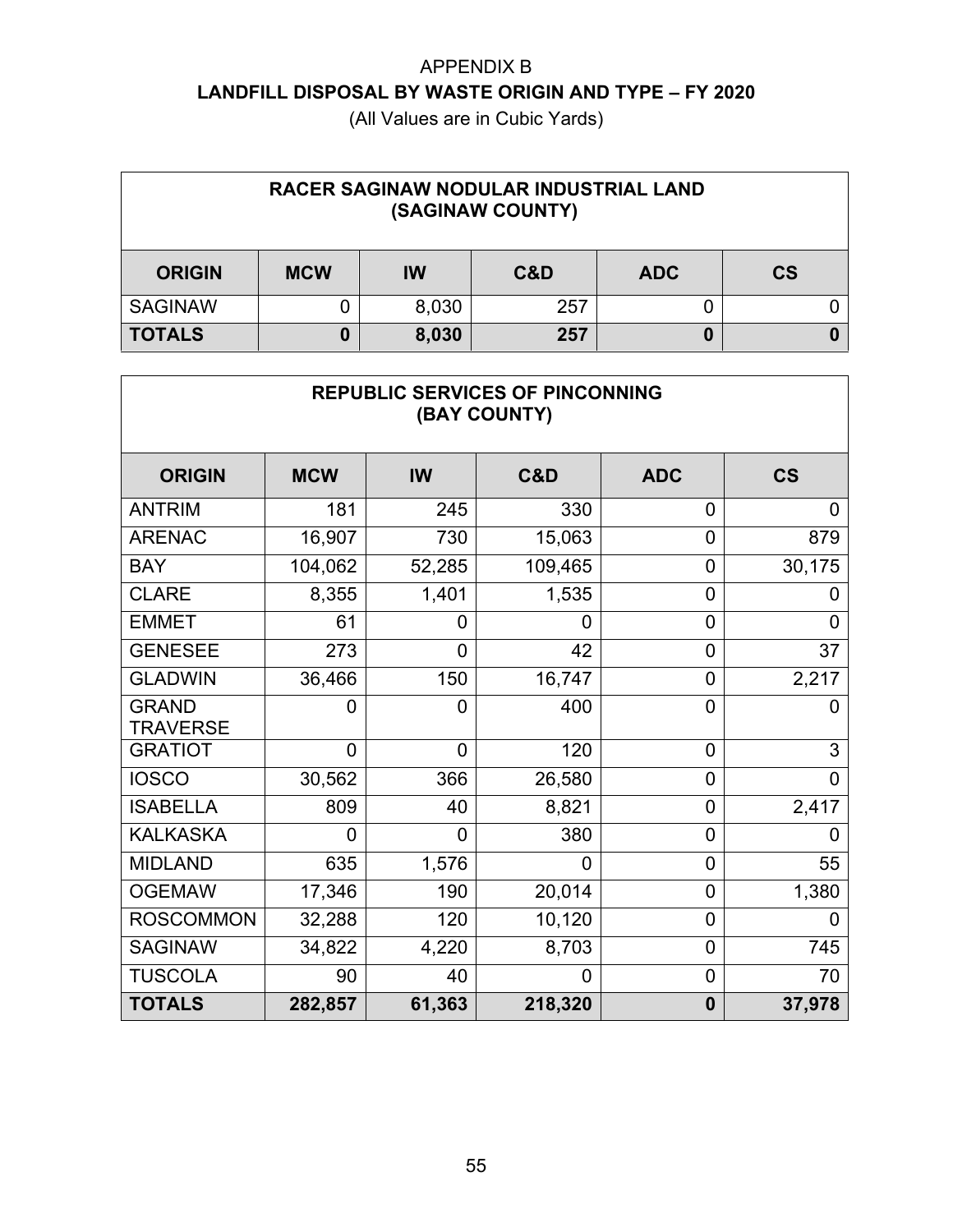APPENDIX B

**LANDFILL DISPOSAL BY WASTE ORIGIN AND TYPE – FY 2020**

(All Values are in Cubic Yards)

| RACER SAGINAW NODULAR INDUSTRIAL LAND (SAGINAW COUNTY) | | | | | |
|---|---|---|---|---|---|
| **ORIGIN** | **MCW** | **IW** | **C&D** | **ADC** | **CS** |
| SAGINAW | 0 | 8,030 | 257 | 0 | 0 |
| **TOTALS** | **0** | **8,030** | **257** | **0** | **0** |

| REPUBLIC SERVICES OF PINCONNING (BAY COUNTY) | | | | | |
|---|---|---|---|---|---|
| **ORIGIN** | **MCW** | **IW** | **C&D** | **ADC** | **CS** |
| ANTRIM | 181 | 245 | 330 | 0 | 0 |
| ARENAC | 16,907 | 730 | 15,063 | 0 | 879 |
| BAY | 104,062 | 52,285 | 109,465 | 0 | 30,175 |
| CLARE | 8,355 | 1,401 | 1,535 | 0 | 0 |
| EMMET | 61 | 0 | 0 | 0 | 0 |
| GENESEE | 273 | 0 | 42 | 0 | 37 |
| GLADWIN | 36,466 | 150 | 16,747 | 0 | 2,217 |
| GRAND TRAVERSE | 0 | 0 | 400 | 0 | 0 |
| GRATIOT | 0 | 0 | 120 | 0 | 3 |
| IOSCO | 30,562 | 366 | 26,580 | 0 | 0 |
| ISABELLA | 809 | 40 | 8,821 | 0 | 2,417 |
| KALKASKA | 0 | 0 | 380 | 0 | 0 |
| MIDLAND | 635 | 1,576 | 0 | 0 | 55 |
| OGEMAW | 17,346 | 190 | 20,014 | 0 | 1,380 |
| ROSCOMMON | 32,288 | 120 | 10,120 | 0 | 0 |
| SAGINAW | 34,822 | 4,220 | 8,703 | 0 | 745 |
| TUSCOLA | 90 | 40 | 0 | 0 | 70 |
| **TOTALS** | **282,857** | **61,363** | **218,320** | **0** | **37,978** |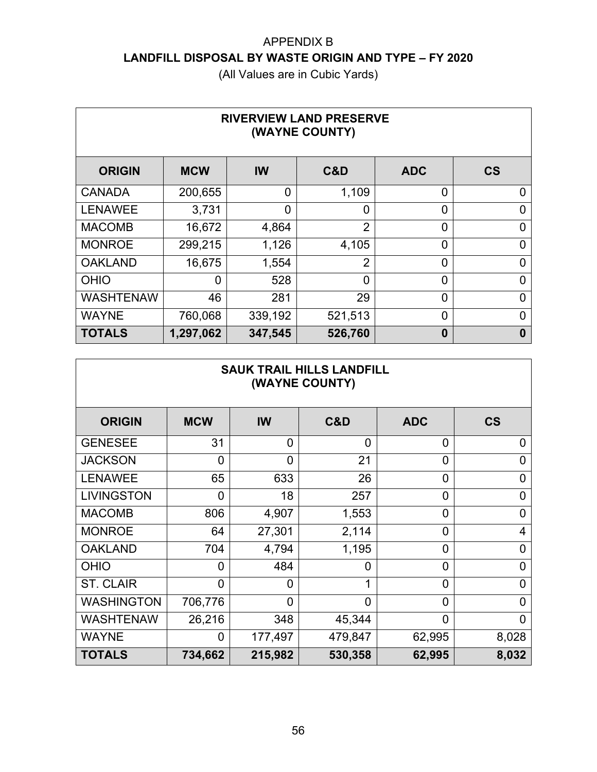# APPENDIX B

## LANDFILL DISPOSAL BY WASTE ORIGIN AND TYPE – FY 2020

(All Values are in Cubic Yards)

| RIVERVIEW LAND PRESERVE (WAYNE COUNTY) | | | | | |
|---|---|---|---|---|---|
| **ORIGIN** | **MCW** | **IW** | **C&D** | **ADC** | **CS** |
| CANADA | 200,655 | 0 | 1,109 | 0 | 0 |
| LENAWEE | 3,731 | 0 | 0 | 0 | 0 |
| MACOMB | 16,672 | 4,864 | 2 | 0 | 0 |
| MONROE | 299,215 | 1,126 | 4,105 | 0 | 0 |
| OAKLAND | 16,675 | 1,554 | 2 | 0 | 0 |
| OHIO | 0 | 528 | 0 | 0 | 0 |
| WASHTENAW | 46 | 281 | 29 | 0 | 0 |
| WAYNE | 760,068 | 339,192 | 521,513 | 0 | 0 |
| **TOTALS** | **1,297,062** | **347,545** | **526,760** | **0** | **0** |

| SAUK TRAIL HILLS LANDFILL (WAYNE COUNTY) | | | | | |
|---|---|---|---|---|---|
| **ORIGIN** | **MCW** | **IW** | **C&D** | **ADC** | **CS** |
| GENESEE | 31 | 0 | 0 | 0 | 0 |
| JACKSON | 0 | 0 | 21 | 0 | 0 |
| LENAWEE | 65 | 633 | 26 | 0 | 0 |
| LIVINGSTON | 0 | 18 | 257 | 0 | 0 |
| MACOMB | 806 | 4,907 | 1,553 | 0 | 0 |
| MONROE | 64 | 27,301 | 2,114 | 0 | 4 |
| OAKLAND | 704 | 4,794 | 1,195 | 0 | 0 |
| OHIO | 0 | 484 | 0 | 0 | 0 |
| ST. CLAIR | 0 | 0 | 1 | 0 | 0 |
| WASHINGTON | 706,776 | 0 | 0 | 0 | 0 |
| WASHTENAW | 26,216 | 348 | 45,344 | 0 | 0 |
| WAYNE | 0 | 177,497 | 479,847 | 62,995 | 8,028 |
| **TOTALS** | **734,662** | **215,982** | **530,358** | **62,995** | **8,032** |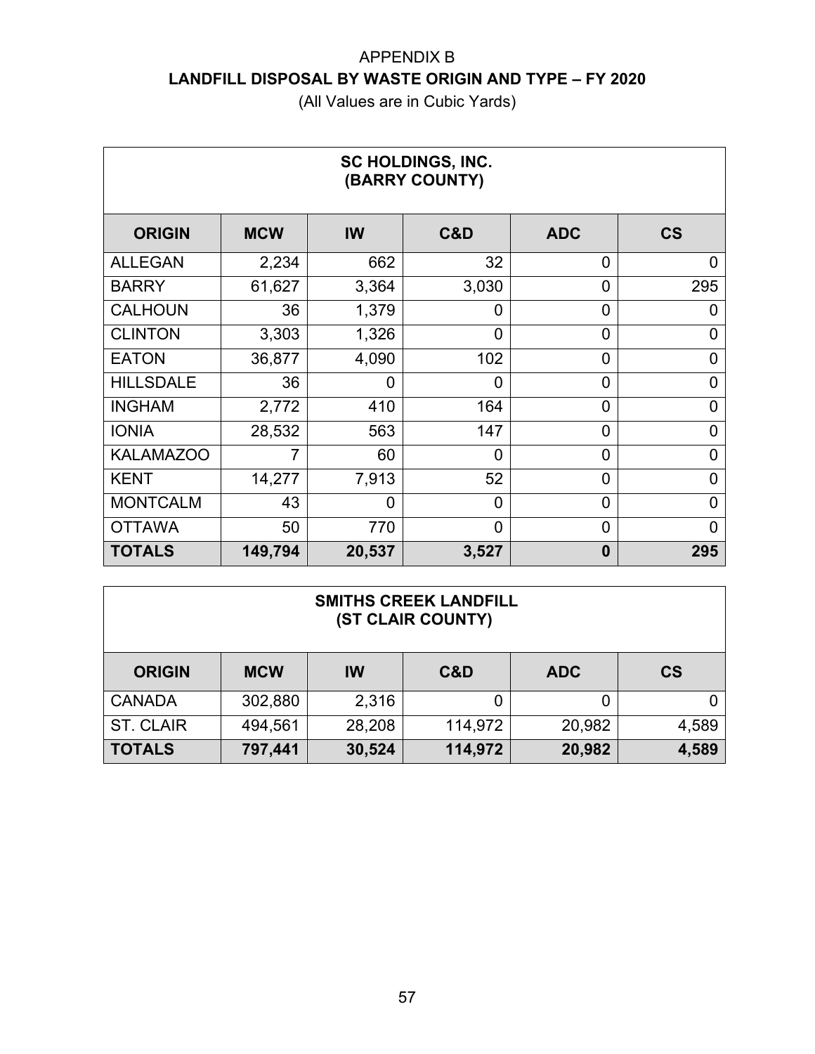# APPENDIX B

## LANDFILL DISPOSAL BY WASTE ORIGIN AND TYPE – FY 2020

(All Values are in Cubic Yards)

| SC HOLDINGS, INC. (BARRY COUNTY) | | | | | |
|---|---|---|---|---|---|
| **ORIGIN** | **MCW** | **IW** | **C&D** | **ADC** | **CS** |
| ALLEGAN | 2,234 | 662 | 32 | 0 | 0 |
| BARRY | 61,627 | 3,364 | 3,030 | 0 | 295 |
| CALHOUN | 36 | 1,379 | 0 | 0 | 0 |
| CLINTON | 3,303 | 1,326 | 0 | 0 | 0 |
| EATON | 36,877 | 4,090 | 102 | 0 | 0 |
| HILLSDALE | 36 | 0 | 0 | 0 | 0 |
| INGHAM | 2,772 | 410 | 164 | 0 | 0 |
| IONIA | 28,532 | 563 | 147 | 0 | 0 |
| KALAMAZOO | 7 | 60 | 0 | 0 | 0 |
| KENT | 14,277 | 7,913 | 52 | 0 | 0 |
| MONTCALM | 43 | 0 | 0 | 0 | 0 |
| OTTAWA | 50 | 770 | 0 | 0 | 0 |
| **TOTALS** | **149,794** | **20,537** | **3,527** | **0** | **295** |

| SMITHS CREEK LANDFILL (ST CLAIR COUNTY) | | | | | |
|---|---|---|---|---|---|
| **ORIGIN** | **MCW** | **IW** | **C&D** | **ADC** | **CS** |
| CANADA | 302,880 | 2,316 | 0 | 0 | 0 |
| ST. CLAIR | 494,561 | 28,208 | 114,972 | 20,982 | 4,589 |
| **TOTALS** | **797,441** | **30,524** | **114,972** | **20,982** | **4,589** |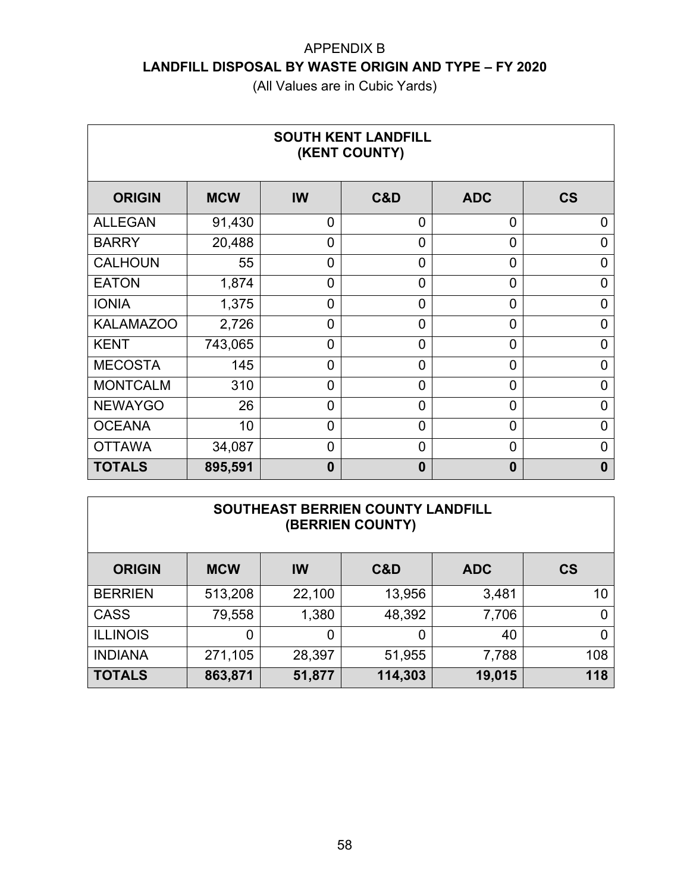# APPENDIX B
## LANDFILL DISPOSAL BY WASTE ORIGIN AND TYPE – FY 2020

(All Values are in Cubic Yards)

| SOUTH KENT LANDFILL (KENT COUNTY) | | | | | |
|---|---|---|---|---|---|
| **ORIGIN** | **MCW** | **IW** | **C&D** | **ADC** | **CS** |
| ALLEGAN | 91,430 | 0 | 0 | 0 | 0 |
| BARRY | 20,488 | 0 | 0 | 0 | 0 |
| CALHOUN | 55 | 0 | 0 | 0 | 0 |
| EATON | 1,874 | 0 | 0 | 0 | 0 |
| IONIA | 1,375 | 0 | 0 | 0 | 0 |
| KALAMAZOO | 2,726 | 0 | 0 | 0 | 0 |
| KENT | 743,065 | 0 | 0 | 0 | 0 |
| MECOSTA | 145 | 0 | 0 | 0 | 0 |
| MONTCALM | 310 | 0 | 0 | 0 | 0 |
| NEWAYGO | 26 | 0 | 0 | 0 | 0 |
| OCEANA | 10 | 0 | 0 | 0 | 0 |
| OTTAWA | 34,087 | 0 | 0 | 0 | 0 |
| **TOTALS** | **895,591** | **0** | **0** | **0** | **0** |

| SOUTHEAST BERRIEN COUNTY LANDFILL (BERRIEN COUNTY) | | | | | |
|---|---|---|---|---|---|
| **ORIGIN** | **MCW** | **IW** | **C&D** | **ADC** | **CS** |
| BERRIEN | 513,208 | 22,100 | 13,956 | 3,481 | 10 |
| CASS | 79,558 | 1,380 | 48,392 | 7,706 | 0 |
| ILLINOIS | 0 | 0 | 0 | 40 | 0 |
| INDIANA | 271,105 | 28,397 | 51,955 | 7,788 | 108 |
| **TOTALS** | **863,871** | **51,877** | **114,303** | **19,015** | **118** |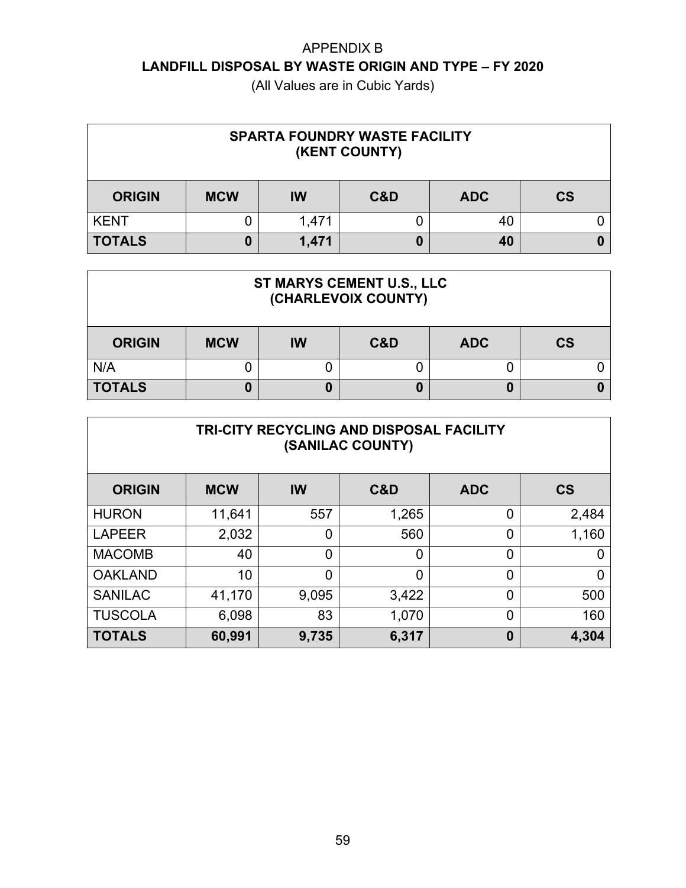# APPENDIX B
## LANDFILL DISPOSAL BY WASTE ORIGIN AND TYPE – FY 2020
(All Values are in Cubic Yards)

**SPARTA FOUNDRY WASTE FACILITY (KENT COUNTY)**

| ORIGIN | MCW | IW | C&D | ADC | CS |
|---|---|---|---|---|---|
| KENT | 0 | 1,471 | 0 | 40 | 0 |
| **TOTALS** | **0** | **1,471** | **0** | **40** | **0** |

**ST MARYS CEMENT U.S., LLC (CHARLEVOIX COUNTY)**

| ORIGIN | MCW | IW | C&D | ADC | CS |
|---|---|---|---|---|---|
| N/A | 0 | 0 | 0 | 0 | 0 |
| **TOTALS** | **0** | **0** | **0** | **0** | **0** |

**TRI-CITY RECYCLING AND DISPOSAL FACILITY (SANILAC COUNTY)**

| ORIGIN | MCW | IW | C&D | ADC | CS |
|---|---|---|---|---|---|
| HURON | 11,641 | 557 | 1,265 | 0 | 2,484 |
| LAPEER | 2,032 | 0 | 560 | 0 | 1,160 |
| MACOMB | 40 | 0 | 0 | 0 | 0 |
| OAKLAND | 10 | 0 | 0 | 0 | 0 |
| SANILAC | 41,170 | 9,095 | 3,422 | 0 | 500 |
| TUSCOLA | 6,098 | 83 | 1,070 | 0 | 160 |
| **TOTALS** | **60,991** | **9,735** | **6,317** | **0** | **4,304** |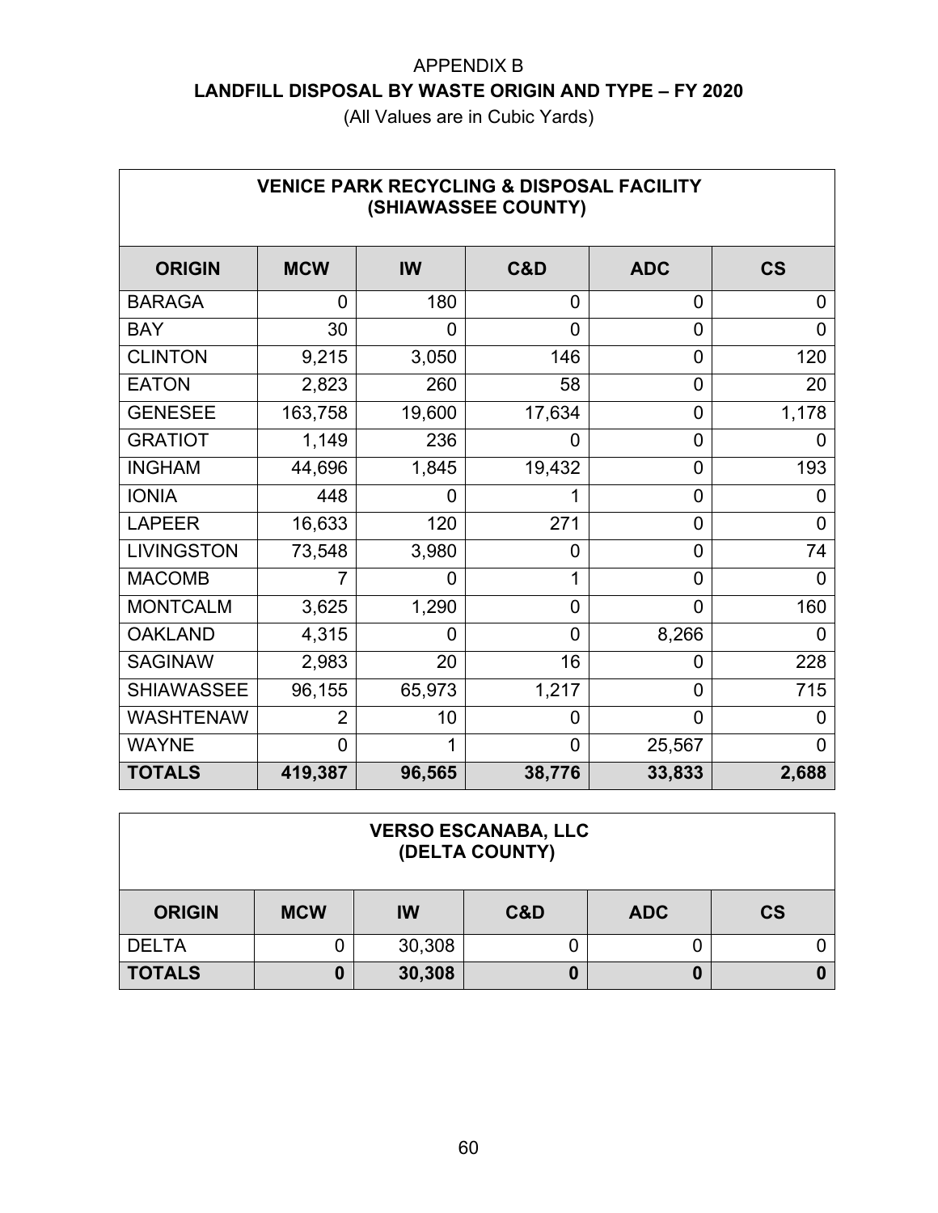# APPENDIX B

## LANDFILL DISPOSAL BY WASTE ORIGIN AND TYPE – FY 2020

(All Values are in Cubic Yards)

| VENICE PARK RECYCLING & DISPOSAL FACILITY (SHIAWASSEE COUNTY) | | | | | |
|---|---|---|---|---|---|
| **ORIGIN** | **MCW** | **IW** | **C&D** | **ADC** | **CS** |
| BARAGA | 0 | 180 | 0 | 0 | 0 |
| BAY | 30 | 0 | 0 | 0 | 0 |
| CLINTON | 9,215 | 3,050 | 146 | 0 | 120 |
| EATON | 2,823 | 260 | 58 | 0 | 20 |
| GENESEE | 163,758 | 19,600 | 17,634 | 0 | 1,178 |
| GRATIOT | 1,149 | 236 | 0 | 0 | 0 |
| INGHAM | 44,696 | 1,845 | 19,432 | 0 | 193 |
| IONIA | 448 | 0 | 1 | 0 | 0 |
| LAPEER | 16,633 | 120 | 271 | 0 | 0 |
| LIVINGSTON | 73,548 | 3,980 | 0 | 0 | 74 |
| MACOMB | 7 | 0 | 1 | 0 | 0 |
| MONTCALM | 3,625 | 1,290 | 0 | 0 | 160 |
| OAKLAND | 4,315 | 0 | 0 | 8,266 | 0 |
| SAGINAW | 2,983 | 20 | 16 | 0 | 228 |
| SHIAWASSEE | 96,155 | 65,973 | 1,217 | 0 | 715 |
| WASHTENAW | 2 | 10 | 0 | 0 | 0 |
| WAYNE | 0 | 1 | 0 | 25,567 | 0 |
| **TOTALS** | **419,387** | **96,565** | **38,776** | **33,833** | **2,688** |

| VERSO ESCANABA, LLC (DELTA COUNTY) | | | | | |
|---|---|---|---|---|---|
| **ORIGIN** | **MCW** | **IW** | **C&D** | **ADC** | **CS** |
| DELTA | 0 | 30,308 | 0 | 0 | 0 |
| **TOTALS** | **0** | **30,308** | **0** | **0** | **0** |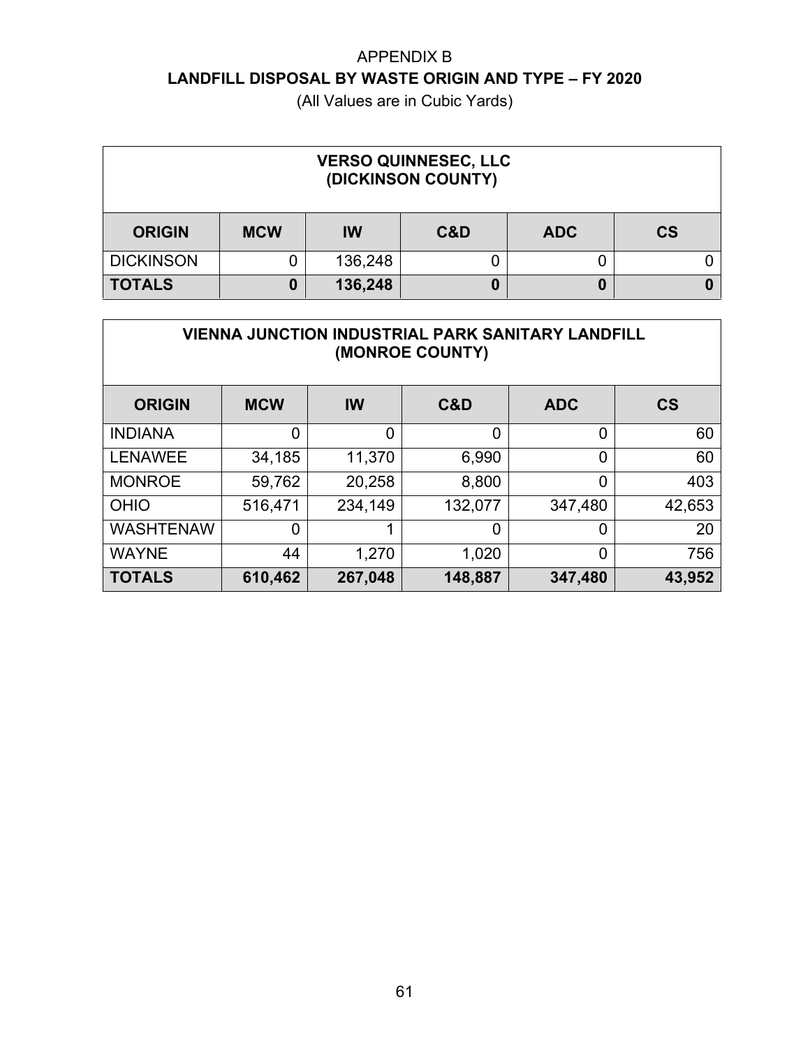APPENDIX B

**LANDFILL DISPOSAL BY WASTE ORIGIN AND TYPE – FY 2020**

(All Values are in Cubic Yards)

| **VERSO QUINNESEC, LLC (DICKINSON COUNTY)** | | | | | |
|---|---|---|---|---|---|
| **ORIGIN** | **MCW** | **IW** | **C&D** | **ADC** | **CS** |
| DICKINSON | 0 | 136,248 | 0 | 0 | 0 |
| **TOTALS** | **0** | **136,248** | **0** | **0** | **0** |

| **VIENNA JUNCTION INDUSTRIAL PARK SANITARY LANDFILL (MONROE COUNTY)** | | | | | |
|---|---|---|---|---|---|
| **ORIGIN** | **MCW** | **IW** | **C&D** | **ADC** | **CS** |
| INDIANA | 0 | 0 | 0 | 0 | 60 |
| LENAWEE | 34,185 | 11,370 | 6,990 | 0 | 60 |
| MONROE | 59,762 | 20,258 | 8,800 | 0 | 403 |
| OHIO | 516,471 | 234,149 | 132,077 | 347,480 | 42,653 |
| WASHTENAW | 0 | 1 | 0 | 0 | 20 |
| WAYNE | 44 | 1,270 | 1,020 | 0 | 756 |
| **TOTALS** | **610,462** | **267,048** | **148,887** | **347,480** | **43,952** |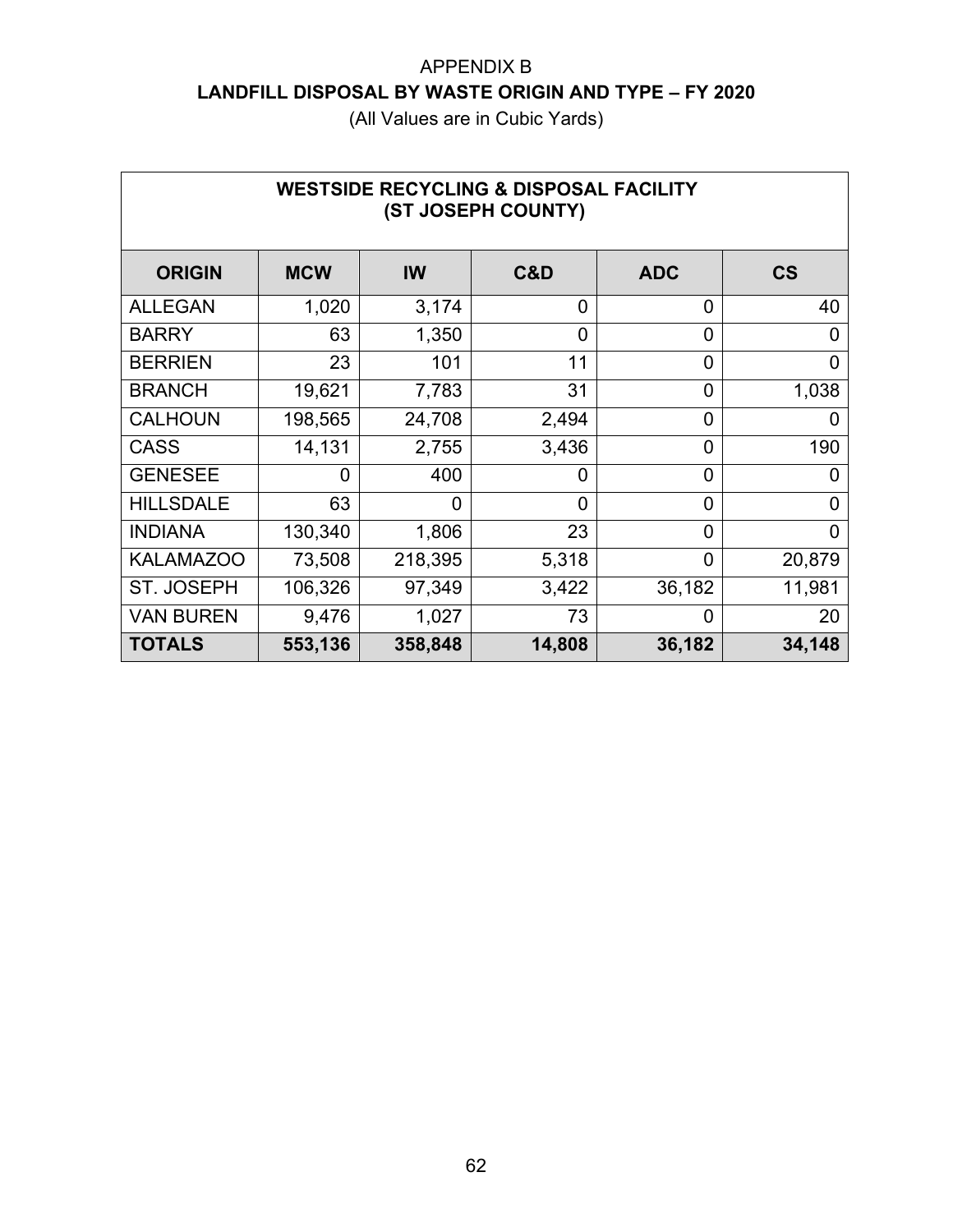# APPENDIX B

## LANDFILL DISPOSAL BY WASTE ORIGIN AND TYPE – FY 2020

(All Values are in Cubic Yards)

| WESTSIDE RECYCLING & DISPOSAL FACILITY (ST JOSEPH COUNTY) | | | | | |
|---|---|---|---|---|---|
| **ORIGIN** | **MCW** | **IW** | **C&D** | **ADC** | **CS** |
| ALLEGAN | 1,020 | 3,174 | 0 | 0 | 40 |
| BARRY | 63 | 1,350 | 0 | 0 | 0 |
| BERRIEN | 23 | 101 | 11 | 0 | 0 |
| BRANCH | 19,621 | 7,783 | 31 | 0 | 1,038 |
| CALHOUN | 198,565 | 24,708 | 2,494 | 0 | 0 |
| CASS | 14,131 | 2,755 | 3,436 | 0 | 190 |
| GENESEE | 0 | 400 | 0 | 0 | 0 |
| HILLSDALE | 63 | 0 | 0 | 0 | 0 |
| INDIANA | 130,340 | 1,806 | 23 | 0 | 0 |
| KALAMAZOO | 73,508 | 218,395 | 5,318 | 0 | 20,879 |
| ST. JOSEPH | 106,326 | 97,349 | 3,422 | 36,182 | 11,981 |
| VAN BUREN | 9,476 | 1,027 | 73 | 0 | 20 |
| **TOTALS** | **553,136** | **358,848** | **14,808** | **36,182** | **34,148** |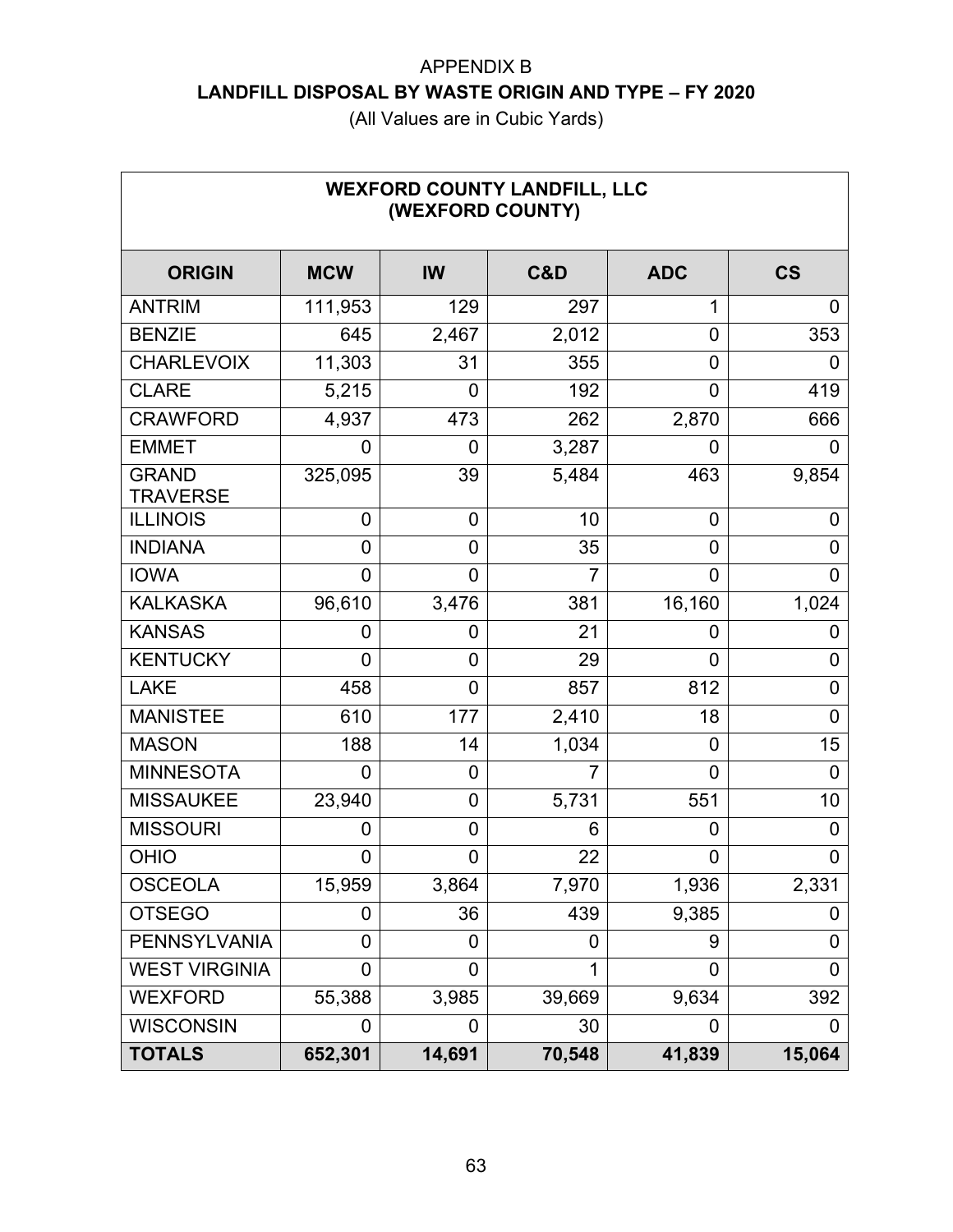# APPENDIX B

## LANDFILL DISPOSAL BY WASTE ORIGIN AND TYPE – FY 2020

(All Values are in Cubic Yards)

| WEXFORD COUNTY LANDFILL, LLC (WEXFORD COUNTY) | | | | | |
|---|---|---|---|---|---|
| **ORIGIN** | **MCW** | **IW** | **C&D** | **ADC** | **CS** |
| ANTRIM | 111,953 | 129 | 297 | 1 | 0 |
| BENZIE | 645 | 2,467 | 2,012 | 0 | 353 |
| CHARLEVOIX | 11,303 | 31 | 355 | 0 | 0 |
| CLARE | 5,215 | 0 | 192 | 0 | 419 |
| CRAWFORD | 4,937 | 473 | 262 | 2,870 | 666 |
| EMMET | 0 | 0 | 3,287 | 0 | 0 |
| GRAND TRAVERSE | 325,095 | 39 | 5,484 | 463 | 9,854 |
| ILLINOIS | 0 | 0 | 10 | 0 | 0 |
| INDIANA | 0 | 0 | 35 | 0 | 0 |
| IOWA | 0 | 0 | 7 | 0 | 0 |
| KALKASKA | 96,610 | 3,476 | 381 | 16,160 | 1,024 |
| KANSAS | 0 | 0 | 21 | 0 | 0 |
| KENTUCKY | 0 | 0 | 29 | 0 | 0 |
| LAKE | 458 | 0 | 857 | 812 | 0 |
| MANISTEE | 610 | 177 | 2,410 | 18 | 0 |
| MASON | 188 | 14 | 1,034 | 0 | 15 |
| MINNESOTA | 0 | 0 | 7 | 0 | 0 |
| MISSAUKEE | 23,940 | 0 | 5,731 | 551 | 10 |
| MISSOURI | 0 | 0 | 6 | 0 | 0 |
| OHIO | 0 | 0 | 22 | 0 | 0 |
| OSCEOLA | 15,959 | 3,864 | 7,970 | 1,936 | 2,331 |
| OTSEGO | 0 | 36 | 439 | 9,385 | 0 |
| PENNSYLVANIA | 0 | 0 | 0 | 9 | 0 |
| WEST VIRGINIA | 0 | 0 | 1 | 0 | 0 |
| WEXFORD | 55,388 | 3,985 | 39,669 | 9,634 | 392 |
| WISCONSIN | 0 | 0 | 30 | 0 | 0 |
| **TOTALS** | **652,301** | **14,691** | **70,548** | **41,839** | **15,064** |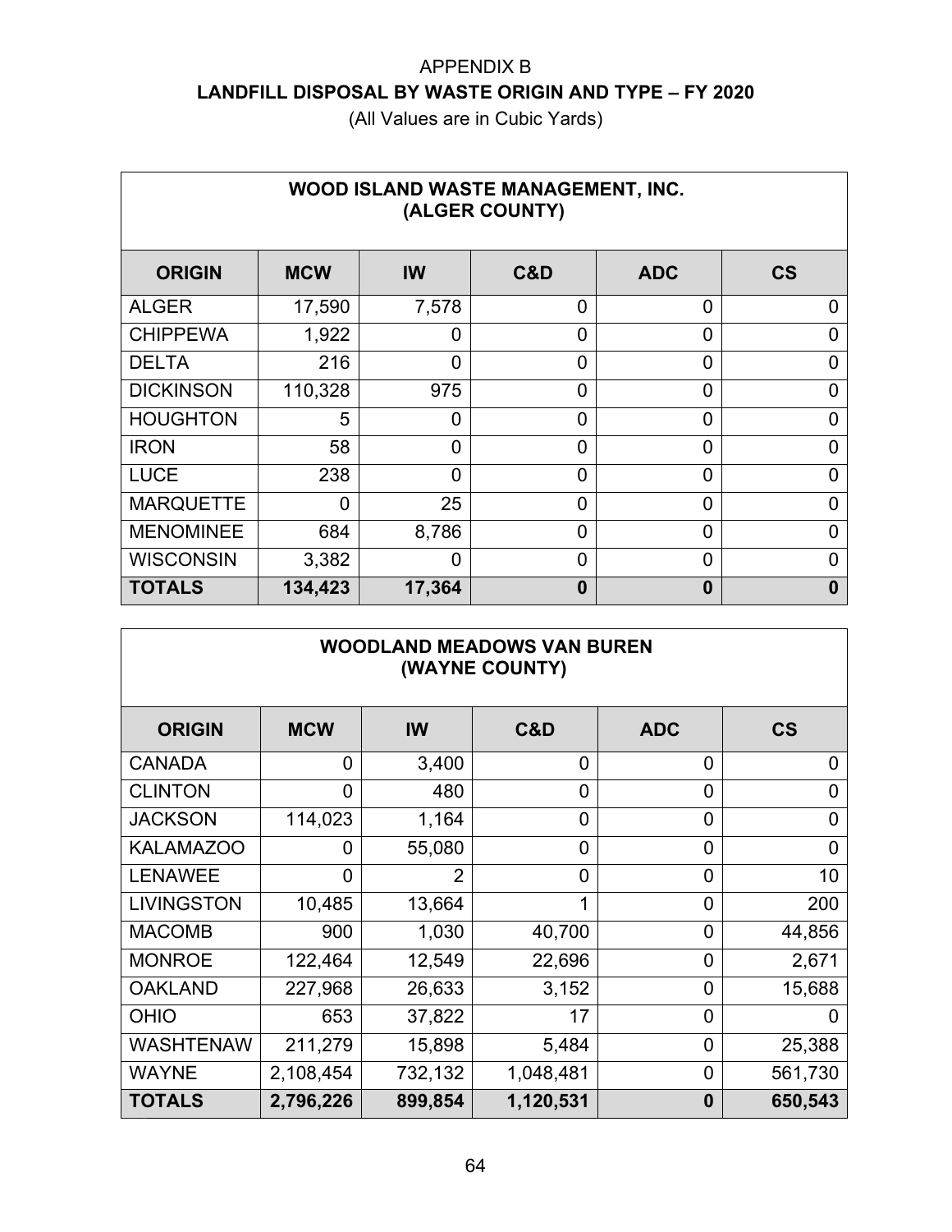# APPENDIX B

## LANDFILL DISPOSAL BY WASTE ORIGIN AND TYPE – FY 2020

(All Values are in Cubic Yards)

### WOOD ISLAND WASTE MANAGEMENT, INC. (ALGER COUNTY)

| ORIGIN | MCW | IW | C&D | ADC | CS |
|---|---|---|---|---|---|
| ALGER | 17,590 | 7,578 | 0 | 0 | 0 |
| CHIPPEWA | 1,922 | 0 | 0 | 0 | 0 |
| DELTA | 216 | 0 | 0 | 0 | 0 |
| DICKINSON | 110,328 | 975 | 0 | 0 | 0 |
| HOUGHTON | 5 | 0 | 0 | 0 | 0 |
| IRON | 58 | 0 | 0 | 0 | 0 |
| LUCE | 238 | 0 | 0 | 0 | 0 |
| MARQUETTE | 0 | 25 | 0 | 0 | 0 |
| MENOMINEE | 684 | 8,786 | 0 | 0 | 0 |
| WISCONSIN | 3,382 | 0 | 0 | 0 | 0 |
| **TOTALS** | **134,423** | **17,364** | **0** | **0** | **0** |

### WOODLAND MEADOWS VAN BUREN (WAYNE COUNTY)

| ORIGIN | MCW | IW | C&D | ADC | CS |
|---|---|---|---|---|---|
| CANADA | 0 | 3,400 | 0 | 0 | 0 |
| CLINTON | 0 | 480 | 0 | 0 | 0 |
| JACKSON | 114,023 | 1,164 | 0 | 0 | 0 |
| KALAMAZOO | 0 | 55,080 | 0 | 0 | 0 |
| LENAWEE | 0 | 2 | 0 | 0 | 10 |
| LIVINGSTON | 10,485 | 13,664 | 1 | 0 | 200 |
| MACOMB | 900 | 1,030 | 40,700 | 0 | 44,856 |
| MONROE | 122,464 | 12,549 | 22,696 | 0 | 2,671 |
| OAKLAND | 227,968 | 26,633 | 3,152 | 0 | 15,688 |
| OHIO | 653 | 37,822 | 17 | 0 | 0 |
| WASHTENAW | 211,279 | 15,898 | 5,484 | 0 | 25,388 |
| WAYNE | 2,108,454 | 732,132 | 1,048,481 | 0 | 561,730 |
| **TOTALS** | **2,796,226** | **899,854** | **1,120,531** | **0** | **650,543** |